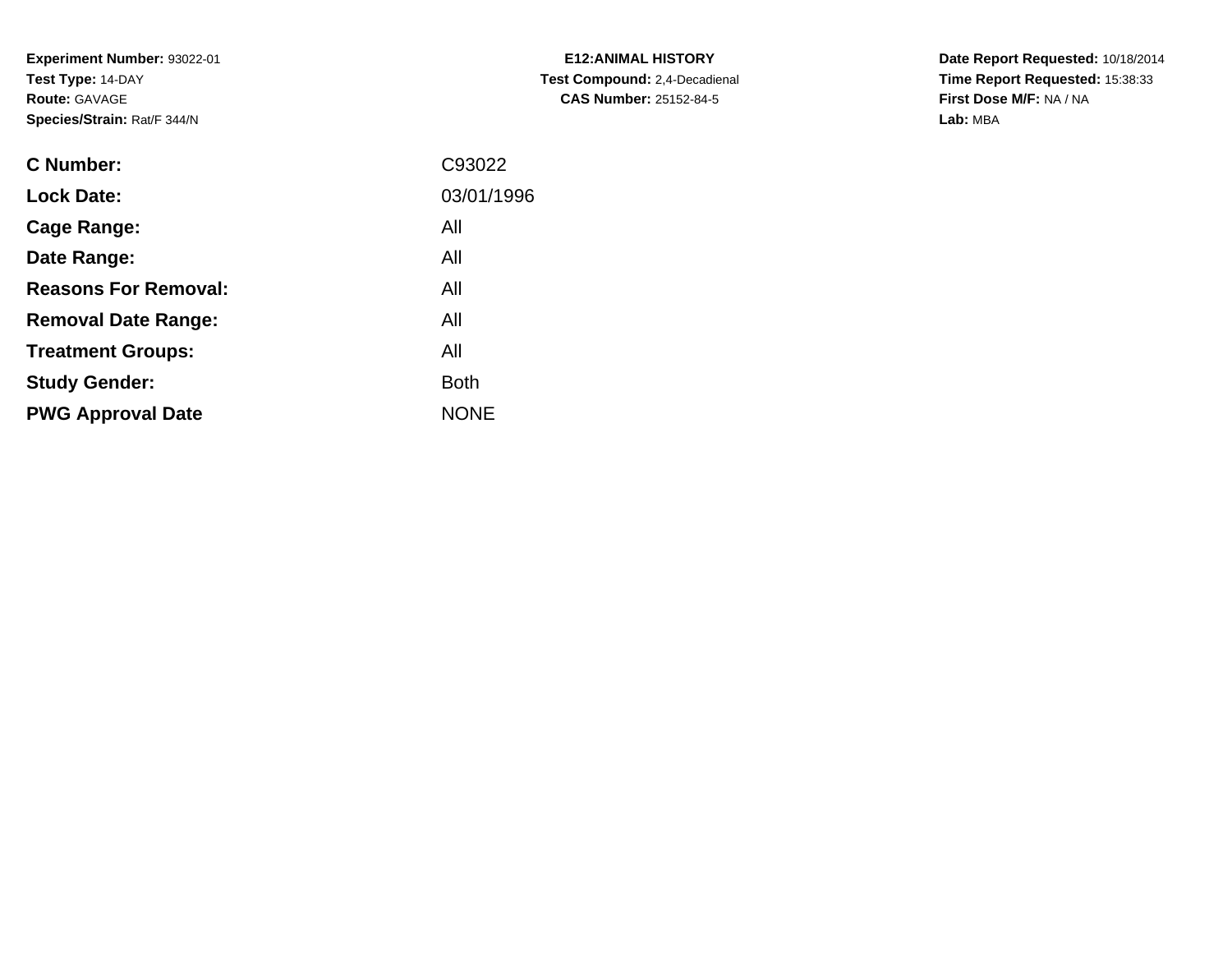**Experiment Number:** 93022-01
**Test Type:** 14-DAY
**Route:** GAVAGE
**Species/Strain:** Rat/F 344/N

**E12:ANIMAL HISTORY**
**Test Compound:** 2,4-Decadienal
**CAS Number:** 25152-84-5

**Date Report Requested:** 10/18/2014
**Time Report Requested:** 15:38:33
**First Dose M/F:** NA / NA
**Lab:** MBA

| | |
|---|---|
| **C Number:** | C93022 |
| **Lock Date:** | 03/01/1996 |
| **Cage Range:** | All |
| **Date Range:** | All |
| **Reasons For Removal:** | All |
| **Removal Date Range:** | All |
| **Treatment Groups:** | All |
| **Study Gender:** | Both |
| **PWG Approval Date** | NONE |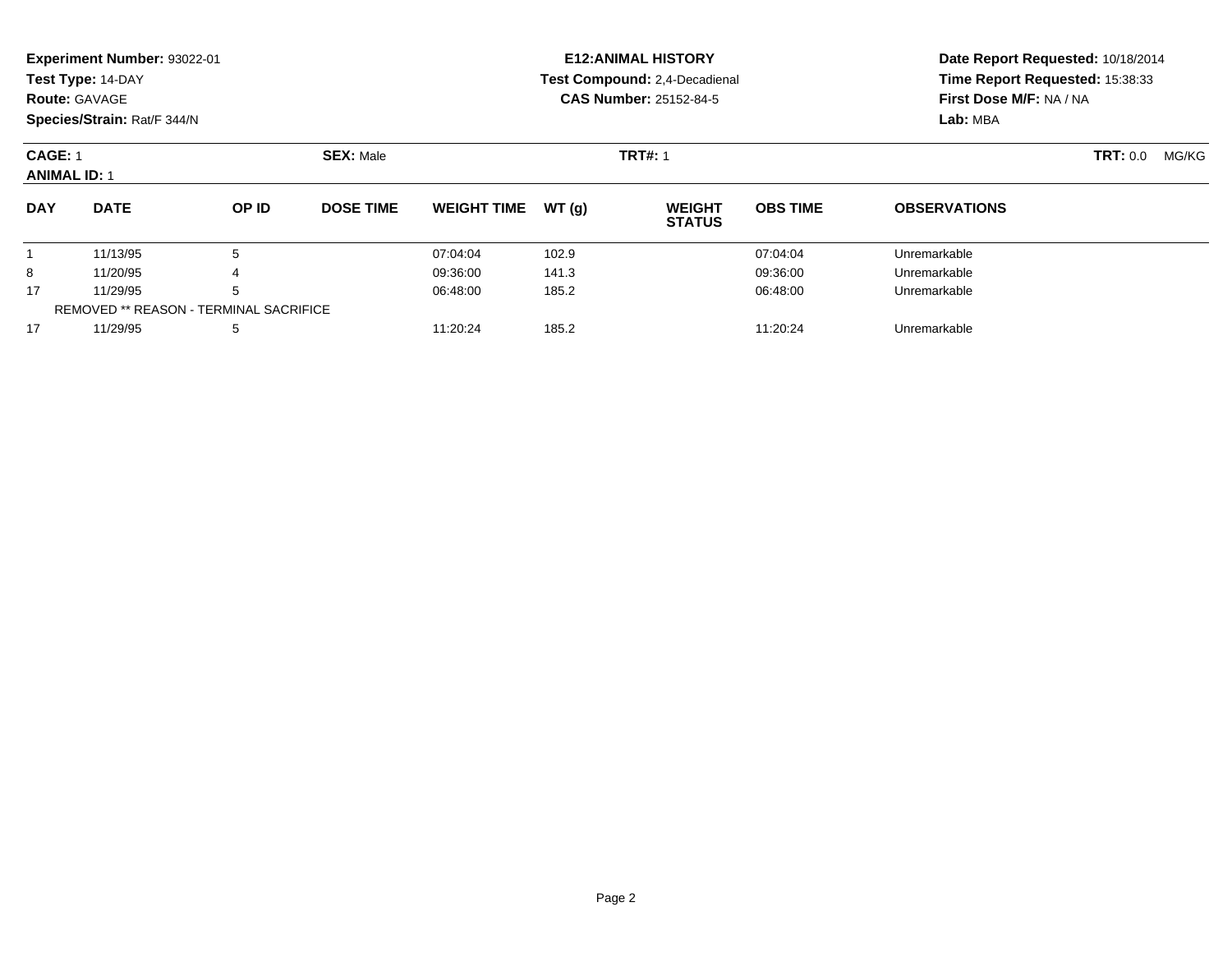**Experiment Number:** 93022-01
**Test Type:** 14-DAY
**Route:** GAVAGE
**Species/Strain:** Rat/F 344/N

**E12:ANIMAL HISTORY**
**Test Compound:** 2,4-Decadienal
**CAS Number:** 25152-84-5

**Date Report Requested:** 10/18/2014
**Time Report Requested:** 15:38:33
**First Dose M/F:** NA / NA
**Lab:** MBA

**CAGE:** 1 **SEX:** Male **TRT#:** 1 **TRT:** 0.0 MG/KG
**ANIMAL ID:** 1

| DAY | DATE | OP ID | DOSE TIME | WEIGHT TIME | WT (g) | WEIGHT STATUS | OBS TIME | OBSERVATIONS |
|---|---|---|---|---|---|---|---|---|
| 1 | 11/13/95 | 5 | | 07:04:04 | 102.9 | | 07:04:04 | Unremarkable |
| 8 | 11/20/95 | 4 | | 09:36:00 | 141.3 | | 09:36:00 | Unremarkable |
| 17 | 11/29/95 | 5 | | 06:48:00 | 185.2 | | 06:48:00 | Unremarkable |
| REMOVED ** REASON - TERMINAL SACRIFICE | | | | | | | | |
| 17 | 11/29/95 | 5 | | 11:20:24 | 185.2 | | 11:20:24 | Unremarkable |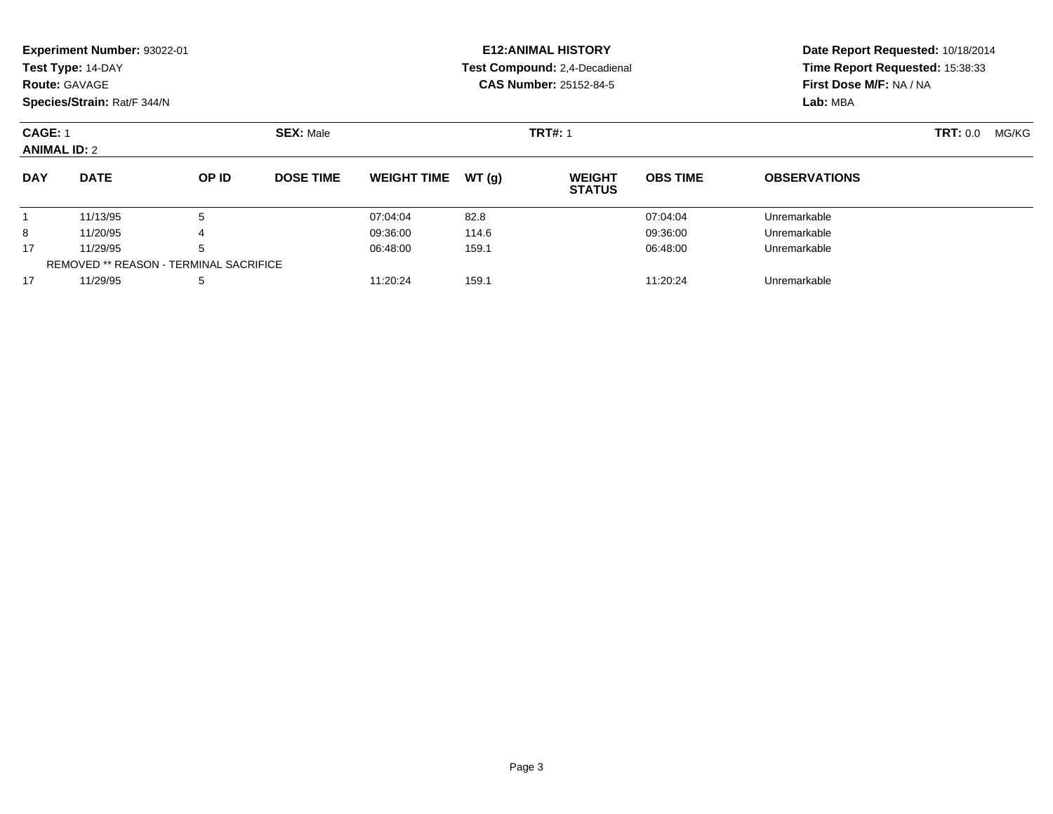**Experiment Number:** 93022-01
**Test Type:** 14-DAY
**Route:** GAVAGE
**Species/Strain:** Rat/F 344/N

**E12:ANIMAL HISTORY**
**Test Compound:** 2,4-Decadienal
**CAS Number:** 25152-84-5

**Date Report Requested:** 10/18/2014
**Time Report Requested:** 15:38:33
**First Dose M/F:** NA / NA
**Lab:** MBA

**CAGE:** 1 **SEX:** Male **TRT#:** 1 **TRT:** 0.0 MG/KG
**ANIMAL ID:** 2

| DAY | DATE | OP ID | DOSE TIME | WEIGHT TIME | WT (g) | WEIGHT STATUS | OBS TIME | OBSERVATIONS |
|---|---|---|---|---|---|---|---|---|
| 1 | 11/13/95 | 5 | | 07:04:04 | 82.8 | | 07:04:04 | Unremarkable |
| 8 | 11/20/95 | 4 | | 09:36:00 | 114.6 | | 09:36:00 | Unremarkable |
| 17 | 11/29/95 | 5 | | 06:48:00 | 159.1 | | 06:48:00 | Unremarkable |
| REMOVED ** REASON - TERMINAL SACRIFICE | | | | | | | | |
| 17 | 11/29/95 | 5 | | 11:20:24 | 159.1 | | 11:20:24 | Unremarkable |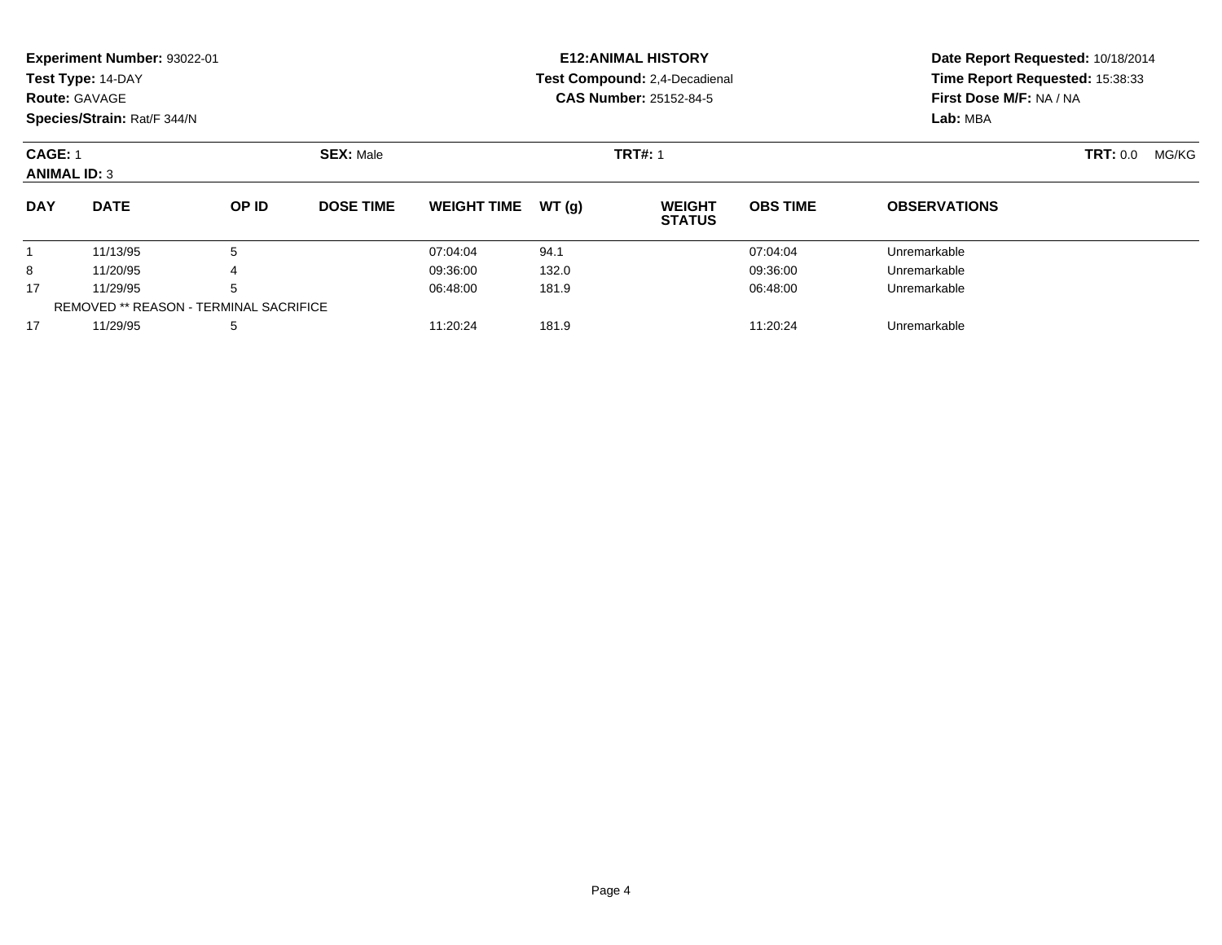**Experiment Number:** 93022-01
**Test Type:** 14-DAY
**Route:** GAVAGE
**Species/Strain:** Rat/F 344/N

**E12:ANIMAL HISTORY**
**Test Compound:** 2,4-Decadienal
**CAS Number:** 25152-84-5

**Date Report Requested:** 10/18/2014
**Time Report Requested:** 15:38:33
**First Dose M/F:** NA / NA
**Lab:** MBA

**CAGE:** 1 **SEX:** Male **TRT#:** 1 **TRT:** 0.0 MG/KG
**ANIMAL ID:** 3

| DAY | DATE | OP ID | DOSE TIME | WEIGHT TIME | WT (g) | WEIGHT STATUS | OBS TIME | OBSERVATIONS |
|---|---|---|---|---|---|---|---|---|
| 1 | 11/13/95 | 5 | | 07:04:04 | 94.1 | | 07:04:04 | Unremarkable |
| 8 | 11/20/95 | 4 | | 09:36:00 | 132.0 | | 09:36:00 | Unremarkable |
| 17 | 11/29/95 | 5 | | 06:48:00 | 181.9 | | 06:48:00 | Unremarkable |
| REMOVED ** REASON - TERMINAL SACRIFICE | | | | | | | | |
| 17 | 11/29/95 | 5 | | 11:20:24 | 181.9 | | 11:20:24 | Unremarkable |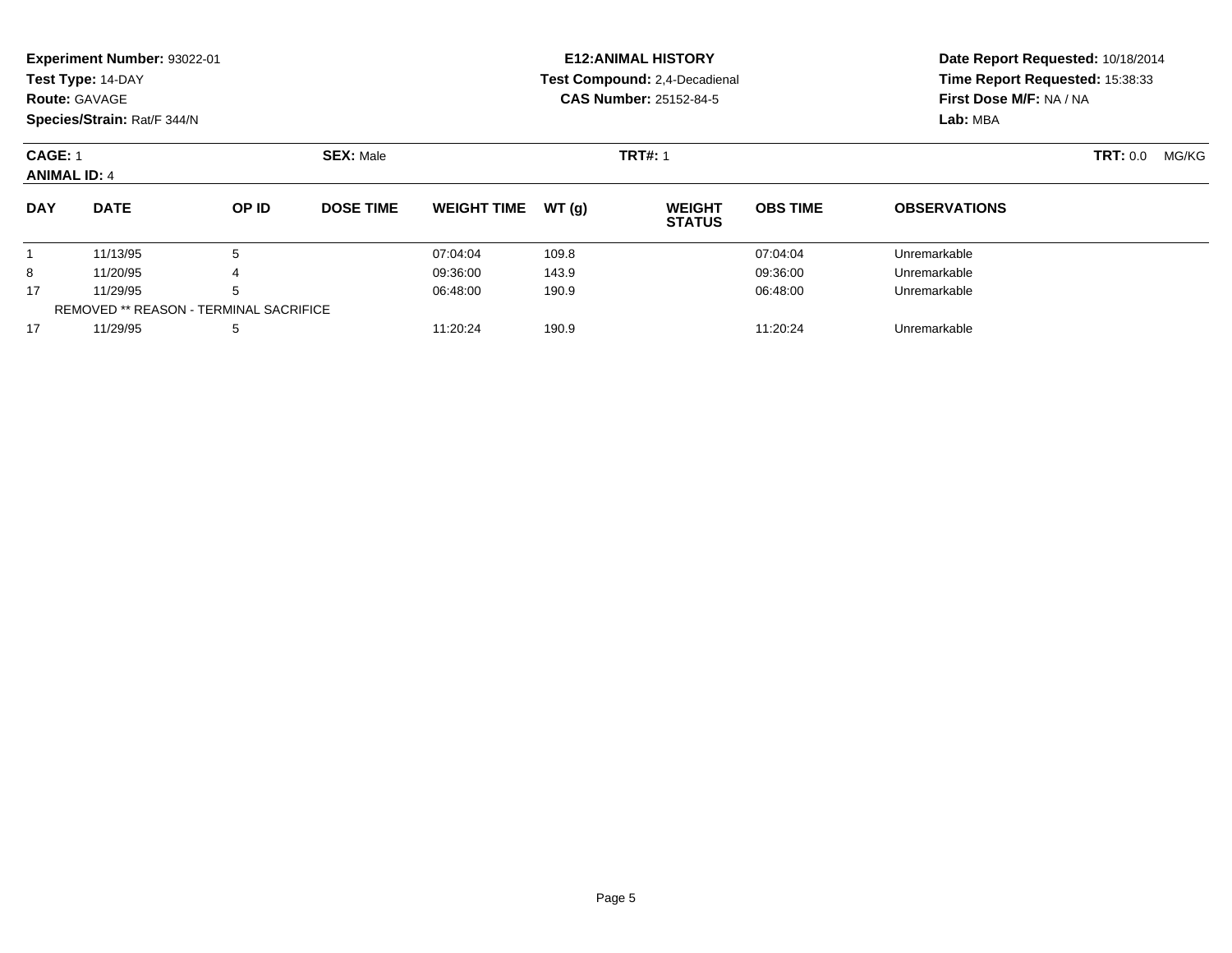**Experiment Number:** 93022-01
**Test Type:** 14-DAY
**Route:** GAVAGE
**Species/Strain:** Rat/F 344/N

**E12:ANIMAL HISTORY**
**Test Compound:** 2,4-Decadienal
**CAS Number:** 25152-84-5

**Date Report Requested:** 10/18/2014
**Time Report Requested:** 15:38:33
**First Dose M/F:** NA / NA
**Lab:** MBA

**CAGE:** 1 **SEX:** Male **TRT#:** 1 **TRT:** 0.0 MG/KG
**ANIMAL ID:** 4

| DAY | DATE | OP ID | DOSE TIME | WEIGHT TIME | WT (g) | WEIGHT STATUS | OBS TIME | OBSERVATIONS |
|---|---|---|---|---|---|---|---|---|
| 1 | 11/13/95 | 5 | | 07:04:04 | 109.8 | | 07:04:04 | Unremarkable |
| 8 | 11/20/95 | 4 | | 09:36:00 | 143.9 | | 09:36:00 | Unremarkable |
| 17 | 11/29/95 | 5 | | 06:48:00 | 190.9 | | 06:48:00 | Unremarkable |
| REMOVED ** REASON - TERMINAL SACRIFICE | | | | | | | | |
| 17 | 11/29/95 | 5 | | 11:20:24 | 190.9 | | 11:20:24 | Unremarkable |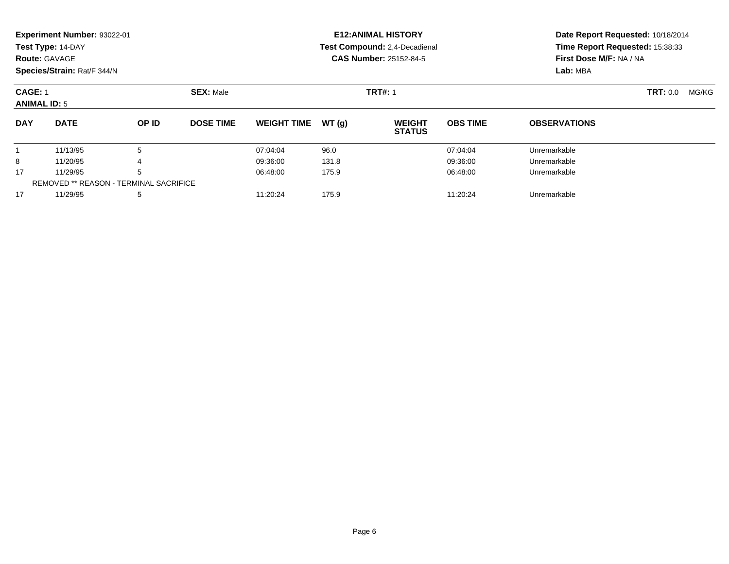**Experiment Number:** 93022-01
**Test Type:** 14-DAY
**Route:** GAVAGE
**Species/Strain:** Rat/F 344/N

**E12:ANIMAL HISTORY**
**Test Compound:** 2,4-Decadienal
**CAS Number:** 25152-84-5

**Date Report Requested:** 10/18/2014
**Time Report Requested:** 15:38:33
**First Dose M/F:** NA / NA
**Lab:** MBA

**CAGE:** 1 **SEX:** Male **TRT#:** 1 **TRT:** 0.0 MG/KG
**ANIMAL ID:** 5

| DAY | DATE | OP ID | DOSE TIME | WEIGHT TIME | WT (g) | WEIGHT STATUS | OBS TIME | OBSERVATIONS |
|---|---|---|---|---|---|---|---|---|
| 1 | 11/13/95 | 5 | | 07:04:04 | 96.0 | | 07:04:04 | Unremarkable |
| 8 | 11/20/95 | 4 | | 09:36:00 | 131.8 | | 09:36:00 | Unremarkable |
| 17 | 11/29/95 | 5 | | 06:48:00 | 175.9 | | 06:48:00 | Unremarkable |
| REMOVED ** REASON - TERMINAL SACRIFICE | | | | | | | | |
| 17 | 11/29/95 | 5 | | 11:20:24 | 175.9 | | 11:20:24 | Unremarkable |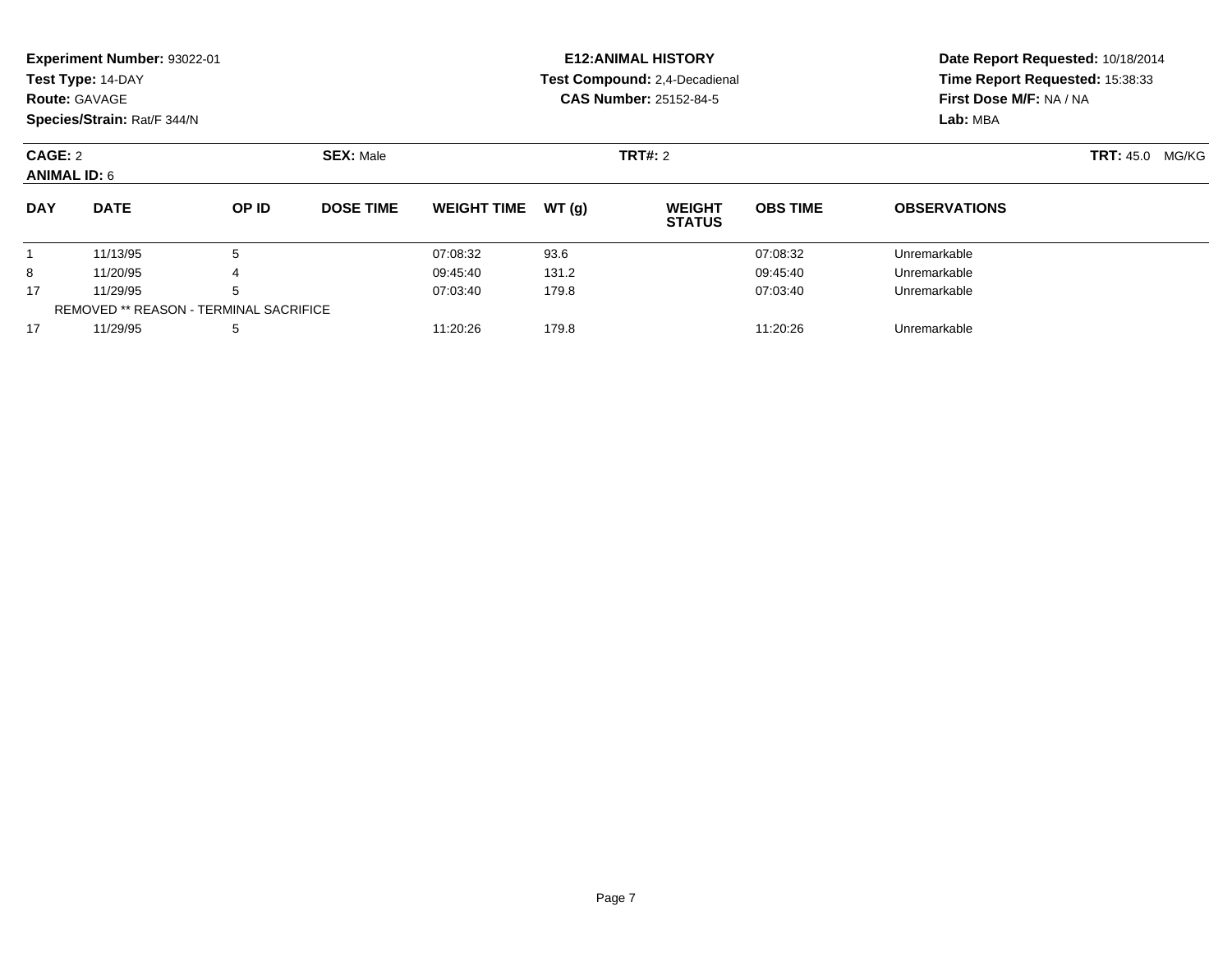**Experiment Number:** 93022-01
**Test Type:** 14-DAY
**Route:** GAVAGE
**Species/Strain:** Rat/F 344/N

**E12:ANIMAL HISTORY**
**Test Compound:** 2,4-Decadienal
**CAS Number:** 25152-84-5

**Date Report Requested:** 10/18/2014
**Time Report Requested:** 15:38:33
**First Dose M/F:** NA / NA
**Lab:** MBA

**CAGE:** 2 **SEX:** Male **TRT#:** 2 **TRT:** 45.0 MG/KG
**ANIMAL ID:** 6

| DAY | DATE | OP ID | DOSE TIME | WEIGHT TIME | WT (g) | WEIGHT STATUS | OBS TIME | OBSERVATIONS |
|---|---|---|---|---|---|---|---|---|
| 1 | 11/13/95 | 5 | | 07:08:32 | 93.6 | | 07:08:32 | Unremarkable |
| 8 | 11/20/95 | 4 | | 09:45:40 | 131.2 | | 09:45:40 | Unremarkable |
| 17 | 11/29/95 | 5 | | 07:03:40 | 179.8 | | 07:03:40 | Unremarkable |
| REMOVED ** REASON - TERMINAL SACRIFICE | | | | | | | | |
| 17 | 11/29/95 | 5 | | 11:20:26 | 179.8 | | 11:20:26 | Unremarkable |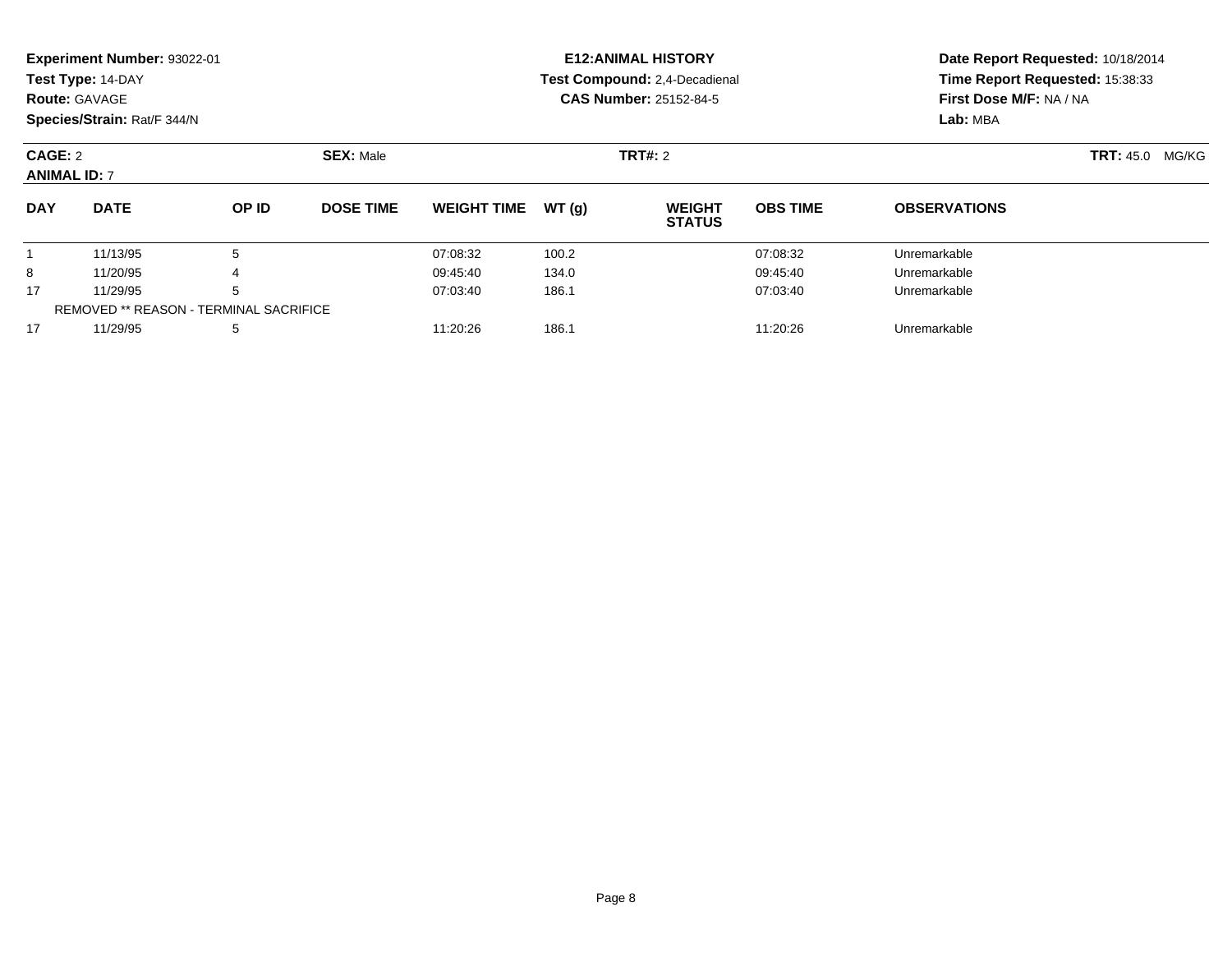**Experiment Number:** 93022-01
**Test Type:** 14-DAY
**Route:** GAVAGE
**Species/Strain:** Rat/F 344/N

**E12:ANIMAL HISTORY**
**Test Compound:** 2,4-Decadienal
**CAS Number:** 25152-84-5

**Date Report Requested:** 10/18/2014
**Time Report Requested:** 15:38:33
**First Dose M/F:** NA / NA
**Lab:** MBA

**CAGE:** 2
**ANIMAL ID:** 7
**SEX:** Male
**TRT#:** 2
**TRT:** 45.0 MG/KG

| DAY | DATE | OP ID | DOSE TIME | WEIGHT TIME | WT (g) | WEIGHT STATUS | OBS TIME | OBSERVATIONS |
|---|---|---|---|---|---|---|---|---|
| 1 | 11/13/95 | 5 | | 07:08:32 | 100.2 | | 07:08:32 | Unremarkable |
| 8 | 11/20/95 | 4 | | 09:45:40 | 134.0 | | 09:45:40 | Unremarkable |
| 17 | 11/29/95 | 5 | | 07:03:40 | 186.1 | | 07:03:40 | Unremarkable |
| REMOVED ** REASON - TERMINAL SACRIFICE | | | | | | | | |
| 17 | 11/29/95 | 5 | | 11:20:26 | 186.1 | | 11:20:26 | Unremarkable |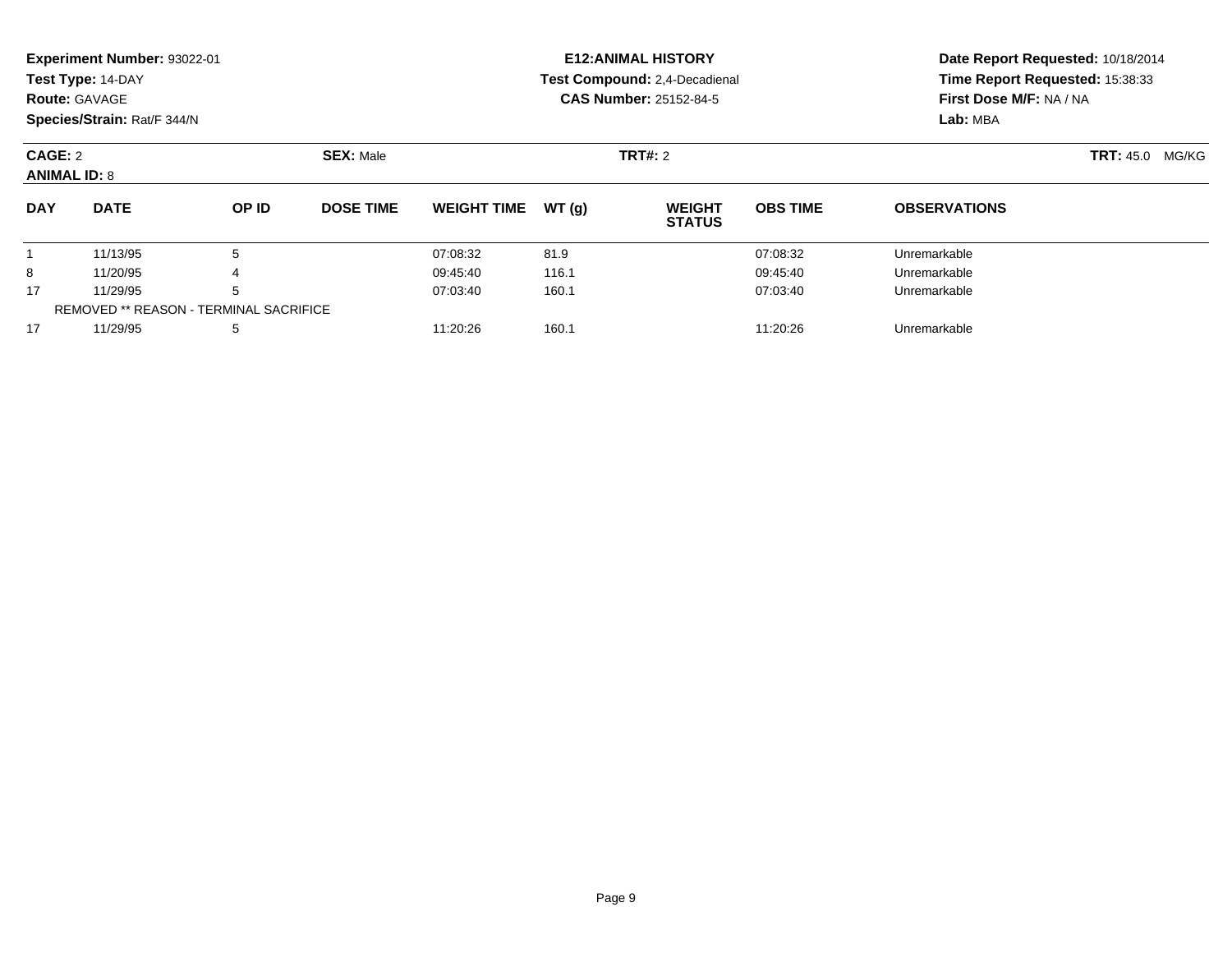**Experiment Number:** 93022-01
**Test Type:** 14-DAY
**Route:** GAVAGE
**Species/Strain:** Rat/F 344/N

**E12:ANIMAL HISTORY**
**Test Compound:** 2,4-Decadienal
**CAS Number:** 25152-84-5

**Date Report Requested:** 10/18/2014
**Time Report Requested:** 15:38:33
**First Dose M/F:** NA / NA
**Lab:** MBA

**CAGE:** 2 **SEX:** Male **TRT#:** 2 **TRT:** 45.0 MG/KG
**ANIMAL ID:** 8

| DAY | DATE | OP ID | DOSE TIME | WEIGHT TIME | WT (g) | WEIGHT STATUS | OBS TIME | OBSERVATIONS |
|---|---|---|---|---|---|---|---|---|
| 1 | 11/13/95 | 5 | | 07:08:32 | 81.9 | | 07:08:32 | Unremarkable |
| 8 | 11/20/95 | 4 | | 09:45:40 | 116.1 | | 09:45:40 | Unremarkable |
| 17 | 11/29/95 | 5 | | 07:03:40 | 160.1 | | 07:03:40 | Unremarkable |
| REMOVED ** REASON - TERMINAL SACRIFICE | | | | | | | | |
| 17 | 11/29/95 | 5 | | 11:20:26 | 160.1 | | 11:20:26 | Unremarkable |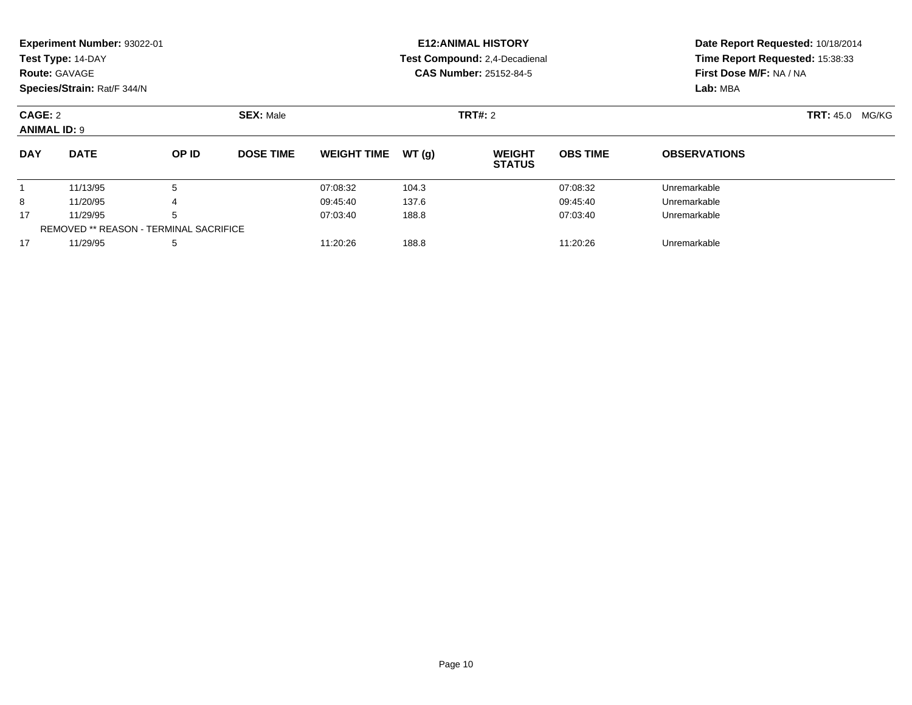**Experiment Number:** 93022-01
**Test Type:** 14-DAY
**Route:** GAVAGE
**Species/Strain:** Rat/F 344/N

**E12:ANIMAL HISTORY**
**Test Compound:** 2,4-Decadienal
**CAS Number:** 25152-84-5

**Date Report Requested:** 10/18/2014
**Time Report Requested:** 15:38:33
**First Dose M/F:** NA / NA
**Lab:** MBA

**CAGE:** 2 **SEX:** Male **TRT#:** 2 **TRT:** 45.0 MG/KG
**ANIMAL ID:** 9

| DAY | DATE | OP ID | DOSE TIME | WEIGHT TIME | WT (g) | WEIGHT STATUS | OBS TIME | OBSERVATIONS |
|---|---|---|---|---|---|---|---|---|
| 1 | 11/13/95 | 5 | | 07:08:32 | 104.3 | | 07:08:32 | Unremarkable |
| 8 | 11/20/95 | 4 | | 09:45:40 | 137.6 | | 09:45:40 | Unremarkable |
| 17 | 11/29/95 | 5 | | 07:03:40 | 188.8 | | 07:03:40 | Unremarkable |
| REMOVED ** REASON - TERMINAL SACRIFICE | | | | | | | | |
| 17 | 11/29/95 | 5 | | 11:20:26 | 188.8 | | 11:20:26 | Unremarkable |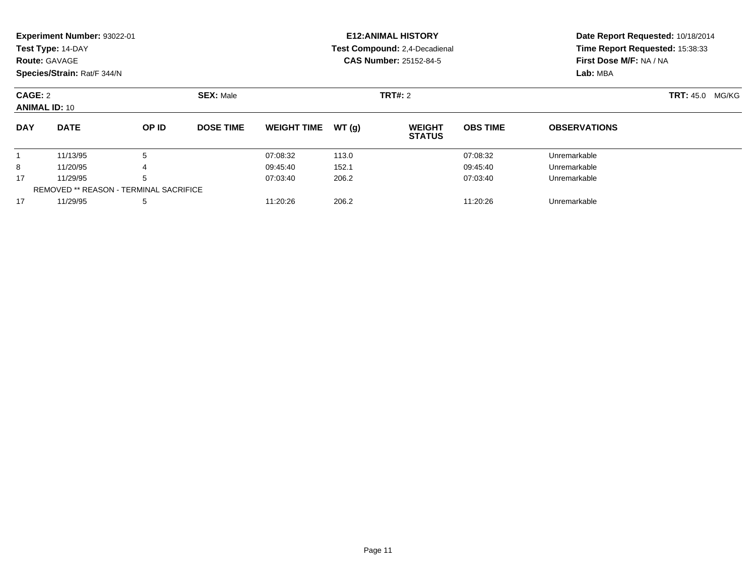**Experiment Number:** 93022-01
**Test Type:** 14-DAY
**Route:** GAVAGE
**Species/Strain:** Rat/F 344/N

**E12:ANIMAL HISTORY**
**Test Compound:** 2,4-Decadienal
**CAS Number:** 25152-84-5

**Date Report Requested:** 10/18/2014
**Time Report Requested:** 15:38:33
**First Dose M/F:** NA / NA
**Lab:** MBA

**CAGE:** 2 **SEX:** Male **TRT#:** 2 **TRT:** 45.0 MG/KG
**ANIMAL ID:** 10

| DAY | DATE | OP ID | DOSE TIME | WEIGHT TIME | WT (g) | WEIGHT STATUS | OBS TIME | OBSERVATIONS |
|---|---|---|---|---|---|---|---|---|
| 1 | 11/13/95 | 5 | | 07:08:32 | 113.0 | | 07:08:32 | Unremarkable |
| 8 | 11/20/95 | 4 | | 09:45:40 | 152.1 | | 09:45:40 | Unremarkable |
| 17 | 11/29/95 | 5 | | 07:03:40 | 206.2 | | 07:03:40 | Unremarkable |
| REMOVED ** REASON - TERMINAL SACRIFICE | | | | | | | | |
| 17 | 11/29/95 | 5 | | 11:20:26 | 206.2 | | 11:20:26 | Unremarkable |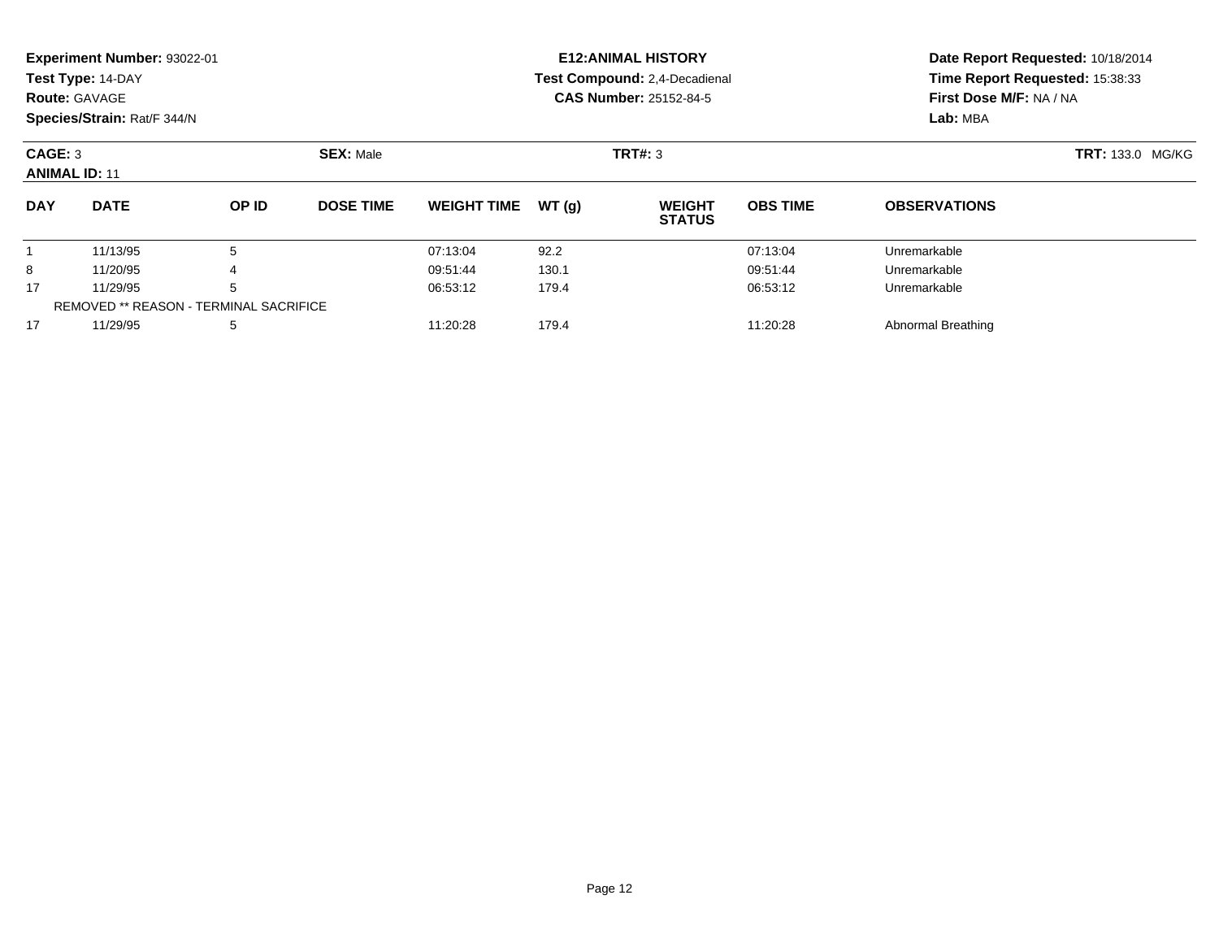**Experiment Number:** 93022-01
**Test Type:** 14-DAY
**Route:** GAVAGE
**Species/Strain:** Rat/F 344/N

**E12:ANIMAL HISTORY**
**Test Compound:** 2,4-Decadienal
**CAS Number:** 25152-84-5

**Date Report Requested:** 10/18/2014
**Time Report Requested:** 15:38:33
**First Dose M/F:** NA / NA
**Lab:** MBA

**CAGE:** 3
**ANIMAL ID:** 11
**SEX:** Male
**TRT#:** 3
**TRT:** 133.0 MG/KG

| DAY | DATE | OP ID | DOSE TIME | WEIGHT TIME | WT (g) | WEIGHT STATUS | OBS TIME | OBSERVATIONS |
|---|---|---|---|---|---|---|---|---|
| 1 | 11/13/95 | 5 | | 07:13:04 | 92.2 | | 07:13:04 | Unremarkable |
| 8 | 11/20/95 | 4 | | 09:51:44 | 130.1 | | 09:51:44 | Unremarkable |
| 17 | 11/29/95 | 5 | | 06:53:12 | 179.4 | | 06:53:12 | Unremarkable |
| REMOVED ** REASON - TERMINAL SACRIFICE | | | | | | | | |
| 17 | 11/29/95 | 5 | | 11:20:28 | 179.4 | | 11:20:28 | Abnormal Breathing |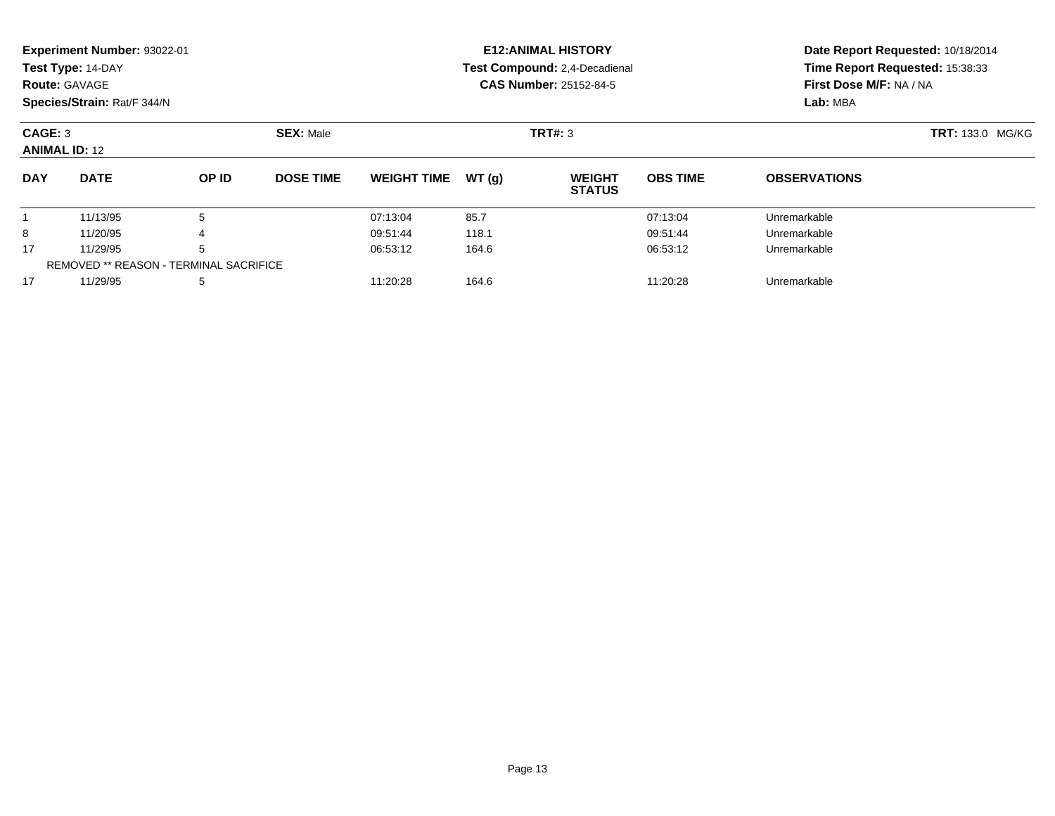**Experiment Number:** 93022-01
**Test Type:** 14-DAY
**Route:** GAVAGE
**Species/Strain:** Rat/F 344/N

**E12:ANIMAL HISTORY**
**Test Compound:** 2,4-Decadienal
**CAS Number:** 25152-84-5

**Date Report Requested:** 10/18/2014
**Time Report Requested:** 15:38:33
**First Dose M/F:** NA / NA
**Lab:** MBA

**CAGE:** 3 **SEX:** Male **TRT#:** 3 **TRT:** 133.0 MG/KG
**ANIMAL ID:** 12

| DAY | DATE | OP ID | DOSE TIME | WEIGHT TIME | WT (g) | WEIGHT STATUS | OBS TIME | OBSERVATIONS |
|---|---|---|---|---|---|---|---|---|
| 1 | 11/13/95 | 5 | | 07:13:04 | 85.7 | | 07:13:04 | Unremarkable |
| 8 | 11/20/95 | 4 | | 09:51:44 | 118.1 | | 09:51:44 | Unremarkable |
| 17 | 11/29/95 | 5 | | 06:53:12 | 164.6 | | 06:53:12 | Unremarkable |
| REMOVED ** REASON - TERMINAL SACRIFICE | | | | | | | | |
| 17 | 11/29/95 | 5 | | 11:20:28 | 164.6 | | 11:20:28 | Unremarkable |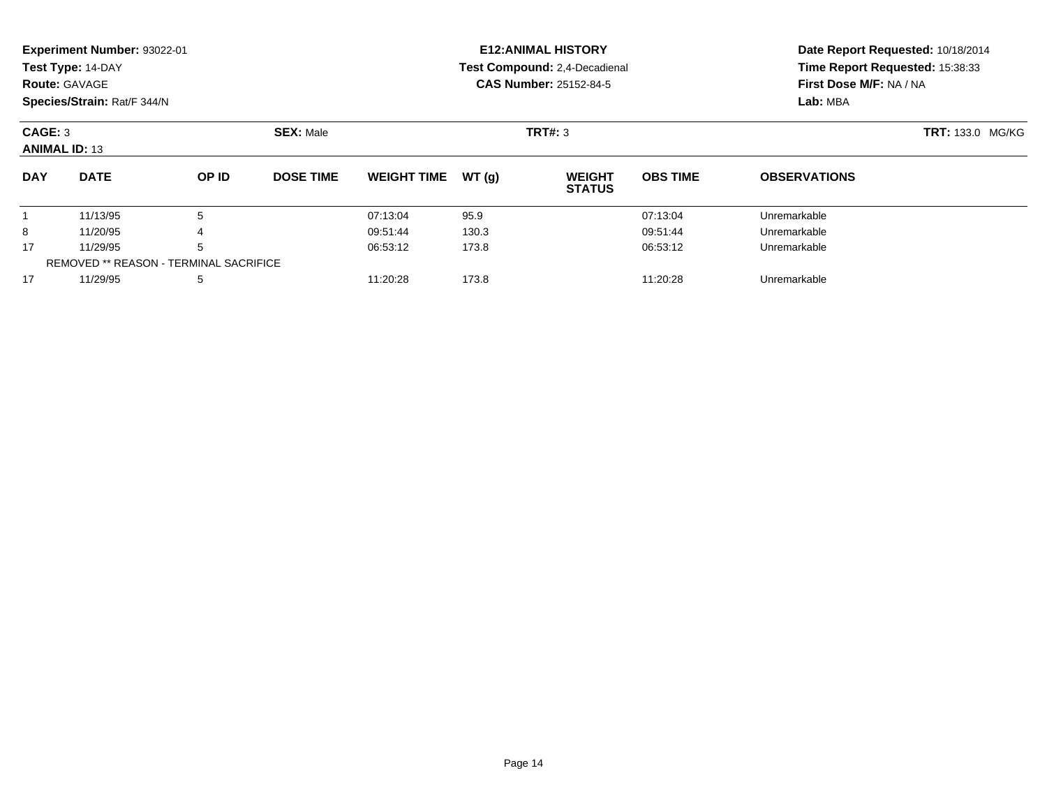**Experiment Number:** 93022-01
**Test Type:** 14-DAY
**Route:** GAVAGE
**Species/Strain:** Rat/F 344/N

**E12:ANIMAL HISTORY**
**Test Compound:** 2,4-Decadienal
**CAS Number:** 25152-84-5

**Date Report Requested:** 10/18/2014
**Time Report Requested:** 15:38:33
**First Dose M/F:** NA / NA
**Lab:** MBA

**CAGE:** 3 **SEX:** Male **TRT#:** 3 **TRT:** 133.0 MG/KG
**ANIMAL ID:** 13

| DAY | DATE | OP ID | DOSE TIME | WEIGHT TIME | WT (g) | WEIGHT STATUS | OBS TIME | OBSERVATIONS |
|---|---|---|---|---|---|---|---|---|
| 1 | 11/13/95 | 5 | | 07:13:04 | 95.9 | | 07:13:04 | Unremarkable |
| 8 | 11/20/95 | 4 | | 09:51:44 | 130.3 | | 09:51:44 | Unremarkable |
| 17 | 11/29/95 | 5 | | 06:53:12 | 173.8 | | 06:53:12 | Unremarkable |
| REMOVED ** REASON - TERMINAL SACRIFICE | | | | | | | | |
| 17 | 11/29/95 | 5 | | 11:20:28 | 173.8 | | 11:20:28 | Unremarkable |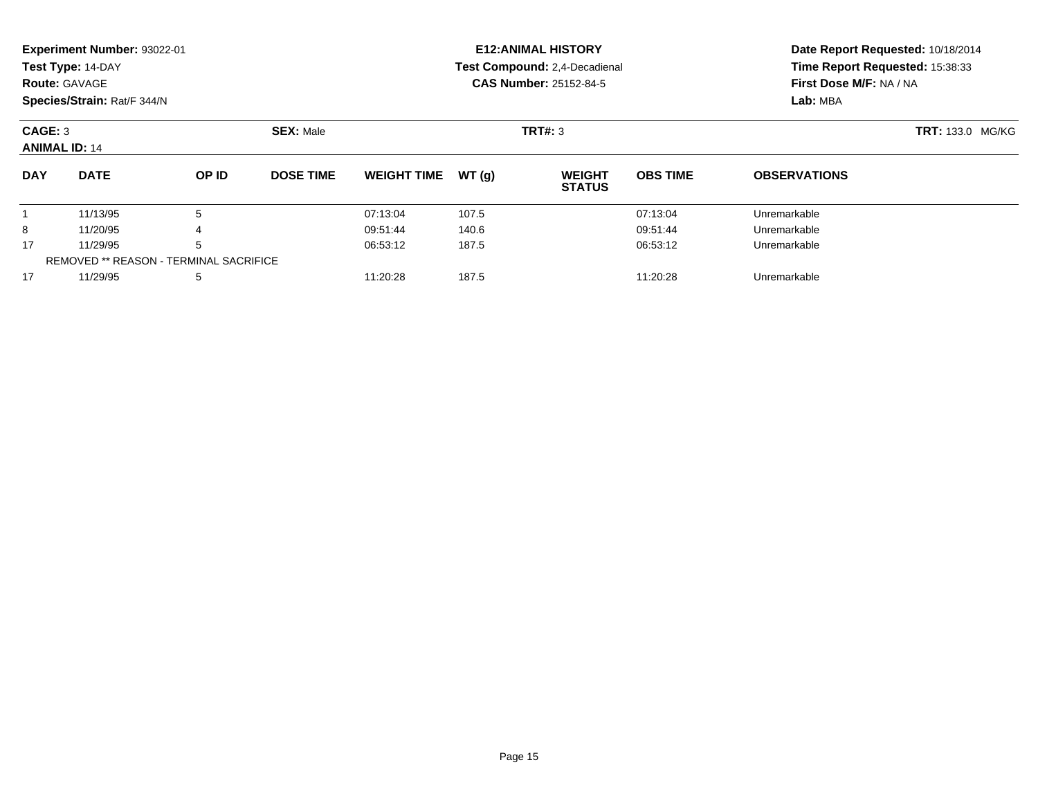**Experiment Number:** 93022-01
**Test Type:** 14-DAY
**Route:** GAVAGE
**Species/Strain:** Rat/F 344/N

**E12:ANIMAL HISTORY**
**Test Compound:** 2,4-Decadienal
**CAS Number:** 25152-84-5

**Date Report Requested:** 10/18/2014
**Time Report Requested:** 15:38:33
**First Dose M/F:** NA / NA
**Lab:** MBA

**CAGE:** 3 **SEX:** Male **TRT#:** 3 **TRT:** 133.0 MG/KG
**ANIMAL ID:** 14

| DAY | DATE | OP ID | DOSE TIME | WEIGHT TIME | WT (g) | WEIGHT STATUS | OBS TIME | OBSERVATIONS |
|---|---|---|---|---|---|---|---|---|
| 1 | 11/13/95 | 5 | | 07:13:04 | 107.5 | | 07:13:04 | Unremarkable |
| 8 | 11/20/95 | 4 | | 09:51:44 | 140.6 | | 09:51:44 | Unremarkable |
| 17 | 11/29/95 | 5 | | 06:53:12 | 187.5 | | 06:53:12 | Unremarkable |
| REMOVED ** REASON - TERMINAL SACRIFICE | | | | | | | | |
| 17 | 11/29/95 | 5 | | 11:20:28 | 187.5 | | 11:20:28 | Unremarkable |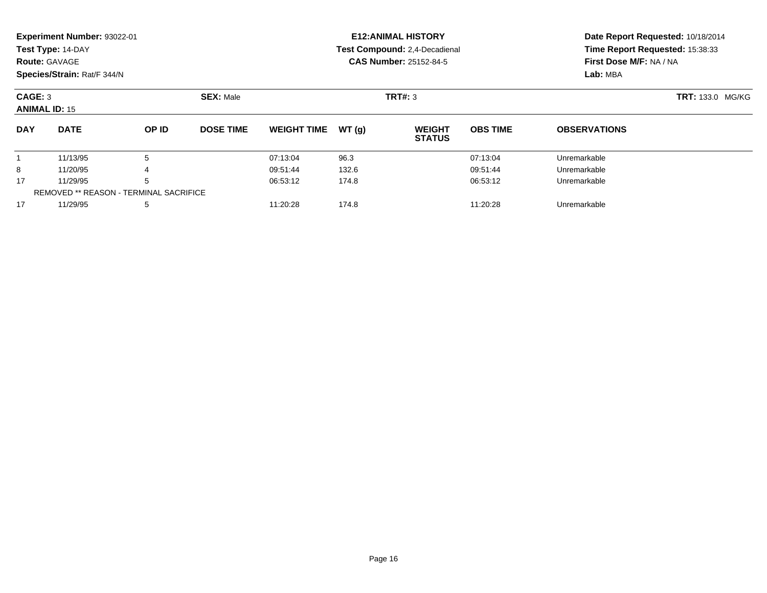**Experiment Number:** 93022-01
**Test Type:** 14-DAY
**Route:** GAVAGE
**Species/Strain:** Rat/F 344/N

**E12:ANIMAL HISTORY**
**Test Compound:** 2,4-Decadienal
**CAS Number:** 25152-84-5

**Date Report Requested:** 10/18/2014
**Time Report Requested:** 15:38:33
**First Dose M/F:** NA / NA
**Lab:** MBA

**CAGE:** 3 **SEX:** Male **TRT#:** 3 **TRT:** 133.0 MG/KG
**ANIMAL ID:** 15

| DAY | DATE | OP ID | DOSE TIME | WEIGHT TIME | WT (g) | WEIGHT STATUS | OBS TIME | OBSERVATIONS |
|---|---|---|---|---|---|---|---|---|
| 1 | 11/13/95 | 5 | | 07:13:04 | 96.3 | | 07:13:04 | Unremarkable |
| 8 | 11/20/95 | 4 | | 09:51:44 | 132.6 | | 09:51:44 | Unremarkable |
| 17 | 11/29/95 | 5 | | 06:53:12 | 174.8 | | 06:53:12 | Unremarkable |
| REMOVED ** REASON - TERMINAL SACRIFICE | | | | | | | | |
| 17 | 11/29/95 | 5 | | 11:20:28 | 174.8 | | 11:20:28 | Unremarkable |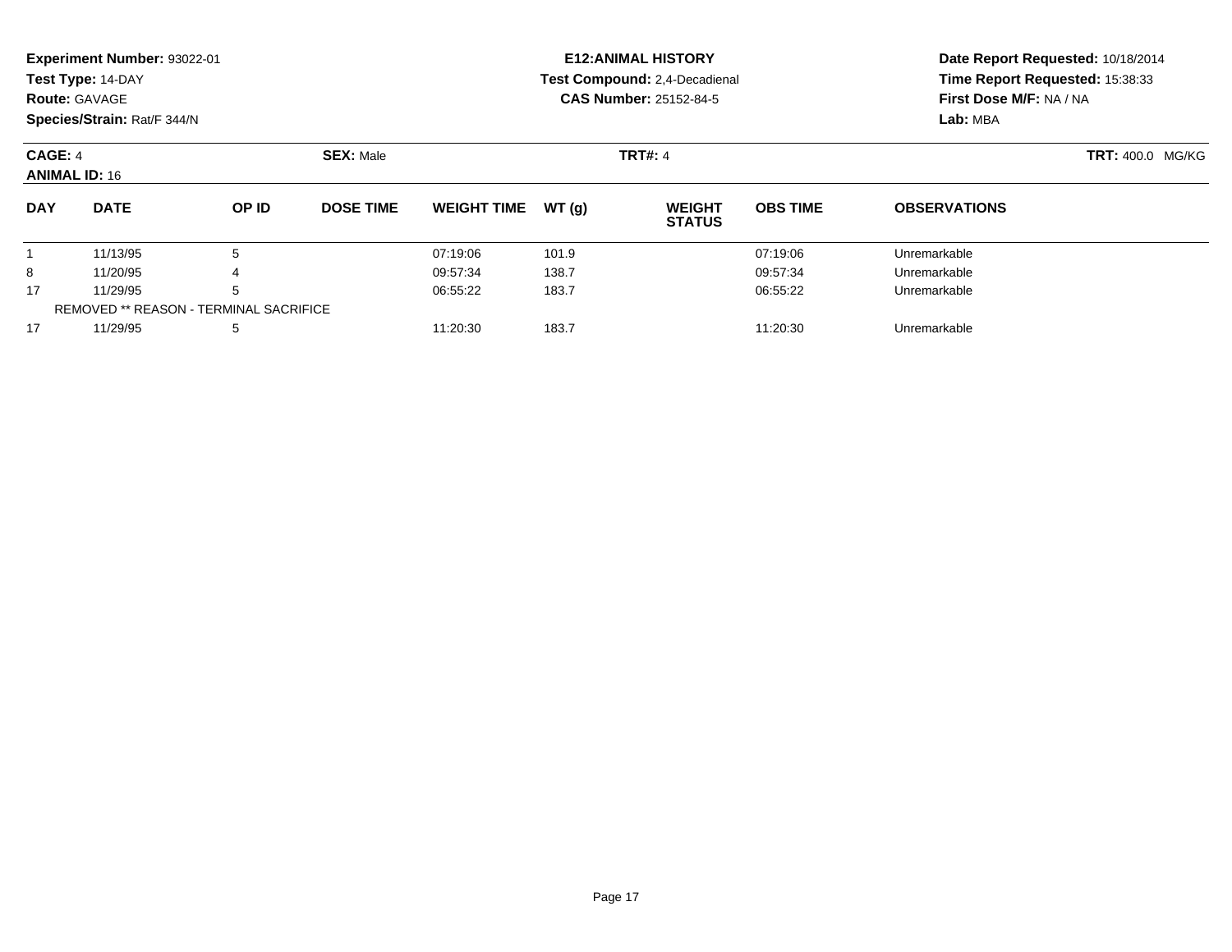**Experiment Number:** 93022-01
**Test Type:** 14-DAY
**Route:** GAVAGE
**Species/Strain:** Rat/F 344/N

**E12:ANIMAL HISTORY**
**Test Compound:** 2,4-Decadienal
**CAS Number:** 25152-84-5

**Date Report Requested:** 10/18/2014
**Time Report Requested:** 15:38:33
**First Dose M/F:** NA / NA
**Lab:** MBA

**CAGE:** 4 **SEX:** Male **TRT#:** 4 **TRT:** 400.0 MG/KG
**ANIMAL ID:** 16

| DAY | DATE | OP ID | DOSE TIME | WEIGHT TIME | WT (g) | WEIGHT STATUS | OBS TIME | OBSERVATIONS |
|---|---|---|---|---|---|---|---|---|
| 1 | 11/13/95 | 5 | | 07:19:06 | 101.9 | | 07:19:06 | Unremarkable |
| 8 | 11/20/95 | 4 | | 09:57:34 | 138.7 | | 09:57:34 | Unremarkable |
| 17 | 11/29/95 | 5 | | 06:55:22 | 183.7 | | 06:55:22 | Unremarkable |
| REMOVED ** REASON - TERMINAL SACRIFICE | | | | | | | | |
| 17 | 11/29/95 | 5 | | 11:20:30 | 183.7 | | 11:20:30 | Unremarkable |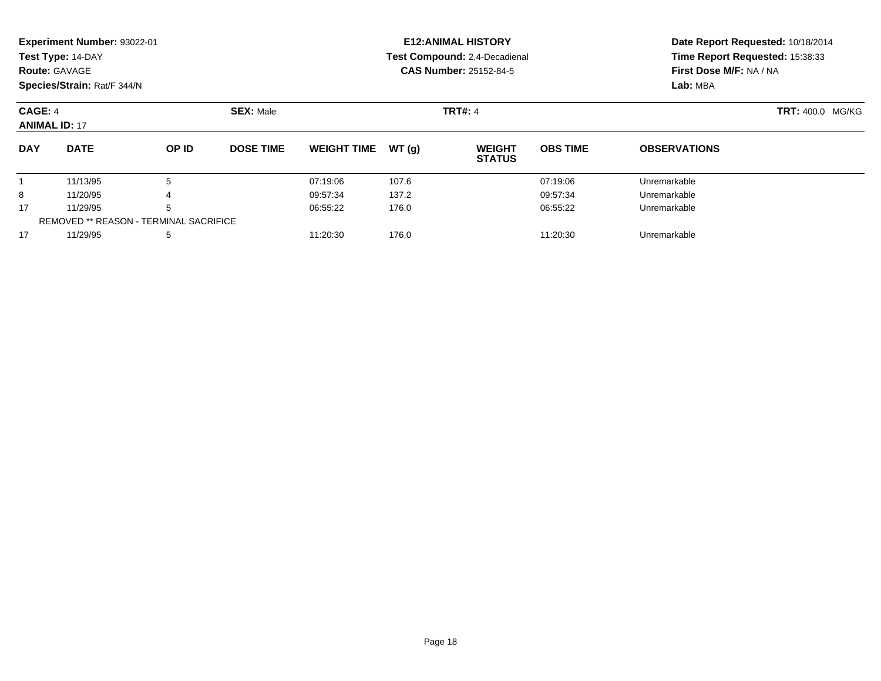**Experiment Number:** 93022-01
**Test Type:** 14-DAY
**Route:** GAVAGE
**Species/Strain:** Rat/F 344/N

**E12:ANIMAL HISTORY**
**Test Compound:** 2,4-Decadienal
**CAS Number:** 25152-84-5

**Date Report Requested:** 10/18/2014
**Time Report Requested:** 15:38:33
**First Dose M/F:** NA / NA
**Lab:** MBA

**CAGE:** 4 **SEX:** Male **TRT#:** 4 **TRT:** 400.0 MG/KG
**ANIMAL ID:** 17

| DAY | DATE | OP ID | DOSE TIME | WEIGHT TIME | WT (g) | WEIGHT STATUS | OBS TIME | OBSERVATIONS |
|---|---|---|---|---|---|---|---|---|
| 1 | 11/13/95 | 5 | | 07:19:06 | 107.6 | | 07:19:06 | Unremarkable |
| 8 | 11/20/95 | 4 | | 09:57:34 | 137.2 | | 09:57:34 | Unremarkable |
| 17 | 11/29/95 | 5 | | 06:55:22 | 176.0 | | 06:55:22 | Unremarkable |
| REMOVED ** REASON - TERMINAL SACRIFICE | | | | | | | | |
| 17 | 11/29/95 | 5 | | 11:20:30 | 176.0 | | 11:20:30 | Unremarkable |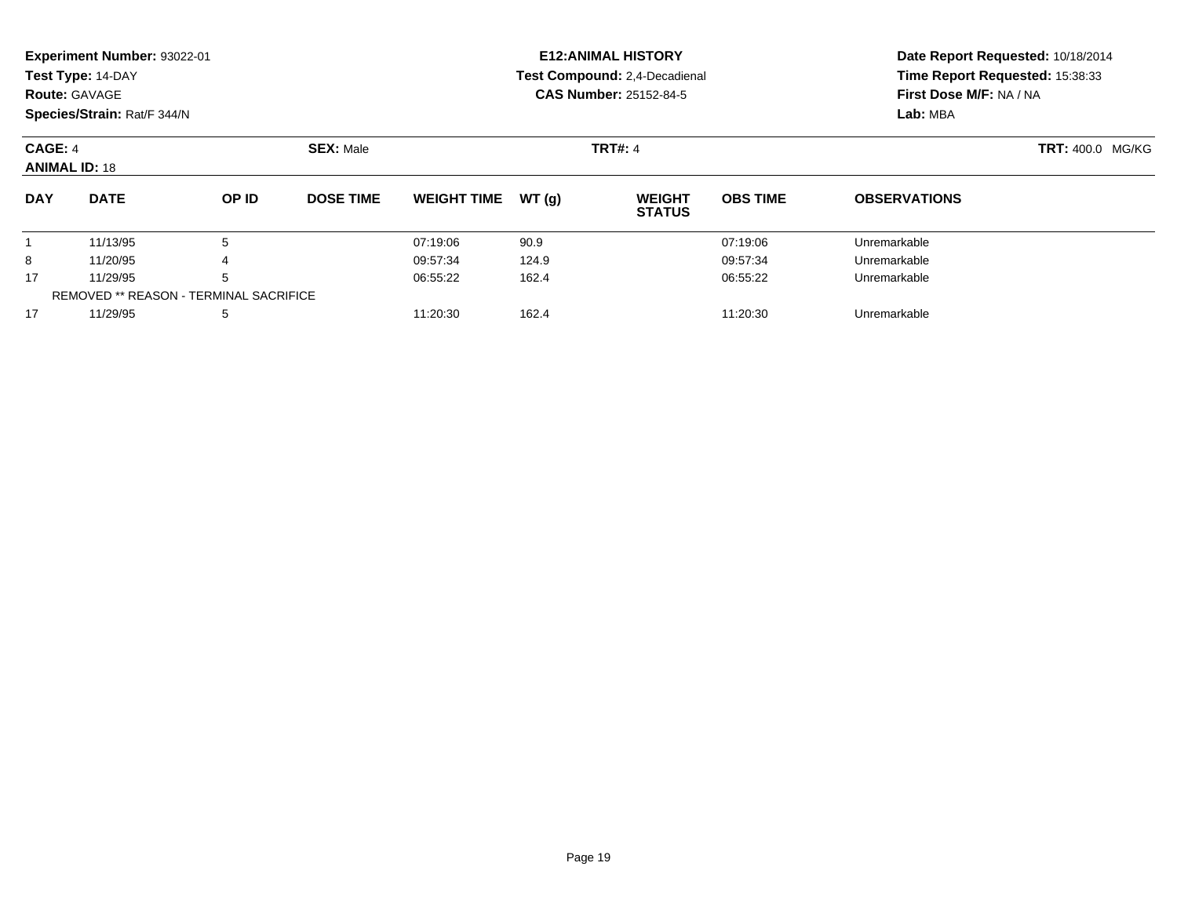**Experiment Number:** 93022-01
**Test Type:** 14-DAY
**Route:** GAVAGE
**Species/Strain:** Rat/F 344/N

**E12:ANIMAL HISTORY**
**Test Compound:** 2,4-Decadienal
**CAS Number:** 25152-84-5

**Date Report Requested:** 10/18/2014
**Time Report Requested:** 15:38:33
**First Dose M/F:** NA / NA
**Lab:** MBA

**CAGE:** 4 **SEX:** Male **TRT#:** 4 **TRT:** 400.0 MG/KG
**ANIMAL ID:** 18

| DAY | DATE | OP ID | DOSE TIME | WEIGHT TIME | WT (g) | WEIGHT STATUS | OBS TIME | OBSERVATIONS |
|---|---|---|---|---|---|---|---|---|
| 1 | 11/13/95 | 5 | | 07:19:06 | 90.9 | | 07:19:06 | Unremarkable |
| 8 | 11/20/95 | 4 | | 09:57:34 | 124.9 | | 09:57:34 | Unremarkable |
| 17 | 11/29/95 | 5 | | 06:55:22 | 162.4 | | 06:55:22 | Unremarkable |
| REMOVED ** REASON - TERMINAL SACRIFICE | | | | | | | | |
| 17 | 11/29/95 | 5 | | 11:20:30 | 162.4 | | 11:20:30 | Unremarkable |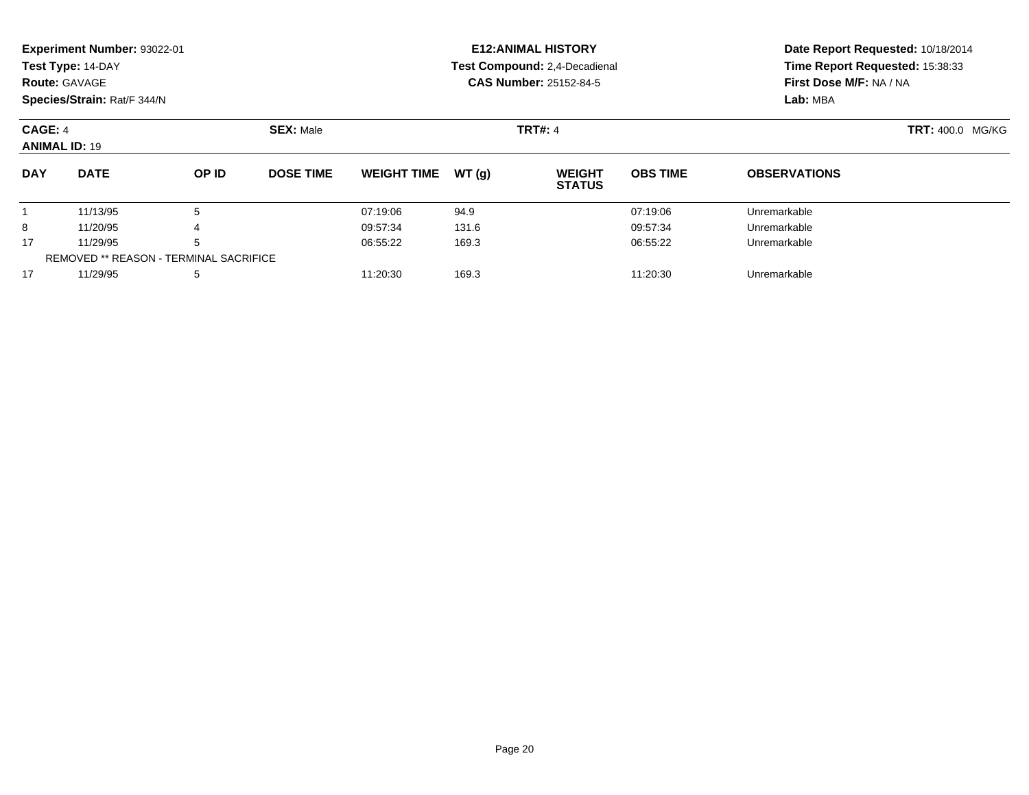**Experiment Number:** 93022-01
**Test Type:** 14-DAY
**Route:** GAVAGE
**Species/Strain:** Rat/F 344/N

**E12:ANIMAL HISTORY**
**Test Compound:** 2,4-Decadienal
**CAS Number:** 25152-84-5

**Date Report Requested:** 10/18/2014
**Time Report Requested:** 15:38:33
**First Dose M/F:** NA / NA
**Lab:** MBA

**CAGE:** 4 **SEX:** Male **TRT#:** 4 **TRT:** 400.0 MG/KG
**ANIMAL ID:** 19

| DAY | DATE | OP ID | DOSE TIME | WEIGHT TIME | WT (g) | WEIGHT STATUS | OBS TIME | OBSERVATIONS |
|---|---|---|---|---|---|---|---|---|
| 1 | 11/13/95 | 5 | | 07:19:06 | 94.9 | | 07:19:06 | Unremarkable |
| 8 | 11/20/95 | 4 | | 09:57:34 | 131.6 | | 09:57:34 | Unremarkable |
| 17 | 11/29/95 | 5 | | 06:55:22 | 169.3 | | 06:55:22 | Unremarkable |
| REMOVED ** REASON - TERMINAL SACRIFICE | | | | | | | | |
| 17 | 11/29/95 | 5 | | 11:20:30 | 169.3 | | 11:20:30 | Unremarkable |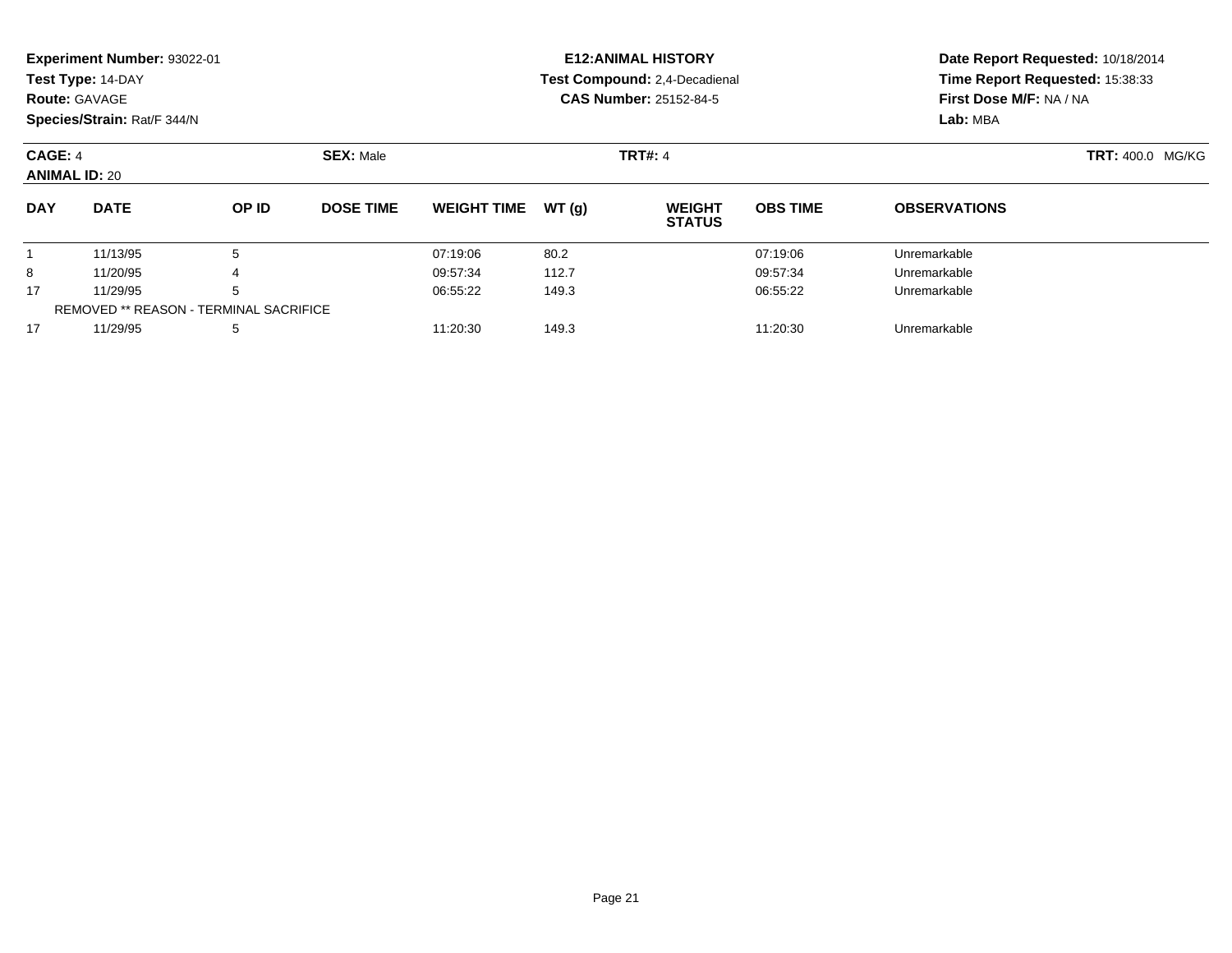**Experiment Number:** 93022-01
**Test Type:** 14-DAY
**Route:** GAVAGE
**Species/Strain:** Rat/F 344/N

**E12:ANIMAL HISTORY**
**Test Compound:** 2,4-Decadienal
**CAS Number:** 25152-84-5

**Date Report Requested:** 10/18/2014
**Time Report Requested:** 15:38:33
**First Dose M/F:** NA / NA
**Lab:** MBA

**CAGE:** 4 **SEX:** Male **TRT#:** 4 **TRT:** 400.0 MG/KG
**ANIMAL ID:** 20

| DAY | DATE | OP ID | DOSE TIME | WEIGHT TIME | WT (g) | WEIGHT STATUS | OBS TIME | OBSERVATIONS |
|---|---|---|---|---|---|---|---|---|
| 1 | 11/13/95 | 5 | | 07:19:06 | 80.2 | | 07:19:06 | Unremarkable |
| 8 | 11/20/95 | 4 | | 09:57:34 | 112.7 | | 09:57:34 | Unremarkable |
| 17 | 11/29/95 | 5 | | 06:55:22 | 149.3 | | 06:55:22 | Unremarkable |
| REMOVED ** REASON - TERMINAL SACRIFICE | | | | | | | | |
| 17 | 11/29/95 | 5 | | 11:20:30 | 149.3 | | 11:20:30 | Unremarkable |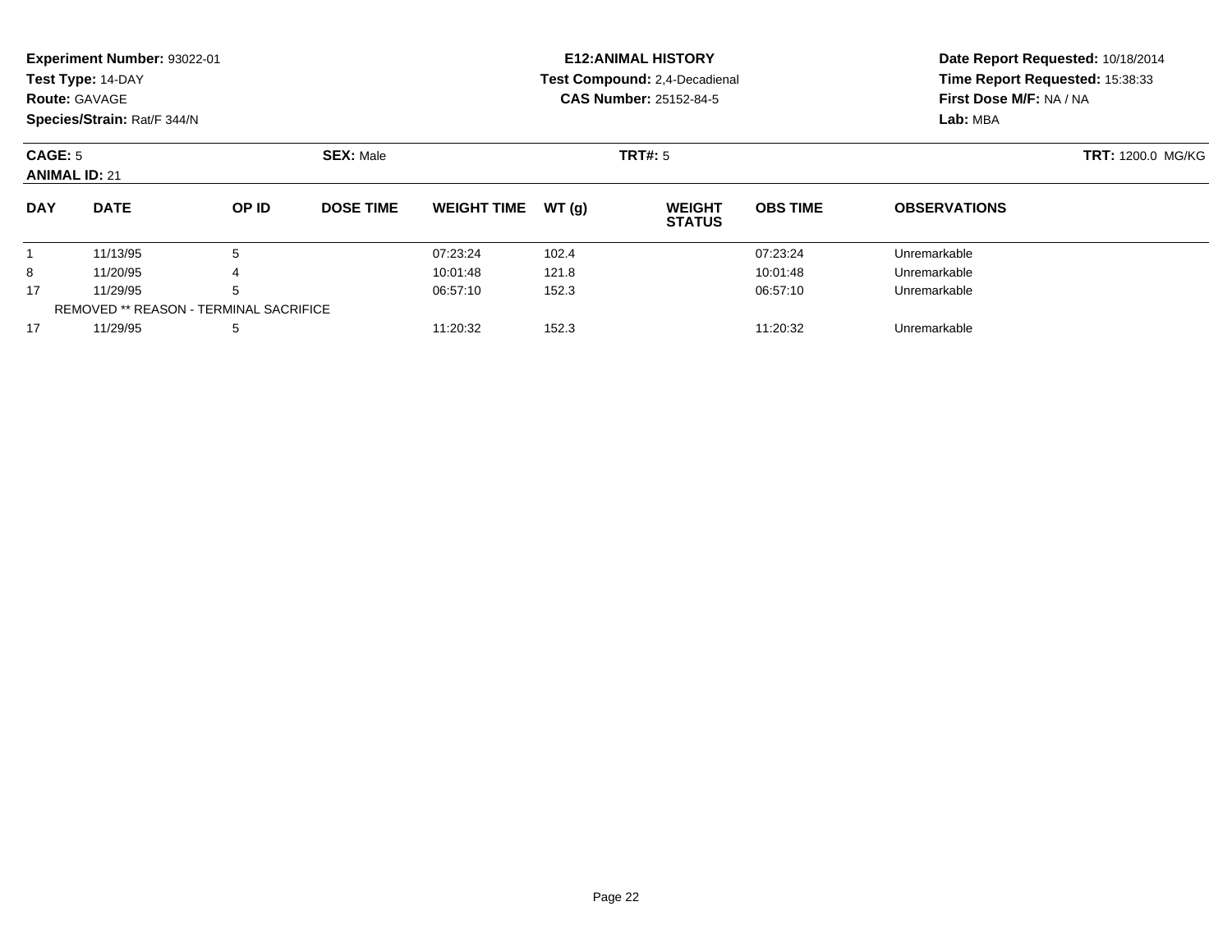**Experiment Number:** 93022-01
**Test Type:** 14-DAY
**Route:** GAVAGE
**Species/Strain:** Rat/F 344/N

**E12:ANIMAL HISTORY**
**Test Compound:** 2,4-Decadienal
**CAS Number:** 25152-84-5

**Date Report Requested:** 10/18/2014
**Time Report Requested:** 15:38:33
**First Dose M/F:** NA / NA
**Lab:** MBA

**CAGE:** 5 **SEX:** Male **TRT#:** 5 **TRT:** 1200.0 MG/KG
**ANIMAL ID:** 21

| DAY | DATE | OP ID | DOSE TIME | WEIGHT TIME | WT (g) | WEIGHT STATUS | OBS TIME | OBSERVATIONS |
|---|---|---|---|---|---|---|---|---|
| 1 | 11/13/95 | 5 | | 07:23:24 | 102.4 | | 07:23:24 | Unremarkable |
| 8 | 11/20/95 | 4 | | 10:01:48 | 121.8 | | 10:01:48 | Unremarkable |
| 17 | 11/29/95 | 5 | | 06:57:10 | 152.3 | | 06:57:10 | Unremarkable |
| REMOVED ** REASON - TERMINAL SACRIFICE | | | | | | | | |
| 17 | 11/29/95 | 5 | | 11:20:32 | 152.3 | | 11:20:32 | Unremarkable |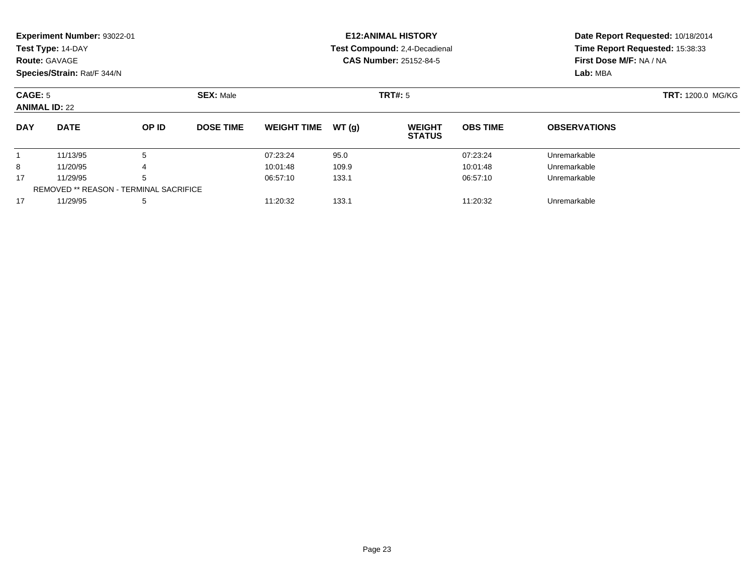**Experiment Number:** 93022-01
**Test Type:** 14-DAY
**Route:** GAVAGE
**Species/Strain:** Rat/F 344/N

**E12:ANIMAL HISTORY**
**Test Compound:** 2,4-Decadienal
**CAS Number:** 25152-84-5

**Date Report Requested:** 10/18/2014
**Time Report Requested:** 15:38:33
**First Dose M/F:** NA / NA
**Lab:** MBA

**CAGE:** 5
**ANIMAL ID:** 22

**SEX:** Male

**TRT#:** 5

**TRT:** 1200.0 MG/KG

| DAY | DATE | OP ID | DOSE TIME | WEIGHT TIME | WT (g) | WEIGHT STATUS | OBS TIME | OBSERVATIONS |
|---|---|---|---|---|---|---|---|---|
| 1 | 11/13/95 | 5 | | 07:23:24 | 95.0 | | 07:23:24 | Unremarkable |
| 8 | 11/20/95 | 4 | | 10:01:48 | 109.9 | | 10:01:48 | Unremarkable |
| 17 | 11/29/95 | 5 | | 06:57:10 | 133.1 | | 06:57:10 | Unremarkable |
| REMOVED ** REASON - TERMINAL SACRIFICE | | | | | | | | |
| 17 | 11/29/95 | 5 | | 11:20:32 | 133.1 | | 11:20:32 | Unremarkable |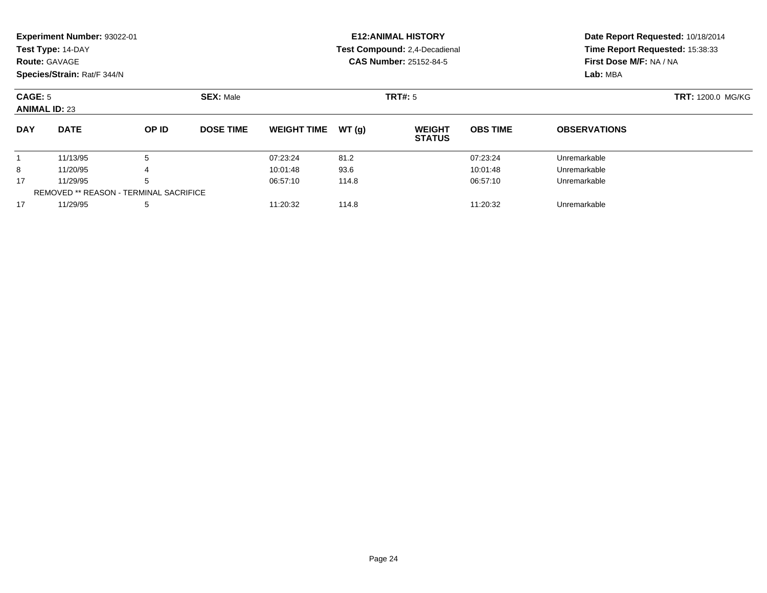**Experiment Number:** 93022-01
**Test Type:** 14-DAY
**Route:** GAVAGE
**Species/Strain:** Rat/F 344/N

**E12:ANIMAL HISTORY**
**Test Compound:** 2,4-Decadienal
**CAS Number:** 25152-84-5

**Date Report Requested:** 10/18/2014
**Time Report Requested:** 15:38:33
**First Dose M/F:** NA / NA
**Lab:** MBA

**CAGE:** 5 **SEX:** Male **TRT#:** 5 **TRT:** 1200.0 MG/KG
**ANIMAL ID:** 23

| DAY | DATE | OP ID | DOSE TIME | WEIGHT TIME | WT (g) | WEIGHT STATUS | OBS TIME | OBSERVATIONS |
|---|---|---|---|---|---|---|---|---|
| 1 | 11/13/95 | 5 | | 07:23:24 | 81.2 | | 07:23:24 | Unremarkable |
| 8 | 11/20/95 | 4 | | 10:01:48 | 93.6 | | 10:01:48 | Unremarkable |
| 17 | 11/29/95 | 5 | | 06:57:10 | 114.8 | | 06:57:10 | Unremarkable |
| REMOVED ** REASON - TERMINAL SACRIFICE | | | | | | | | |
| 17 | 11/29/95 | 5 | | 11:20:32 | 114.8 | | 11:20:32 | Unremarkable |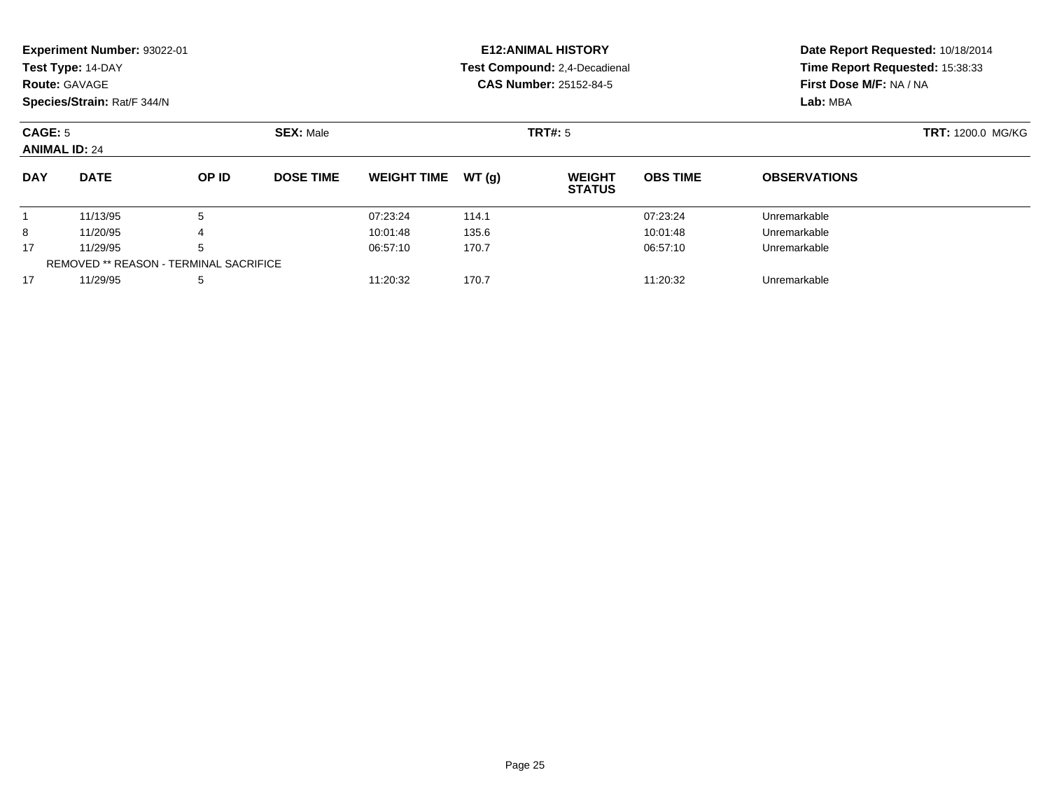**Experiment Number:** 93022-01
**Test Type:** 14-DAY
**Route:** GAVAGE
**Species/Strain:** Rat/F 344/N

**E12:ANIMAL HISTORY**
**Test Compound:** 2,4-Decadienal
**CAS Number:** 25152-84-5

**Date Report Requested:** 10/18/2014
**Time Report Requested:** 15:38:33
**First Dose M/F:** NA / NA
**Lab:** MBA

**CAGE:** 5 **SEX:** Male **TRT#:** 5 **TRT:** 1200.0 MG/KG
**ANIMAL ID:** 24

| DAY | DATE | OP ID | DOSE TIME | WEIGHT TIME | WT (g) | WEIGHT STATUS | OBS TIME | OBSERVATIONS |
|---|---|---|---|---|---|---|---|---|
| 1 | 11/13/95 | 5 | | 07:23:24 | 114.1 | | 07:23:24 | Unremarkable |
| 8 | 11/20/95 | 4 | | 10:01:48 | 135.6 | | 10:01:48 | Unremarkable |
| 17 | 11/29/95 | 5 | | 06:57:10 | 170.7 | | 06:57:10 | Unremarkable |
| REMOVED ** REASON - TERMINAL SACRIFICE | | | | | | | | |
| 17 | 11/29/95 | 5 | | 11:20:32 | 170.7 | | 11:20:32 | Unremarkable |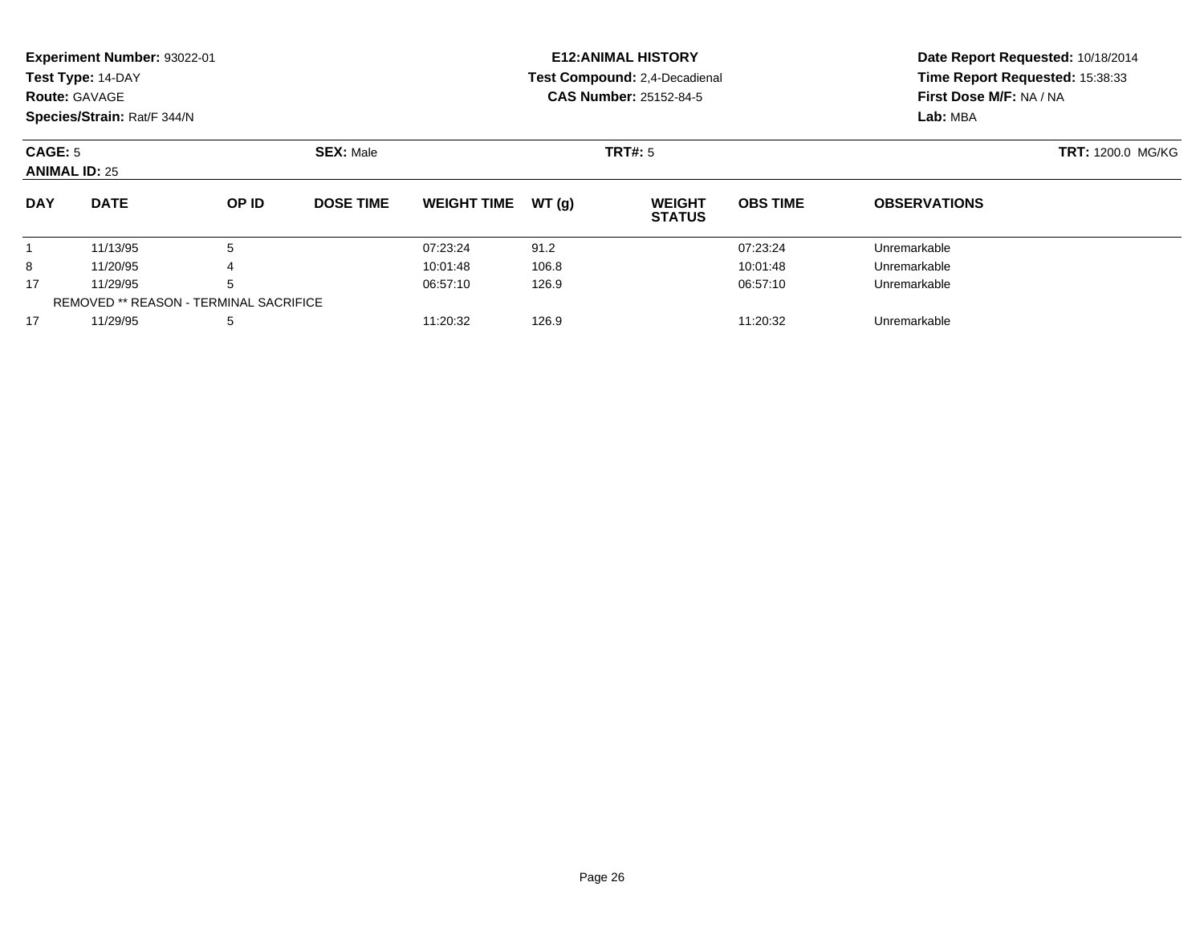**Experiment Number:** 93022-01
**Test Type:** 14-DAY
**Route:** GAVAGE
**Species/Strain:** Rat/F 344/N

**E12:ANIMAL HISTORY**
**Test Compound:** 2,4-Decadienal
**CAS Number:** 25152-84-5

**Date Report Requested:** 10/18/2014
**Time Report Requested:** 15:38:33
**First Dose M/F:** NA / NA
**Lab:** MBA

**CAGE:** 5 **SEX:** Male **TRT#:** 5 **TRT:** 1200.0 MG/KG
**ANIMAL ID:** 25

| DAY | DATE | OP ID | DOSE TIME | WEIGHT TIME | WT (g) | WEIGHT STATUS | OBS TIME | OBSERVATIONS |
|---|---|---|---|---|---|---|---|---|
| 1 | 11/13/95 | 5 | | 07:23:24 | 91.2 | | 07:23:24 | Unremarkable |
| 8 | 11/20/95 | 4 | | 10:01:48 | 106.8 | | 10:01:48 | Unremarkable |
| 17 | 11/29/95 | 5 | | 06:57:10 | 126.9 | | 06:57:10 | Unremarkable |
| REMOVED ** REASON - TERMINAL SACRIFICE | | | | | | | | |
| 17 | 11/29/95 | 5 | | 11:20:32 | 126.9 | | 11:20:32 | Unremarkable |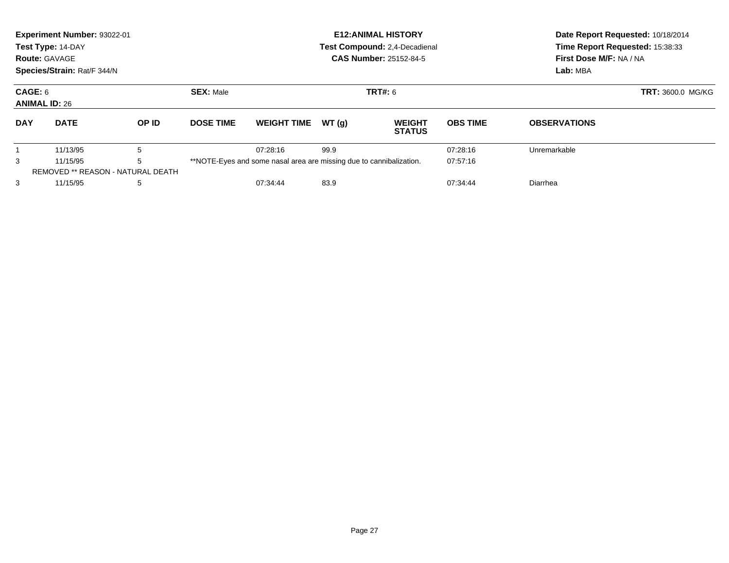**Experiment Number:** 93022-01
**Test Type:** 14-DAY
**Route:** GAVAGE
**Species/Strain:** Rat/F 344/N

**E12:ANIMAL HISTORY**
**Test Compound:** 2,4-Decadienal
**CAS Number:** 25152-84-5

**Date Report Requested:** 10/18/2014
**Time Report Requested:** 15:38:33
**First Dose M/F:** NA / NA
**Lab:** MBA

**CAGE:** 6
**ANIMAL ID:** 26

**SEX:** Male

**TRT#:** 6

**TRT:** 3600.0 MG/KG

| DAY | DATE | OP ID | DOSE TIME | WEIGHT TIME | WT (g) | WEIGHT STATUS | OBS TIME | OBSERVATIONS |
|---|---|---|---|---|---|---|---|---|
| 1 | 11/13/95 | 5 | | 07:28:16 | 99.9 | | 07:28:16 | Unremarkable |
| 3 | 11/15/95 | 5 | **NOTE-Eyes and some nasal area are missing due to cannibalization. | | | | 07:57:16 | |
| REMOVED ** REASON - NATURAL DEATH | | | | | | | | |
| 3 | 11/15/95 | 5 | | 07:34:44 | 83.9 | | 07:34:44 | Diarrhea |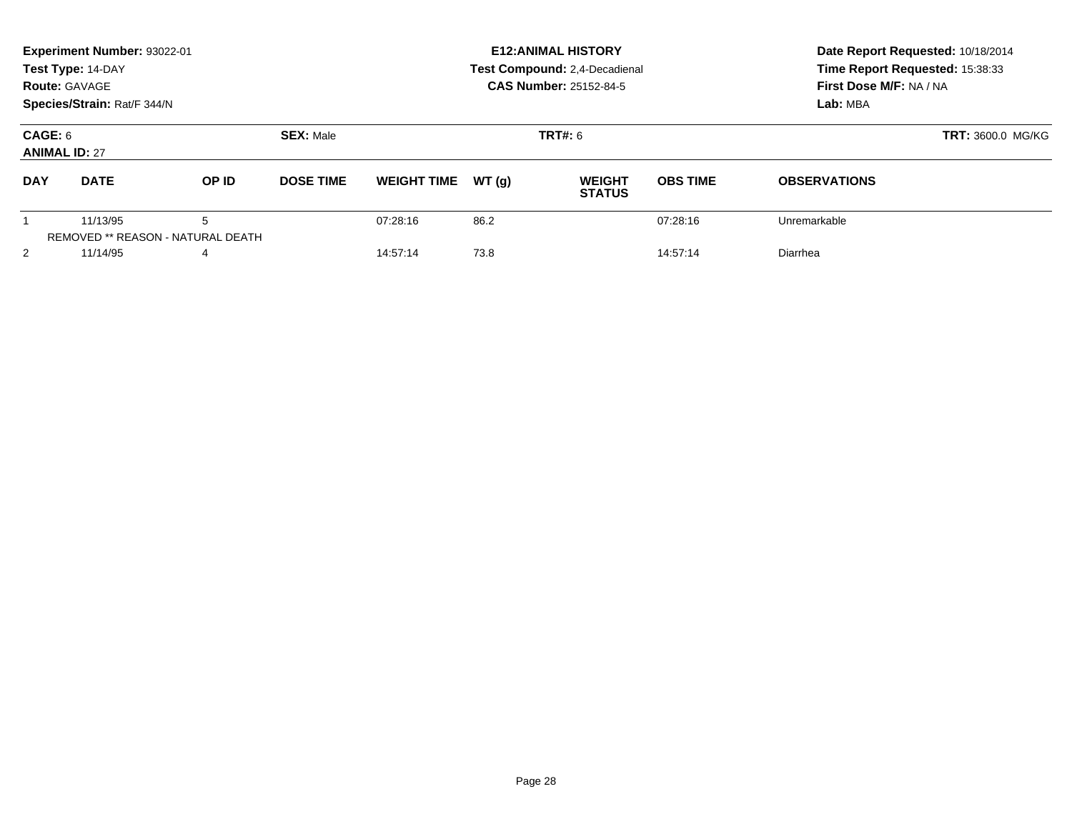**Experiment Number:** 93022-01
**Test Type:** 14-DAY
**Route:** GAVAGE
**Species/Strain:** Rat/F 344/N

**E12:ANIMAL HISTORY**
**Test Compound:** 2,4-Decadienal
**CAS Number:** 25152-84-5

**Date Report Requested:** 10/18/2014
**Time Report Requested:** 15:38:33
**First Dose M/F:** NA / NA
**Lab:** MBA

**CAGE:** 6
**ANIMAL ID:** 27

**SEX:** Male

**TRT#:** 6

**TRT:** 3600.0 MG/KG

| DAY | DATE | OP ID | DOSE TIME | WEIGHT TIME | WT (g) | WEIGHT STATUS | OBS TIME | OBSERVATIONS |
|---|---|---|---|---|---|---|---|---|
| 1 | 11/13/95 | 5 | | 07:28:16 | 86.2 | | 07:28:16 | Unremarkable |
| | REMOVED ** REASON - NATURAL DEATH | | | | | | | |
| 2 | 11/14/95 | 4 | | 14:57:14 | 73.8 | | 14:57:14 | Diarrhea |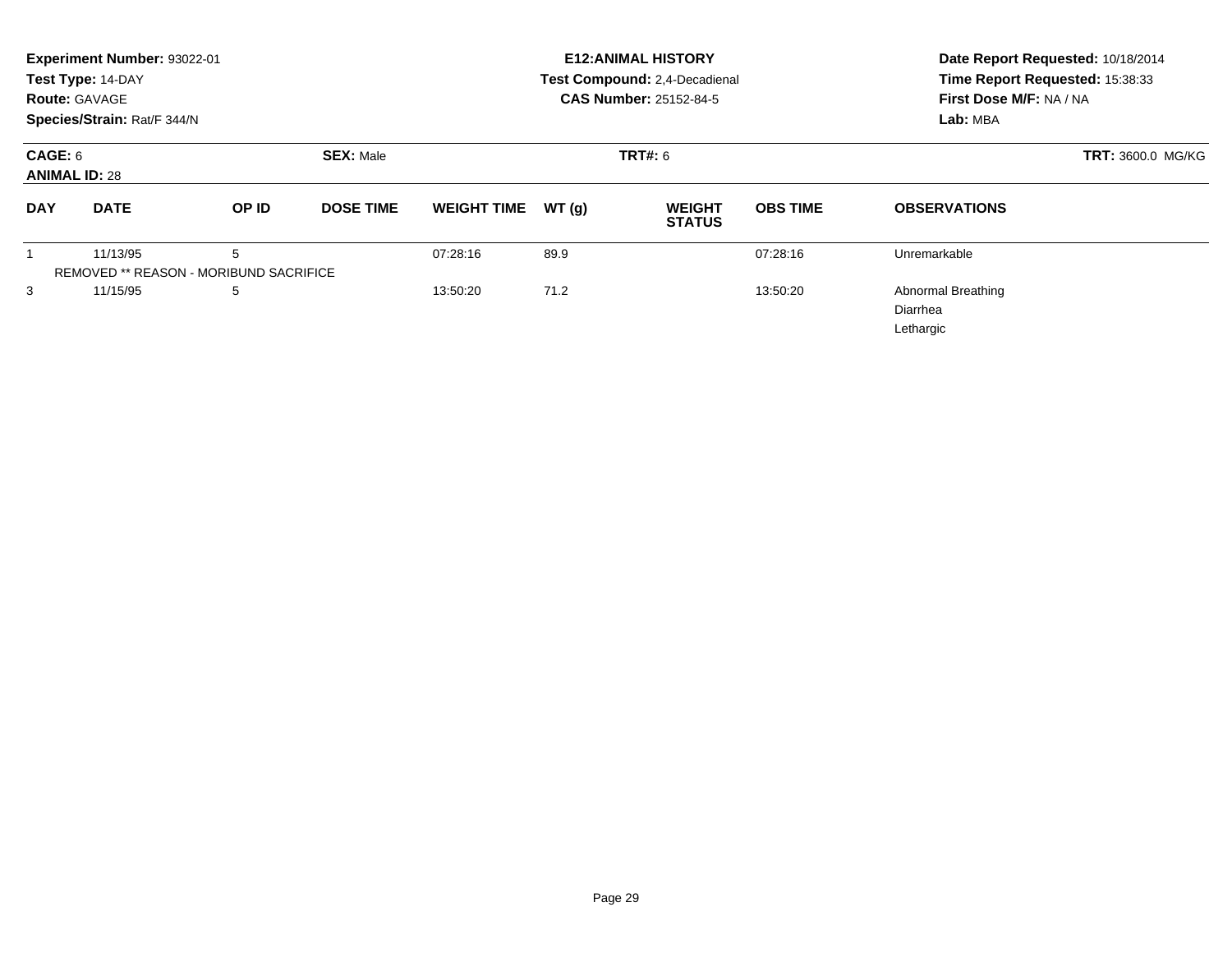**Experiment Number:** 93022-01
**Test Type:** 14-DAY
**Route:** GAVAGE
**Species/Strain:** Rat/F 344/N

**E12:ANIMAL HISTORY**
**Test Compound:** 2,4-Decadienal
**CAS Number:** 25152-84-5

**Date Report Requested:** 10/18/2014
**Time Report Requested:** 15:38:33
**First Dose M/F:** NA / NA
**Lab:** MBA

**CAGE:** 6 **SEX:** Male **TRT#:** 6 **TRT:** 3600.0 MG/KG
**ANIMAL ID:** 28

| DAY | DATE | OP ID | DOSE TIME | WEIGHT TIME | WT (g) | WEIGHT STATUS | OBS TIME | OBSERVATIONS |
|---|---|---|---|---|---|---|---|---|
| 1 | 11/13/95 | 5 | | 07:28:16 | 89.9 | | 07:28:16 | Unremarkable |
| REMOVED ** REASON - MORIBUND SACRIFICE | | | | | | | | |
| 3 | 11/15/95 | 5 | | 13:50:20 | 71.2 | | 13:50:20 | Abnormal Breathing<br>Diarrhea<br>Lethargic |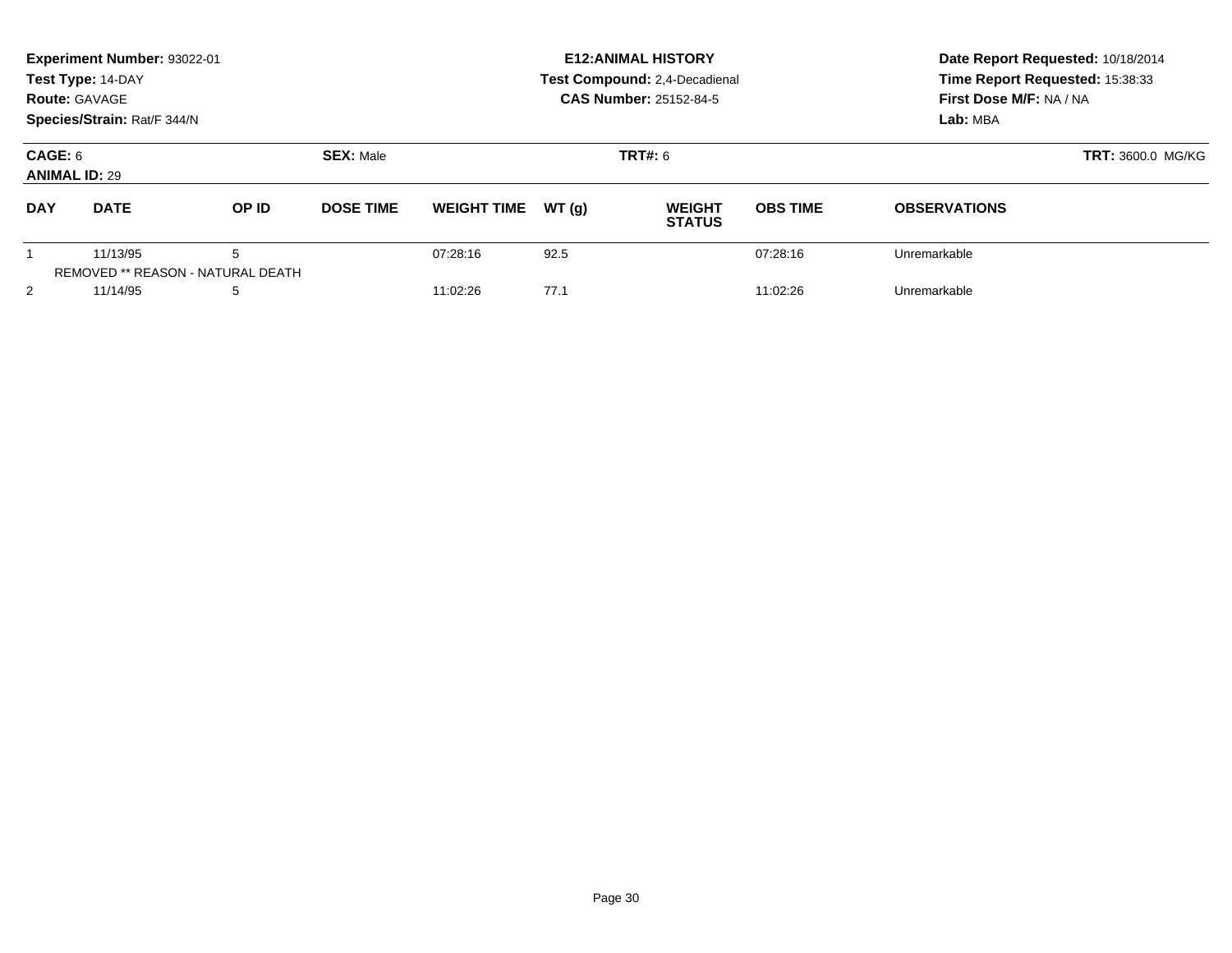**Experiment Number:** 93022-01
**Test Type:** 14-DAY
**Route:** GAVAGE
**Species/Strain:** Rat/F 344/N

**E12:ANIMAL HISTORY**
**Test Compound:** 2,4-Decadienal
**CAS Number:** 25152-84-5

**Date Report Requested:** 10/18/2014
**Time Report Requested:** 15:38:33
**First Dose M/F:** NA / NA
**Lab:** MBA

**CAGE:** 6
**ANIMAL ID:** 29
**SEX:** Male
**TRT#:** 6
**TRT:** 3600.0 MG/KG

| DAY | DATE | OP ID | DOSE TIME | WEIGHT TIME | WT (g) | WEIGHT STATUS | OBS TIME | OBSERVATIONS |
|---|---|---|---|---|---|---|---|---|
| 1 | 11/13/95 | 5 | | 07:28:16 | 92.5 | | 07:28:16 | Unremarkable |
| | REMOVED ** REASON - NATURAL DEATH | | | | | | | |
| 2 | 11/14/95 | 5 | | 11:02:26 | 77.1 | | 11:02:26 | Unremarkable |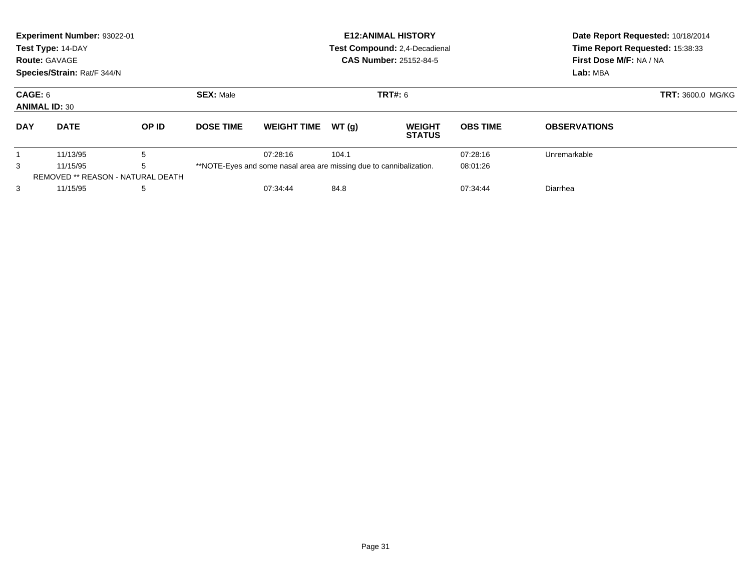**Experiment Number:** 93022-01
**Test Type:** 14-DAY
**Route:** GAVAGE
**Species/Strain:** Rat/F 344/N

**E12:ANIMAL HISTORY**
**Test Compound:** 2,4-Decadienal
**CAS Number:** 25152-84-5

**Date Report Requested:** 10/18/2014
**Time Report Requested:** 15:38:33
**First Dose M/F:** NA / NA
**Lab:** MBA

**CAGE:** 6
**ANIMAL ID:** 30

**SEX:** Male

**TRT#:** 6

**TRT:** 3600.0 MG/KG

| DAY | DATE | OP ID | DOSE TIME | WEIGHT TIME | WT (g) | WEIGHT STATUS | OBS TIME | OBSERVATIONS |
|---|---|---|---|---|---|---|---|---|
| 1 | 11/13/95 | 5 | | 07:28:16 | 104.1 | | 07:28:16 | Unremarkable |
| 3 | 11/15/95 | 5 | **NOTE-Eyes and some nasal area are missing due to cannibalization. | | | | 08:01:26 | |
| REMOVED ** REASON - NATURAL DEATH | | | | | | | | |
| 3 | 11/15/95 | 5 | | 07:34:44 | 84.8 | | 07:34:44 | Diarrhea |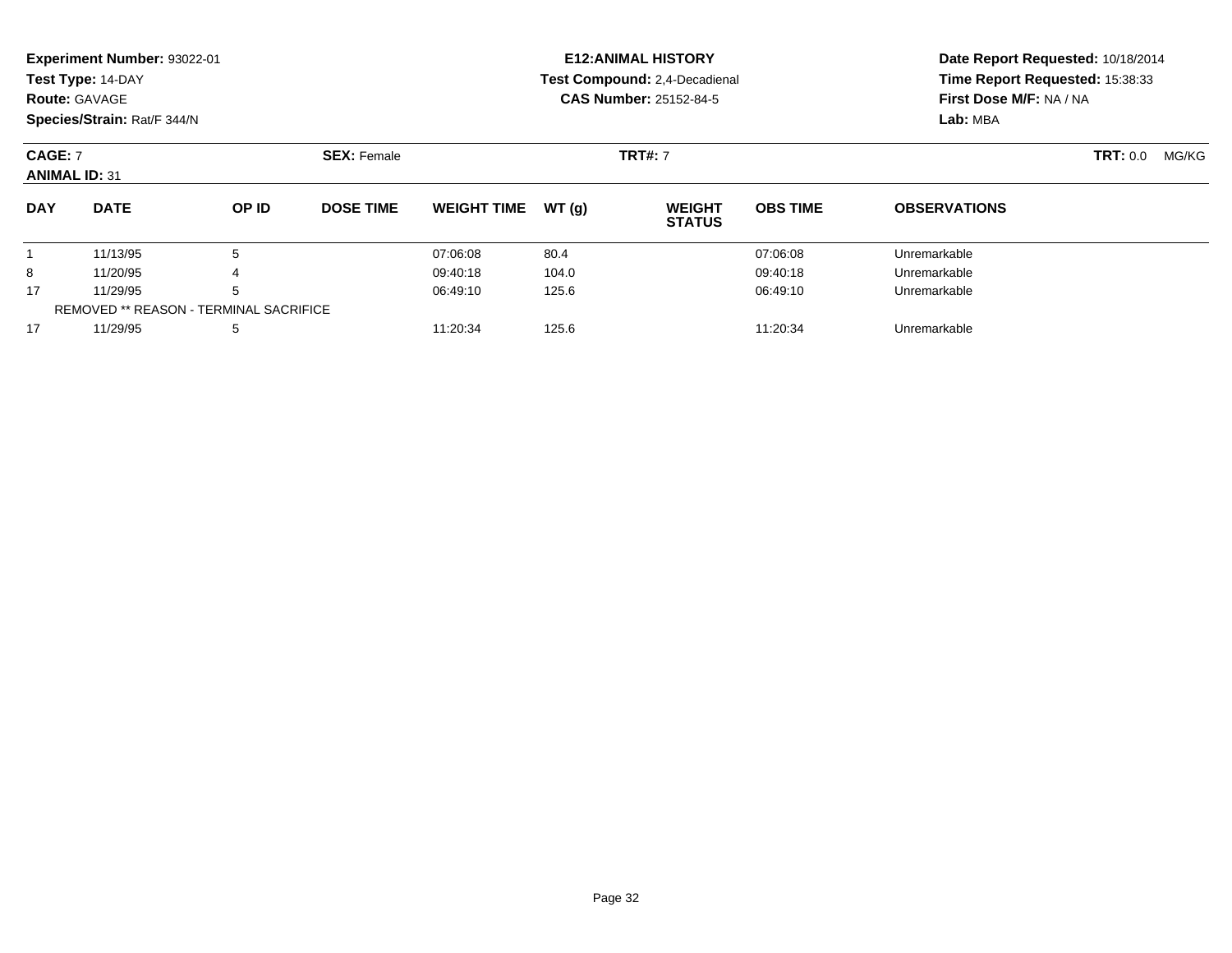**Experiment Number:** 93022-01
**Test Type:** 14-DAY
**Route:** GAVAGE
**Species/Strain:** Rat/F 344/N

**E12:ANIMAL HISTORY**
**Test Compound:** 2,4-Decadienal
**CAS Number:** 25152-84-5

**Date Report Requested:** 10/18/2014
**Time Report Requested:** 15:38:33
**First Dose M/F:** NA / NA
**Lab:** MBA

**CAGE:** 7 **SEX:** Female **TRT#:** 7 **TRT:** 0.0 MG/KG
**ANIMAL ID:** 31

| DAY | DATE | OP ID | DOSE TIME | WEIGHT TIME | WT (g) | WEIGHT STATUS | OBS TIME | OBSERVATIONS |
|---|---|---|---|---|---|---|---|---|
| 1 | 11/13/95 | 5 | | 07:06:08 | 80.4 | | 07:06:08 | Unremarkable |
| 8 | 11/20/95 | 4 | | 09:40:18 | 104.0 | | 09:40:18 | Unremarkable |
| 17 | 11/29/95 | 5 | | 06:49:10 | 125.6 | | 06:49:10 | Unremarkable |
| REMOVED ** REASON - TERMINAL SACRIFICE | | | | | | | | |
| 17 | 11/29/95 | 5 | | 11:20:34 | 125.6 | | 11:20:34 | Unremarkable |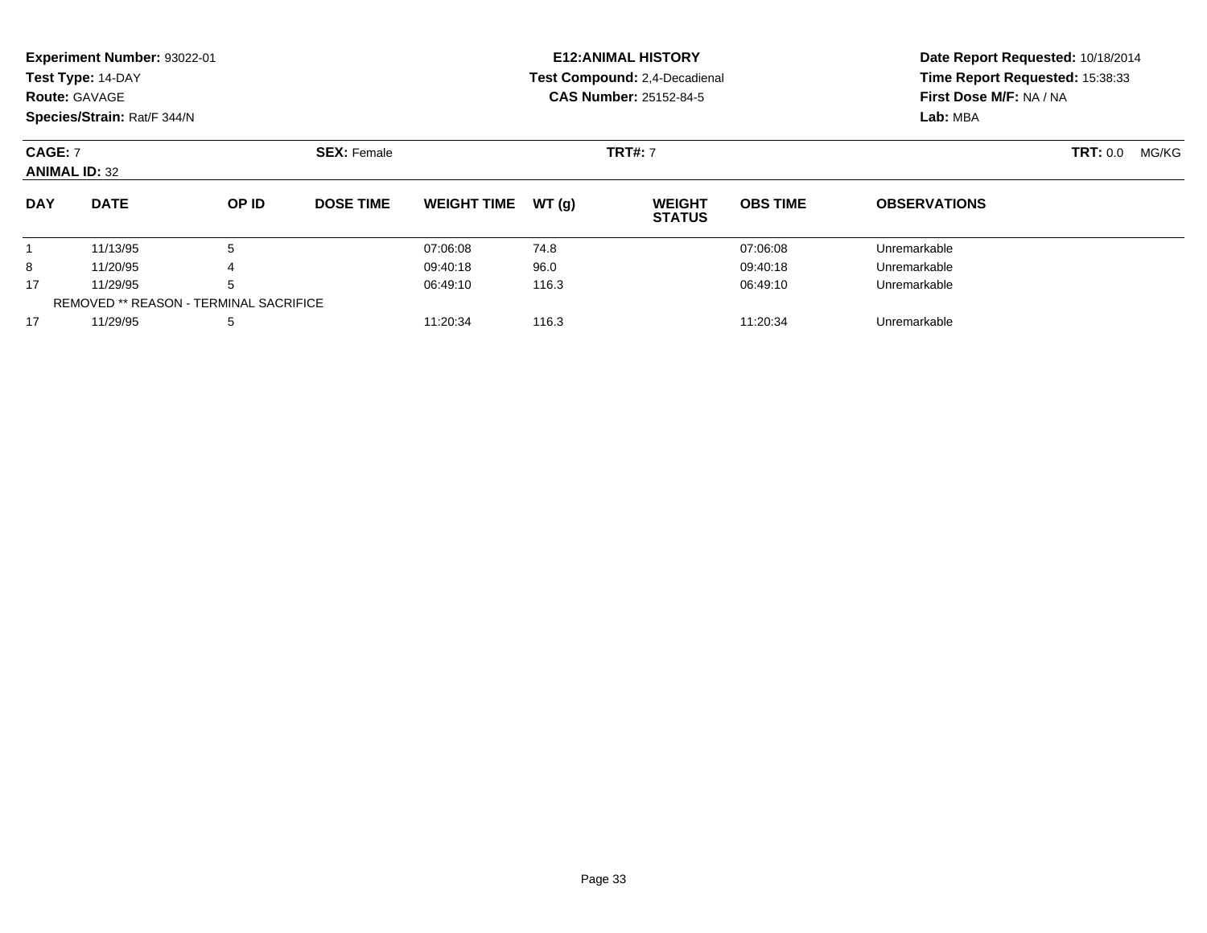**Experiment Number:** 93022-01
**Test Type:** 14-DAY
**Route:** GAVAGE
**Species/Strain:** Rat/F 344/N

**E12:ANIMAL HISTORY**
**Test Compound:** 2,4-Decadienal
**CAS Number:** 25152-84-5

**Date Report Requested:** 10/18/2014
**Time Report Requested:** 15:38:33
**First Dose M/F:** NA / NA
**Lab:** MBA

**CAGE:** 7 **SEX:** Female **TRT#:** 7 **TRT:** 0.0 MG/KG
**ANIMAL ID:** 32

| DAY | DATE | OP ID | DOSE TIME | WEIGHT TIME | WT (g) | WEIGHT STATUS | OBS TIME | OBSERVATIONS |
|---|---|---|---|---|---|---|---|---|
| 1 | 11/13/95 | 5 | | 07:06:08 | 74.8 | | 07:06:08 | Unremarkable |
| 8 | 11/20/95 | 4 | | 09:40:18 | 96.0 | | 09:40:18 | Unremarkable |
| 17 | 11/29/95 | 5 | | 06:49:10 | 116.3 | | 06:49:10 | Unremarkable |
| REMOVED ** REASON - TERMINAL SACRIFICE | | | | | | | | |
| 17 | 11/29/95 | 5 | | 11:20:34 | 116.3 | | 11:20:34 | Unremarkable |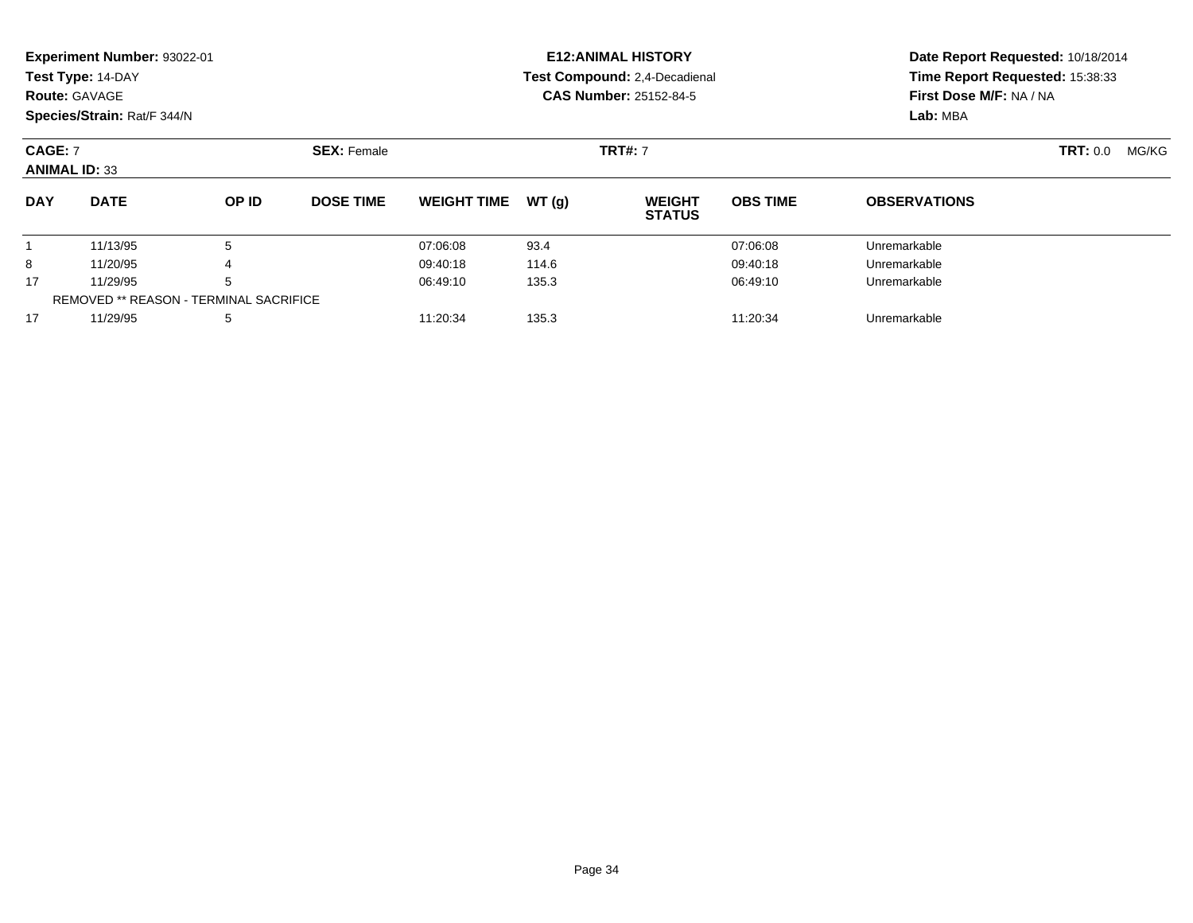**Experiment Number:** 93022-01
**Test Type:** 14-DAY
**Route:** GAVAGE
**Species/Strain:** Rat/F 344/N

**E12:ANIMAL HISTORY**
**Test Compound:** 2,4-Decadienal
**CAS Number:** 25152-84-5

**Date Report Requested:** 10/18/2014
**Time Report Requested:** 15:38:33
**First Dose M/F:** NA / NA
**Lab:** MBA

**CAGE:** 7 **SEX:** Female **TRT#:** 7 **TRT:** 0.0 MG/KG
**ANIMAL ID:** 33

| DAY | DATE | OP ID | DOSE TIME | WEIGHT TIME | WT (g) | WEIGHT STATUS | OBS TIME | OBSERVATIONS |
|---|---|---|---|---|---|---|---|---|
| 1 | 11/13/95 | 5 | | 07:06:08 | 93.4 | | 07:06:08 | Unremarkable |
| 8 | 11/20/95 | 4 | | 09:40:18 | 114.6 | | 09:40:18 | Unremarkable |
| 17 | 11/29/95 | 5 | | 06:49:10 | 135.3 | | 06:49:10 | Unremarkable |
| REMOVED ** REASON - TERMINAL SACRIFICE | | | | | | | | |
| 17 | 11/29/95 | 5 | | 11:20:34 | 135.3 | | 11:20:34 | Unremarkable |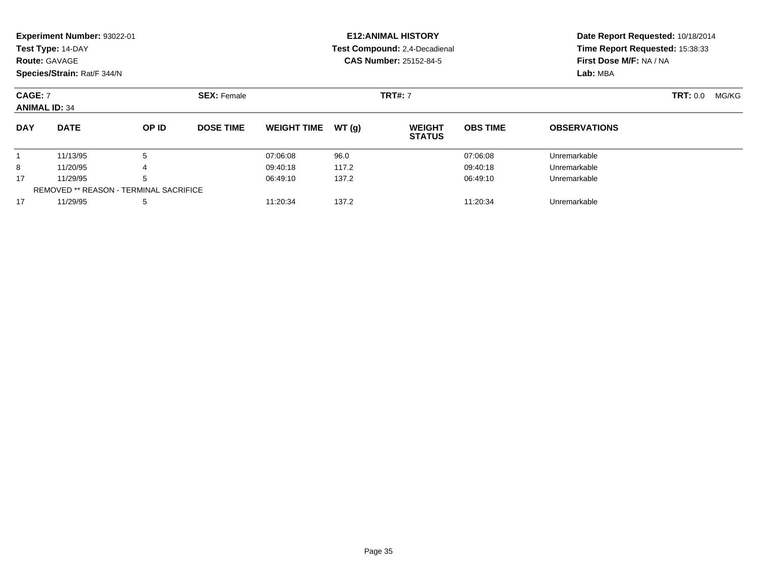**Experiment Number:** 93022-01
**Test Type:** 14-DAY
**Route:** GAVAGE
**Species/Strain:** Rat/F 344/N

**E12:ANIMAL HISTORY**
**Test Compound:** 2,4-Decadienal
**CAS Number:** 25152-84-5

**Date Report Requested:** 10/18/2014
**Time Report Requested:** 15:38:33
**First Dose M/F:** NA / NA
**Lab:** MBA

**CAGE:** 7 **SEX:** Female **TRT#:** 7 **TRT:** 0.0 MG/KG
**ANIMAL ID:** 34

| DAY | DATE | OP ID | DOSE TIME | WEIGHT TIME | WT (g) | WEIGHT STATUS | OBS TIME | OBSERVATIONS |
|---|---|---|---|---|---|---|---|---|
| 1 | 11/13/95 | 5 | | 07:06:08 | 96.0 | | 07:06:08 | Unremarkable |
| 8 | 11/20/95 | 4 | | 09:40:18 | 117.2 | | 09:40:18 | Unremarkable |
| 17 | 11/29/95 | 5 | | 06:49:10 | 137.2 | | 06:49:10 | Unremarkable |
| REMOVED ** REASON - TERMINAL SACRIFICE | | | | | | | | |
| 17 | 11/29/95 | 5 | | 11:20:34 | 137.2 | | 11:20:34 | Unremarkable |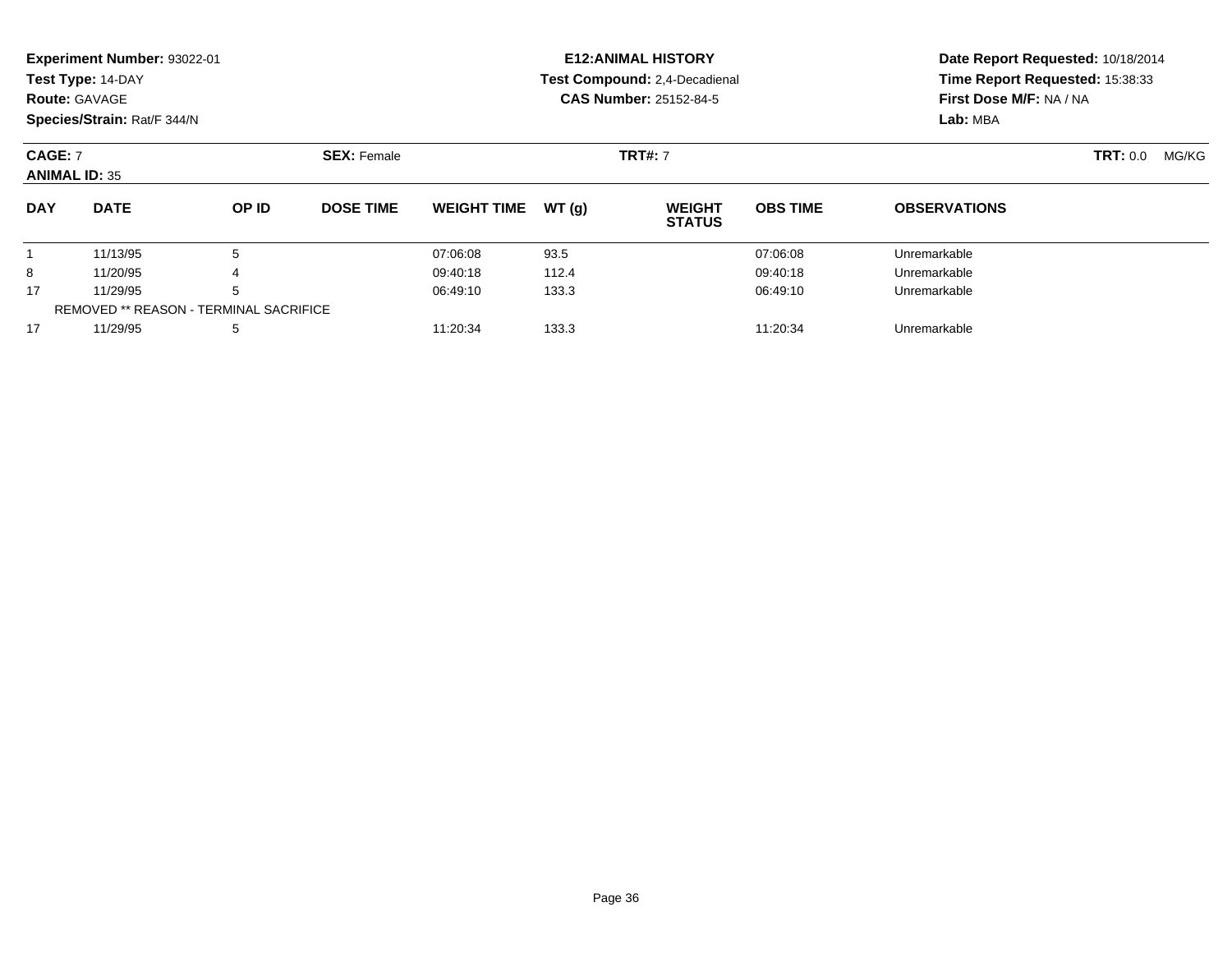**Experiment Number:** 93022-01
**Test Type:** 14-DAY
**Route:** GAVAGE
**Species/Strain:** Rat/F 344/N

**E12:ANIMAL HISTORY**
**Test Compound:** 2,4-Decadienal
**CAS Number:** 25152-84-5

**Date Report Requested:** 10/18/2014
**Time Report Requested:** 15:38:33
**First Dose M/F:** NA / NA
**Lab:** MBA

**CAGE:** 7
**ANIMAL ID:** 35

**SEX:** Female

**TRT#:** 7

**TRT:** 0.0 MG/KG

| DAY | DATE | OP ID | DOSE TIME | WEIGHT TIME | WT (g) | WEIGHT STATUS | OBS TIME | OBSERVATIONS |
|---|---|---|---|---|---|---|---|---|
| 1 | 11/13/95 | 5 | | 07:06:08 | 93.5 | | 07:06:08 | Unremarkable |
| 8 | 11/20/95 | 4 | | 09:40:18 | 112.4 | | 09:40:18 | Unremarkable |
| 17 | 11/29/95 | 5 | | 06:49:10 | 133.3 | | 06:49:10 | Unremarkable |
| REMOVED ** REASON - TERMINAL SACRIFICE | | | | | | | | |
| 17 | 11/29/95 | 5 | | 11:20:34 | 133.3 | | 11:20:34 | Unremarkable |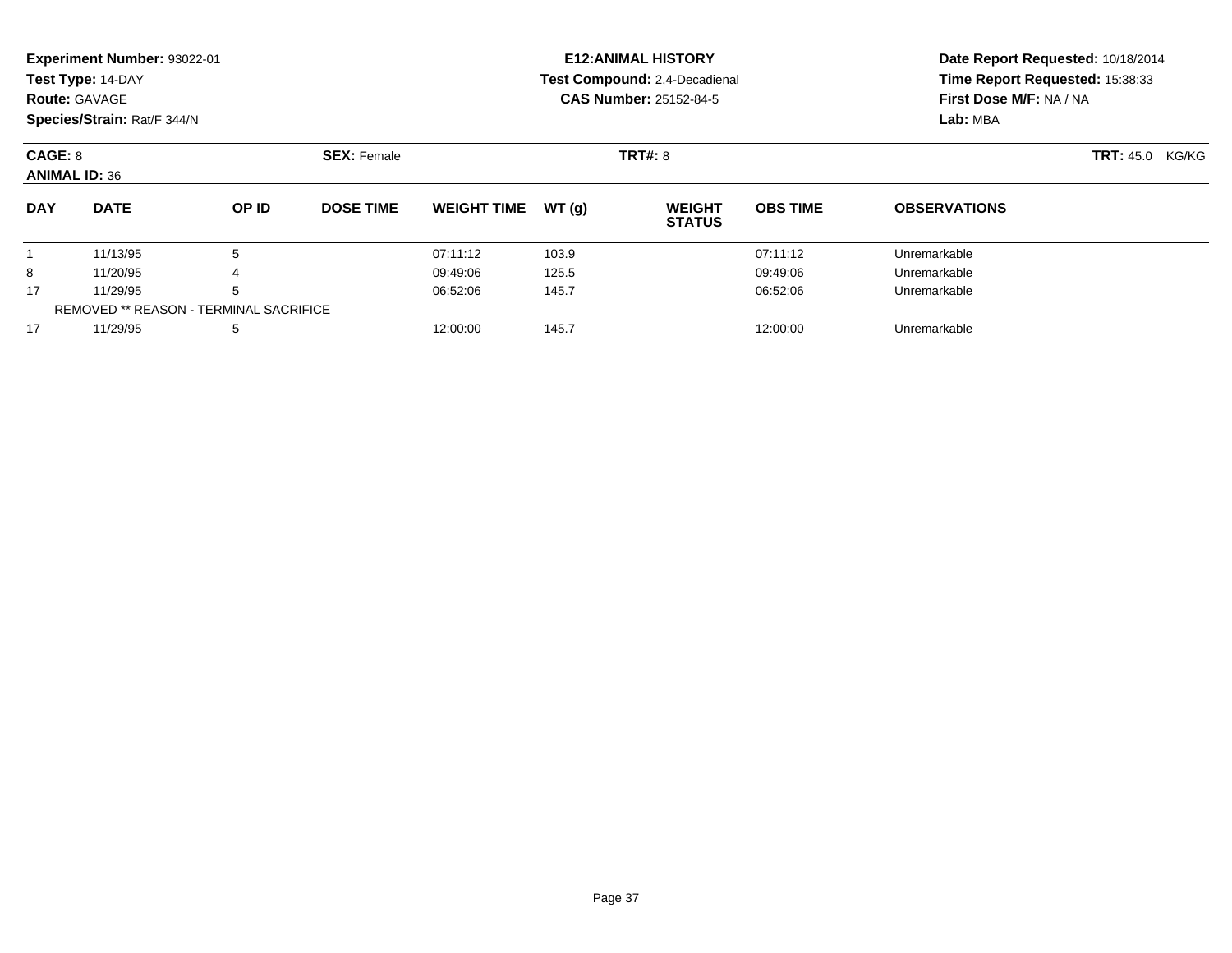**Experiment Number:** 93022-01
**Test Type:** 14-DAY
**Route:** GAVAGE
**Species/Strain:** Rat/F 344/N

**E12:ANIMAL HISTORY**
**Test Compound:** 2,4-Decadienal
**CAS Number:** 25152-84-5

**Date Report Requested:** 10/18/2014
**Time Report Requested:** 15:38:33
**First Dose M/F:** NA / NA
**Lab:** MBA

**CAGE:** 8 **SEX:** Female **TRT#:** 8 **TRT:** 45.0 KG/KG
**ANIMAL ID:** 36

| DAY | DATE | OP ID | DOSE TIME | WEIGHT TIME | WT (g) | WEIGHT STATUS | OBS TIME | OBSERVATIONS |
|---|---|---|---|---|---|---|---|---|
| 1 | 11/13/95 | 5 | | 07:11:12 | 103.9 | | 07:11:12 | Unremarkable |
| 8 | 11/20/95 | 4 | | 09:49:06 | 125.5 | | 09:49:06 | Unremarkable |
| 17 | 11/29/95 | 5 | | 06:52:06 | 145.7 | | 06:52:06 | Unremarkable |
| REMOVED ** REASON - TERMINAL SACRIFICE | | | | | | | | |
| 17 | 11/29/95 | 5 | | 12:00:00 | 145.7 | | 12:00:00 | Unremarkable |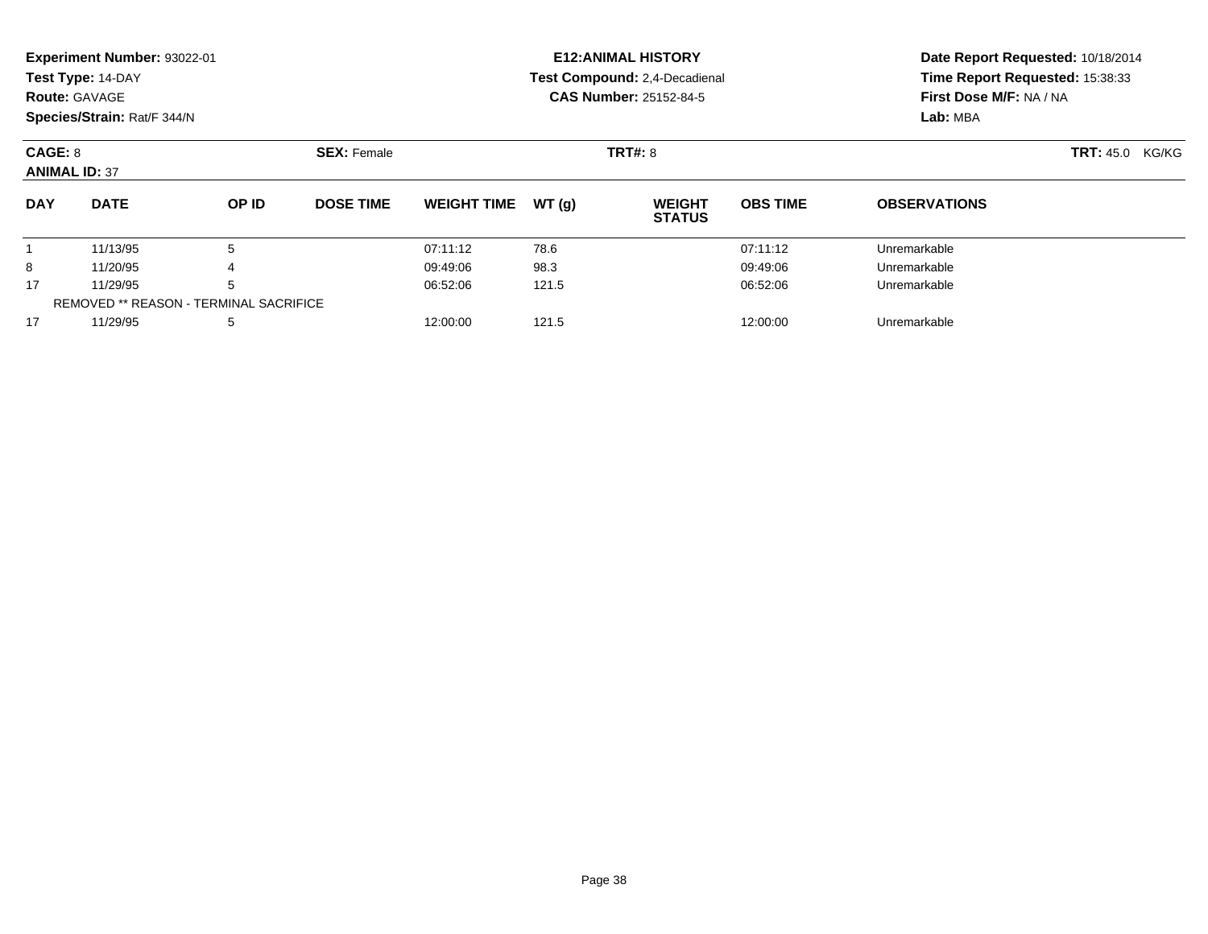**Experiment Number:** 93022-01
**Test Type:** 14-DAY
**Route:** GAVAGE
**Species/Strain:** Rat/F 344/N

**E12:ANIMAL HISTORY**
**Test Compound:** 2,4-Decadienal
**CAS Number:** 25152-84-5

**Date Report Requested:** 10/18/2014
**Time Report Requested:** 15:38:33
**First Dose M/F:** NA / NA
**Lab:** MBA

**CAGE:** 8
**ANIMAL ID:** 37

**SEX:** Female

**TRT#:** 8

**TRT:** 45.0 KG/KG

| DAY | DATE | OP ID | DOSE TIME | WEIGHT TIME | WT (g) | WEIGHT STATUS | OBS TIME | OBSERVATIONS |
|---|---|---|---|---|---|---|---|---|
| 1 | 11/13/95 | 5 | | 07:11:12 | 78.6 | | 07:11:12 | Unremarkable |
| 8 | 11/20/95 | 4 | | 09:49:06 | 98.3 | | 09:49:06 | Unremarkable |
| 17 | 11/29/95 | 5 | | 06:52:06 | 121.5 | | 06:52:06 | Unremarkable |
| REMOVED ** REASON - TERMINAL SACRIFICE | | | | | | | | |
| 17 | 11/29/95 | 5 | | 12:00:00 | 121.5 | | 12:00:00 | Unremarkable |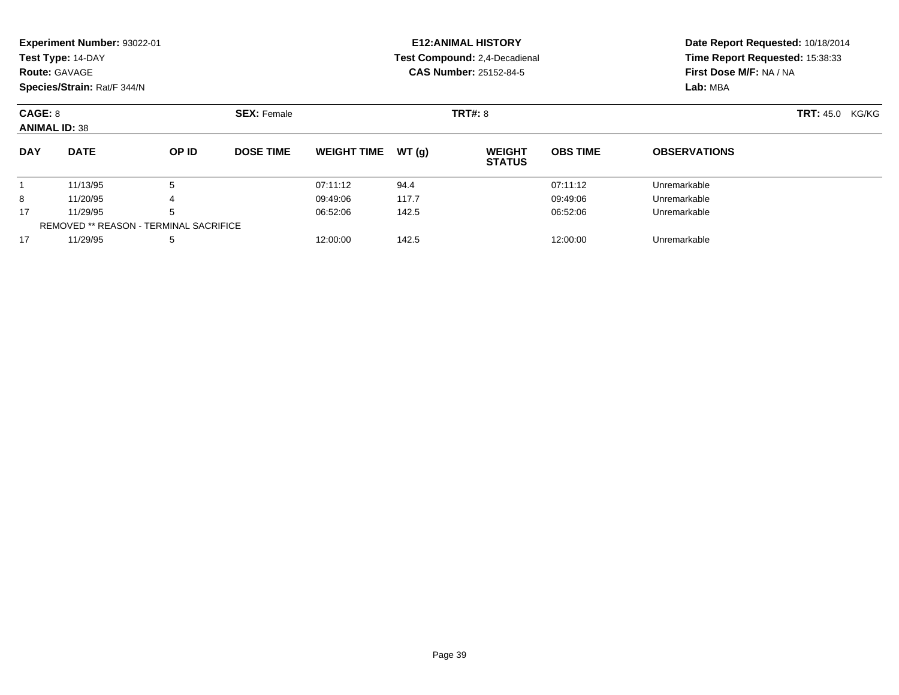**Experiment Number:** 93022-01
**Test Type:** 14-DAY
**Route:** GAVAGE
**Species/Strain:** Rat/F 344/N

**E12:ANIMAL HISTORY**
**Test Compound:** 2,4-Decadienal
**CAS Number:** 25152-84-5

**Date Report Requested:** 10/18/2014
**Time Report Requested:** 15:38:33
**First Dose M/F:** NA / NA
**Lab:** MBA

**CAGE:** 8 **SEX:** Female **TRT#:** 8 **TRT:** 45.0 KG/KG
**ANIMAL ID:** 38

| DAY | DATE | OP ID | DOSE TIME | WEIGHT TIME | WT (g) | WEIGHT STATUS | OBS TIME | OBSERVATIONS |
|---|---|---|---|---|---|---|---|---|
| 1 | 11/13/95 | 5 | | 07:11:12 | 94.4 | | 07:11:12 | Unremarkable |
| 8 | 11/20/95 | 4 | | 09:49:06 | 117.7 | | 09:49:06 | Unremarkable |
| 17 | 11/29/95 | 5 | | 06:52:06 | 142.5 | | 06:52:06 | Unremarkable |
| REMOVED ** REASON - TERMINAL SACRIFICE | | | | | | | | |
| 17 | 11/29/95 | 5 | | 12:00:00 | 142.5 | | 12:00:00 | Unremarkable |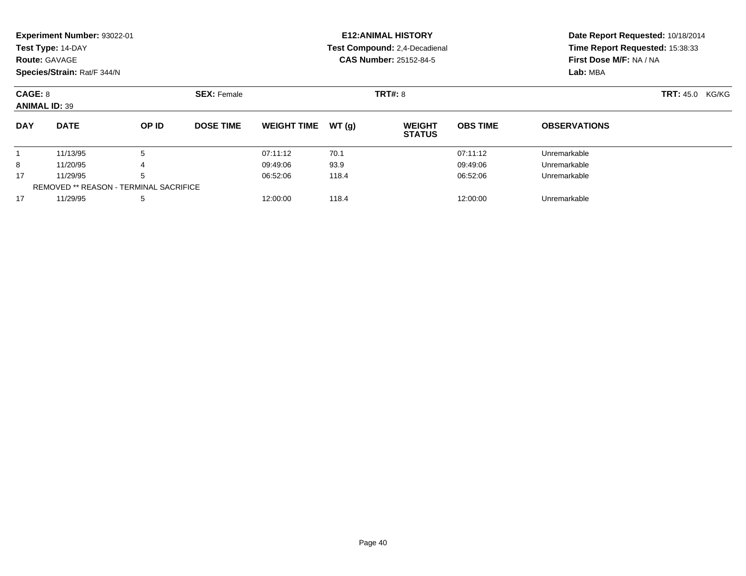**Experiment Number:** 93022-01
**Test Type:** 14-DAY
**Route:** GAVAGE
**Species/Strain:** Rat/F 344/N

**E12:ANIMAL HISTORY**
**Test Compound:** 2,4-Decadienal
**CAS Number:** 25152-84-5

**Date Report Requested:** 10/18/2014
**Time Report Requested:** 15:38:33
**First Dose M/F:** NA / NA
**Lab:** MBA

**CAGE:** 8 **SEX:** Female **TRT#:** 8 **TRT:** 45.0 KG/KG
**ANIMAL ID:** 39

| DAY | DATE | OP ID | DOSE TIME | WEIGHT TIME | WT (g) | WEIGHT STATUS | OBS TIME | OBSERVATIONS |
|---|---|---|---|---|---|---|---|---|
| 1 | 11/13/95 | 5 | | 07:11:12 | 70.1 | | 07:11:12 | Unremarkable |
| 8 | 11/20/95 | 4 | | 09:49:06 | 93.9 | | 09:49:06 | Unremarkable |
| 17 | 11/29/95 | 5 | | 06:52:06 | 118.4 | | 06:52:06 | Unremarkable |
| REMOVED ** REASON - TERMINAL SACRIFICE | | | | | | | | |
| 17 | 11/29/95 | 5 | | 12:00:00 | 118.4 | | 12:00:00 | Unremarkable |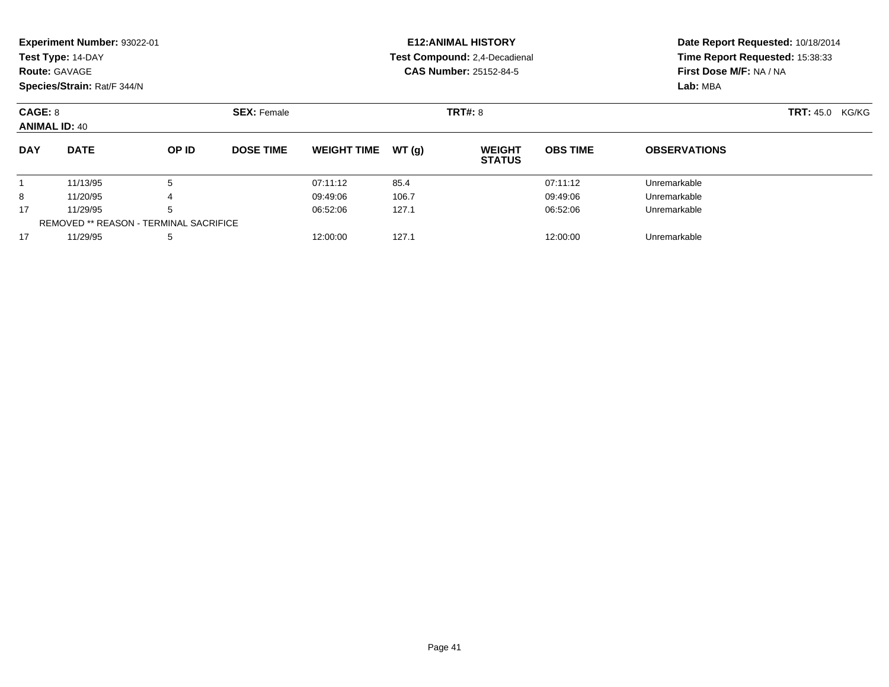**Experiment Number:** 93022-01
**Test Type:** 14-DAY
**Route:** GAVAGE
**Species/Strain:** Rat/F 344/N

**E12:ANIMAL HISTORY**
**Test Compound:** 2,4-Decadienal
**CAS Number:** 25152-84-5

**Date Report Requested:** 10/18/2014
**Time Report Requested:** 15:38:33
**First Dose M/F:** NA / NA
**Lab:** MBA

**CAGE:** 8
**ANIMAL ID:** 40

**SEX:** Female

**TRT#:** 8

**TRT:** 45.0 KG/KG

| DAY | DATE | OP ID | DOSE TIME | WEIGHT TIME | WT (g) | WEIGHT STATUS | OBS TIME | OBSERVATIONS |
|---|---|---|---|---|---|---|---|---|
| 1 | 11/13/95 | 5 | | 07:11:12 | 85.4 | | 07:11:12 | Unremarkable |
| 8 | 11/20/95 | 4 | | 09:49:06 | 106.7 | | 09:49:06 | Unremarkable |
| 17 | 11/29/95 | 5 | | 06:52:06 | 127.1 | | 06:52:06 | Unremarkable |
| REMOVED ** REASON - TERMINAL SACRIFICE | | | | | | | | |
| 17 | 11/29/95 | 5 | | 12:00:00 | 127.1 | | 12:00:00 | Unremarkable |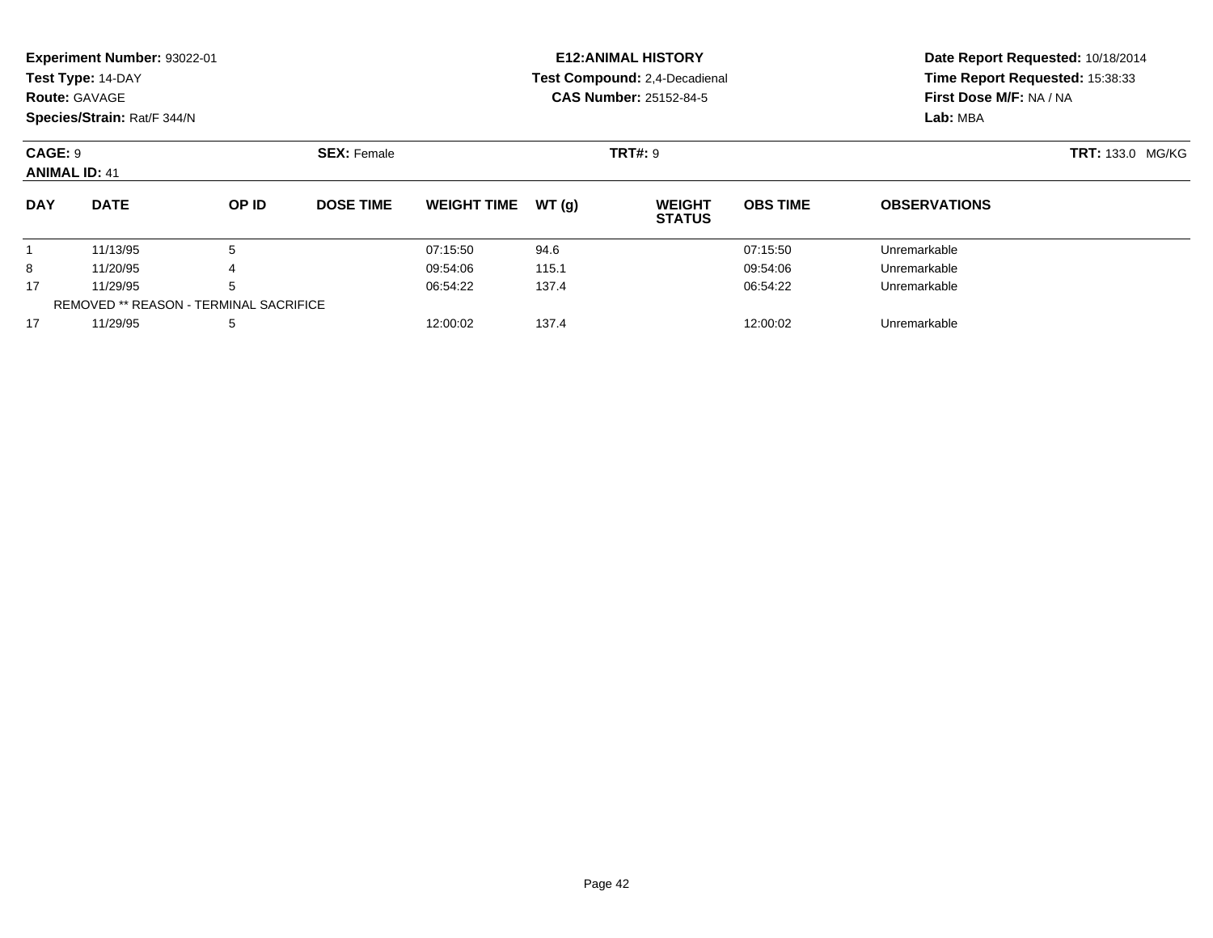**Experiment Number:** 93022-01
**Test Type:** 14-DAY
**Route:** GAVAGE
**Species/Strain:** Rat/F 344/N

**E12:ANIMAL HISTORY**
**Test Compound:** 2,4-Decadienal
**CAS Number:** 25152-84-5

**Date Report Requested:** 10/18/2014
**Time Report Requested:** 15:38:33
**First Dose M/F:** NA / NA
**Lab:** MBA

**CAGE:** 9 **SEX:** Female **TRT#:** 9 **TRT:** 133.0 MG/KG
**ANIMAL ID:** 41

| DAY | DATE | OP ID | DOSE TIME | WEIGHT TIME | WT (g) | WEIGHT STATUS | OBS TIME | OBSERVATIONS |
|---|---|---|---|---|---|---|---|---|
| 1 | 11/13/95 | 5 | | 07:15:50 | 94.6 | | 07:15:50 | Unremarkable |
| 8 | 11/20/95 | 4 | | 09:54:06 | 115.1 | | 09:54:06 | Unremarkable |
| 17 | 11/29/95 | 5 | | 06:54:22 | 137.4 | | 06:54:22 | Unremarkable |
| REMOVED ** REASON - TERMINAL SACRIFICE | | | | | | | | |
| 17 | 11/29/95 | 5 | | 12:00:02 | 137.4 | | 12:00:02 | Unremarkable |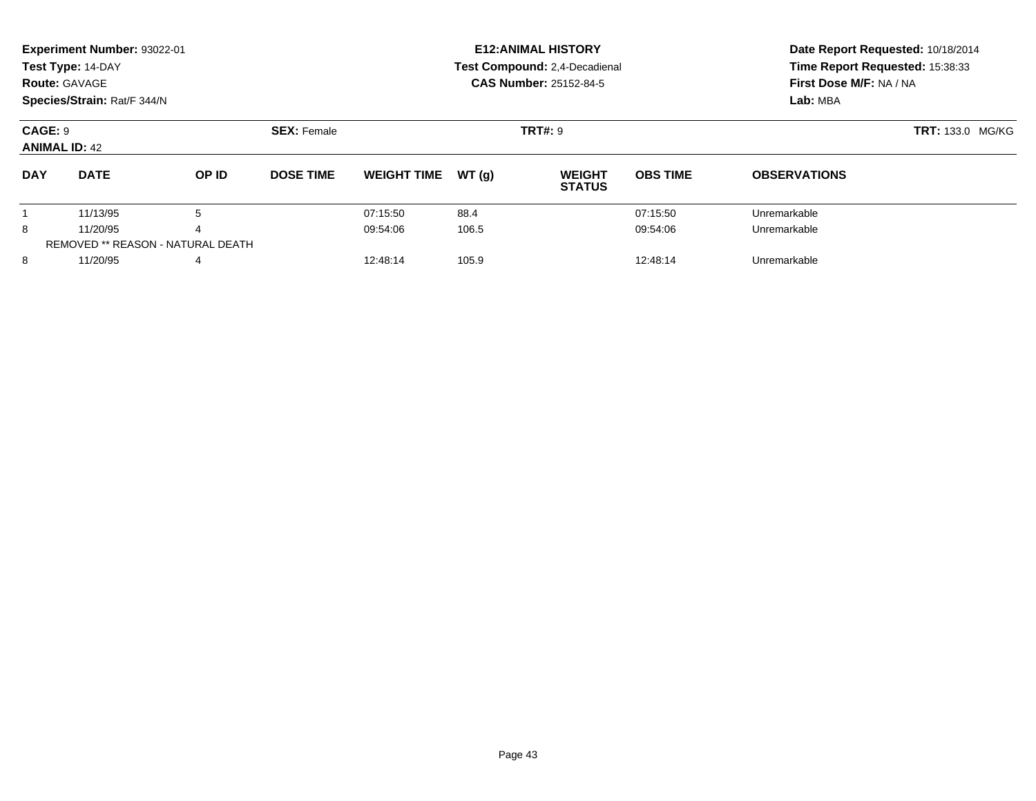**Experiment Number:** 93022-01
**Test Type:** 14-DAY
**Route:** GAVAGE
**Species/Strain:** Rat/F 344/N

**E12:ANIMAL HISTORY**
**Test Compound:** 2,4-Decadienal
**CAS Number:** 25152-84-5

**Date Report Requested:** 10/18/2014
**Time Report Requested:** 15:38:33
**First Dose M/F:** NA / NA
**Lab:** MBA

**CAGE:** 9
**ANIMAL ID:** 42
**SEX:** Female
**TRT#:** 9
**TRT:** 133.0 MG/KG

| DAY | DATE | OP ID | DOSE TIME | WEIGHT TIME | WT (g) | WEIGHT STATUS | OBS TIME | OBSERVATIONS |
|---|---|---|---|---|---|---|---|---|
| 1 | 11/13/95 | 5 | | 07:15:50 | 88.4 | | 07:15:50 | Unremarkable |
| 8 | 11/20/95 | 4 | | 09:54:06 | 106.5 | | 09:54:06 | Unremarkable |
| REMOVED ** REASON - NATURAL DEATH | | | | | | | | |
| 8 | 11/20/95 | 4 | | 12:48:14 | 105.9 | | 12:48:14 | Unremarkable |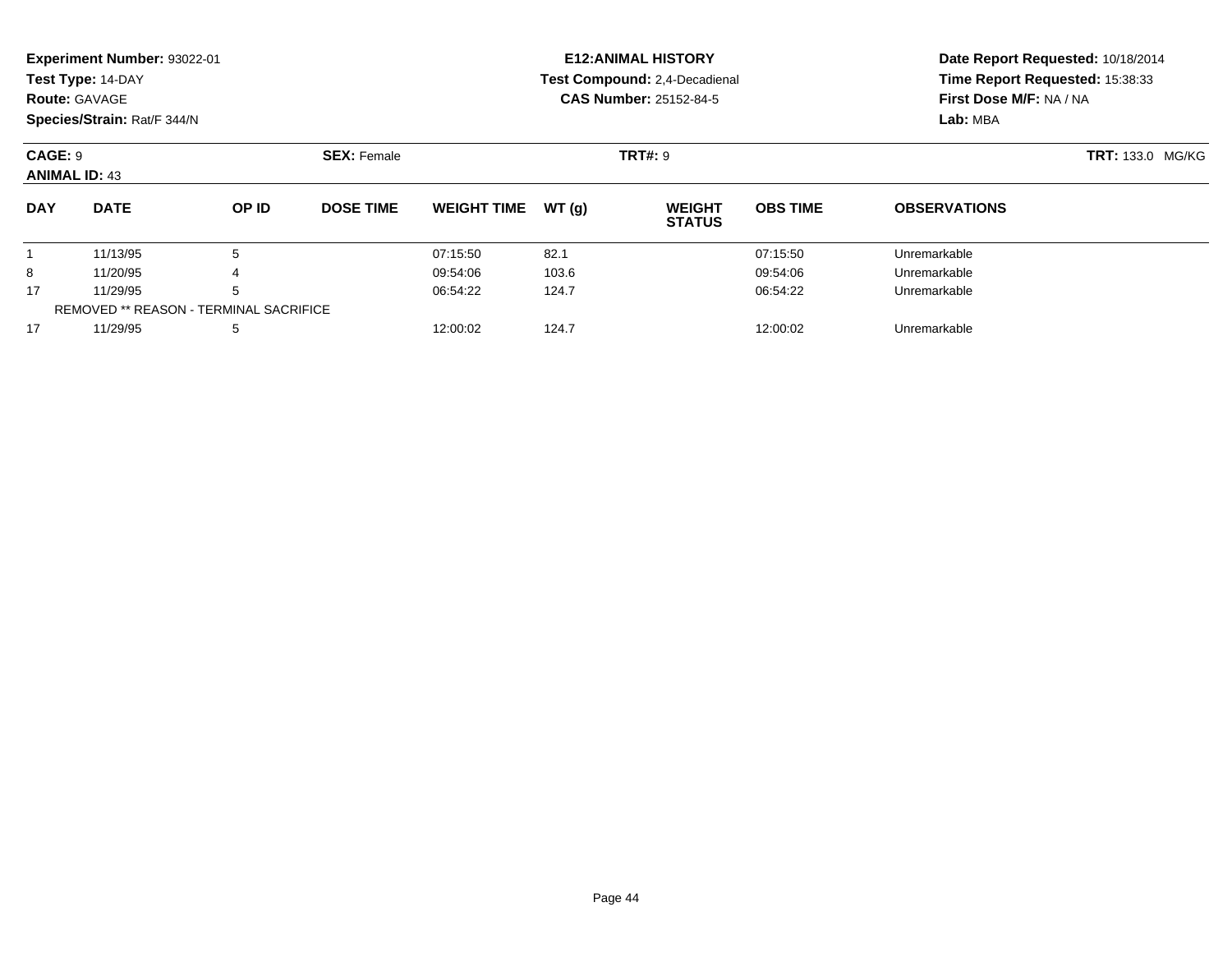**Experiment Number:** 93022-01
**Test Type:** 14-DAY
**Route:** GAVAGE
**Species/Strain:** Rat/F 344/N

**E12:ANIMAL HISTORY**
**Test Compound:** 2,4-Decadienal
**CAS Number:** 25152-84-5

**Date Report Requested:** 10/18/2014
**Time Report Requested:** 15:38:33
**First Dose M/F:** NA / NA
**Lab:** MBA

**CAGE:** 9
**ANIMAL ID:** 43
**SEX:** Female
**TRT#:** 9
**TRT:** 133.0 MG/KG

| DAY | DATE | OP ID | DOSE TIME | WEIGHT TIME | WT (g) | WEIGHT STATUS | OBS TIME | OBSERVATIONS |
|---|---|---|---|---|---|---|---|---|
| 1 | 11/13/95 | 5 | | 07:15:50 | 82.1 | | 07:15:50 | Unremarkable |
| 8 | 11/20/95 | 4 | | 09:54:06 | 103.6 | | 09:54:06 | Unremarkable |
| 17 | 11/29/95 | 5 | | 06:54:22 | 124.7 | | 06:54:22 | Unremarkable |
| REMOVED ** REASON - TERMINAL SACRIFICE | | | | | | | | |
| 17 | 11/29/95 | 5 | | 12:00:02 | 124.7 | | 12:00:02 | Unremarkable |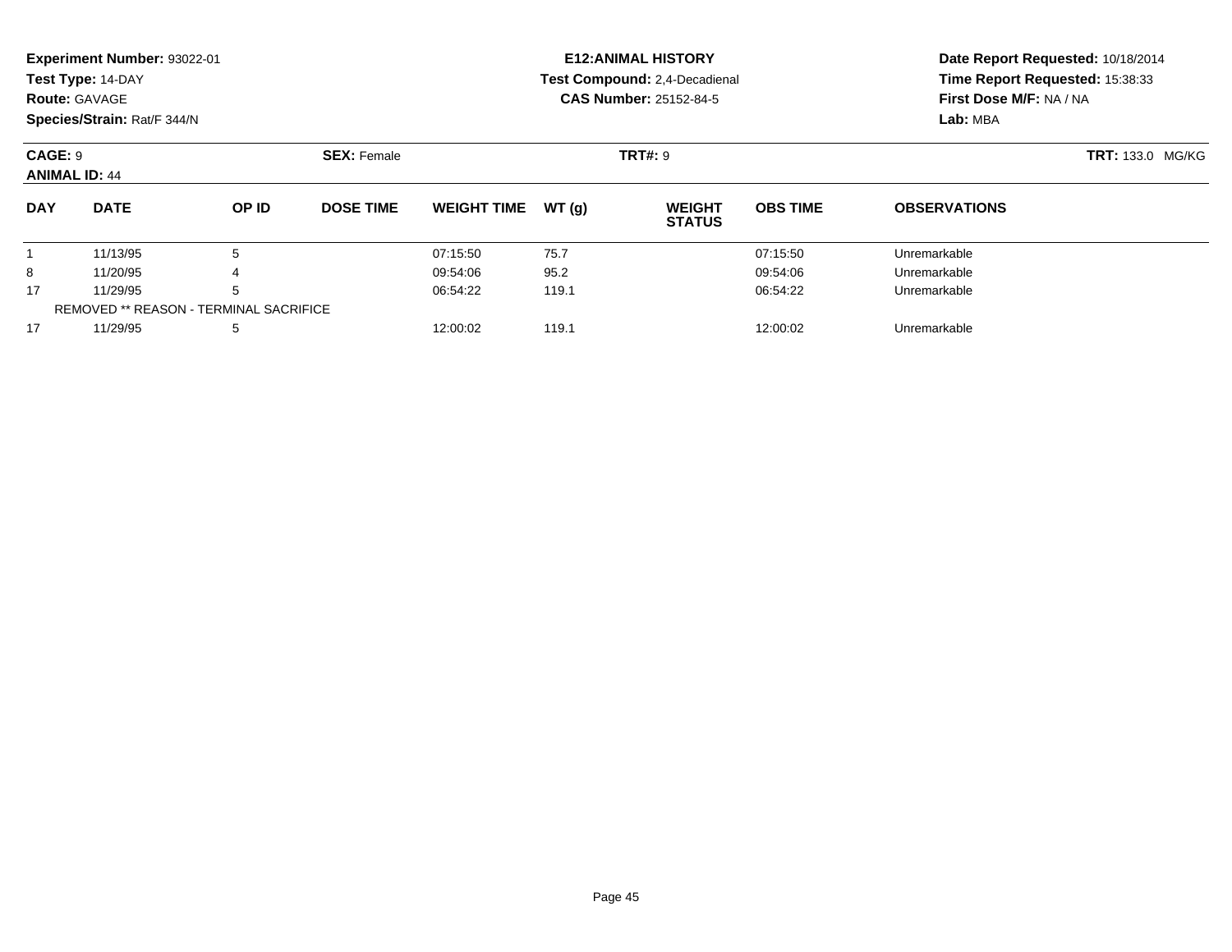**Experiment Number:** 93022-01
**Test Type:** 14-DAY
**Route:** GAVAGE
**Species/Strain:** Rat/F 344/N

**E12:ANIMAL HISTORY**
**Test Compound:** 2,4-Decadienal
**CAS Number:** 25152-84-5

**Date Report Requested:** 10/18/2014
**Time Report Requested:** 15:38:33
**First Dose M/F:** NA / NA
**Lab:** MBA

**CAGE:** 9 **SEX:** Female **TRT#:** 9 **TRT:** 133.0 MG/KG
**ANIMAL ID:** 44

| DAY | DATE | OP ID | DOSE TIME | WEIGHT TIME | WT (g) | WEIGHT STATUS | OBS TIME | OBSERVATIONS |
|---|---|---|---|---|---|---|---|---|
| 1 | 11/13/95 | 5 | | 07:15:50 | 75.7 | | 07:15:50 | Unremarkable |
| 8 | 11/20/95 | 4 | | 09:54:06 | 95.2 | | 09:54:06 | Unremarkable |
| 17 | 11/29/95 | 5 | | 06:54:22 | 119.1 | | 06:54:22 | Unremarkable |
| REMOVED ** REASON - TERMINAL SACRIFICE | | | | | | | | |
| 17 | 11/29/95 | 5 | | 12:00:02 | 119.1 | | 12:00:02 | Unremarkable |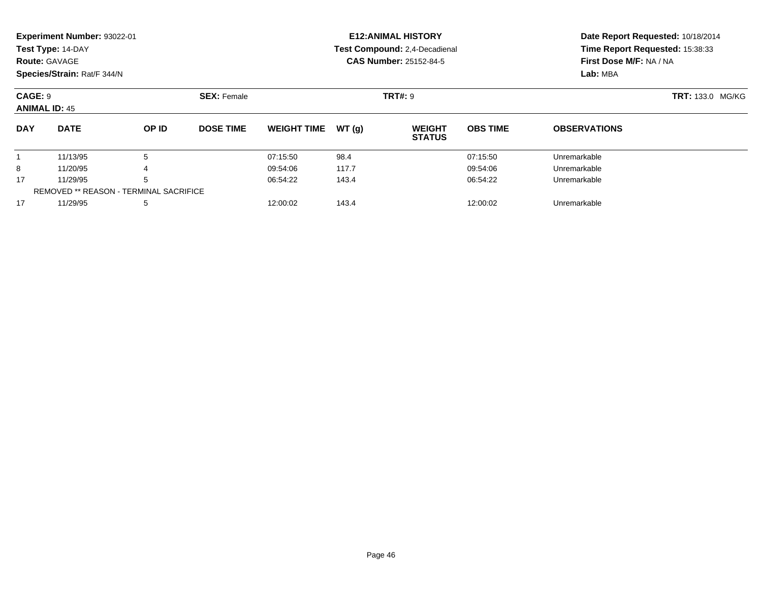**Experiment Number:** 93022-01
**Test Type:** 14-DAY
**Route:** GAVAGE
**Species/Strain:** Rat/F 344/N

**E12:ANIMAL HISTORY**
**Test Compound:** 2,4-Decadienal
**CAS Number:** 25152-84-5

**Date Report Requested:** 10/18/2014
**Time Report Requested:** 15:38:33
**First Dose M/F:** NA / NA
**Lab:** MBA

**CAGE:** 9
**ANIMAL ID:** 45

**SEX:** Female

**TRT#:** 9

**TRT:** 133.0 MG/KG

| DAY | DATE | OP ID | DOSE TIME | WEIGHT TIME | WT (g) | WEIGHT STATUS | OBS TIME | OBSERVATIONS |
|---|---|---|---|---|---|---|---|---|
| 1 | 11/13/95 | 5 | | 07:15:50 | 98.4 | | 07:15:50 | Unremarkable |
| 8 | 11/20/95 | 4 | | 09:54:06 | 117.7 | | 09:54:06 | Unremarkable |
| 17 | 11/29/95 | 5 | | 06:54:22 | 143.4 | | 06:54:22 | Unremarkable |
| REMOVED ** REASON - TERMINAL SACRIFICE | | | | | | | | |
| 17 | 11/29/95 | 5 | | 12:00:02 | 143.4 | | 12:00:02 | Unremarkable |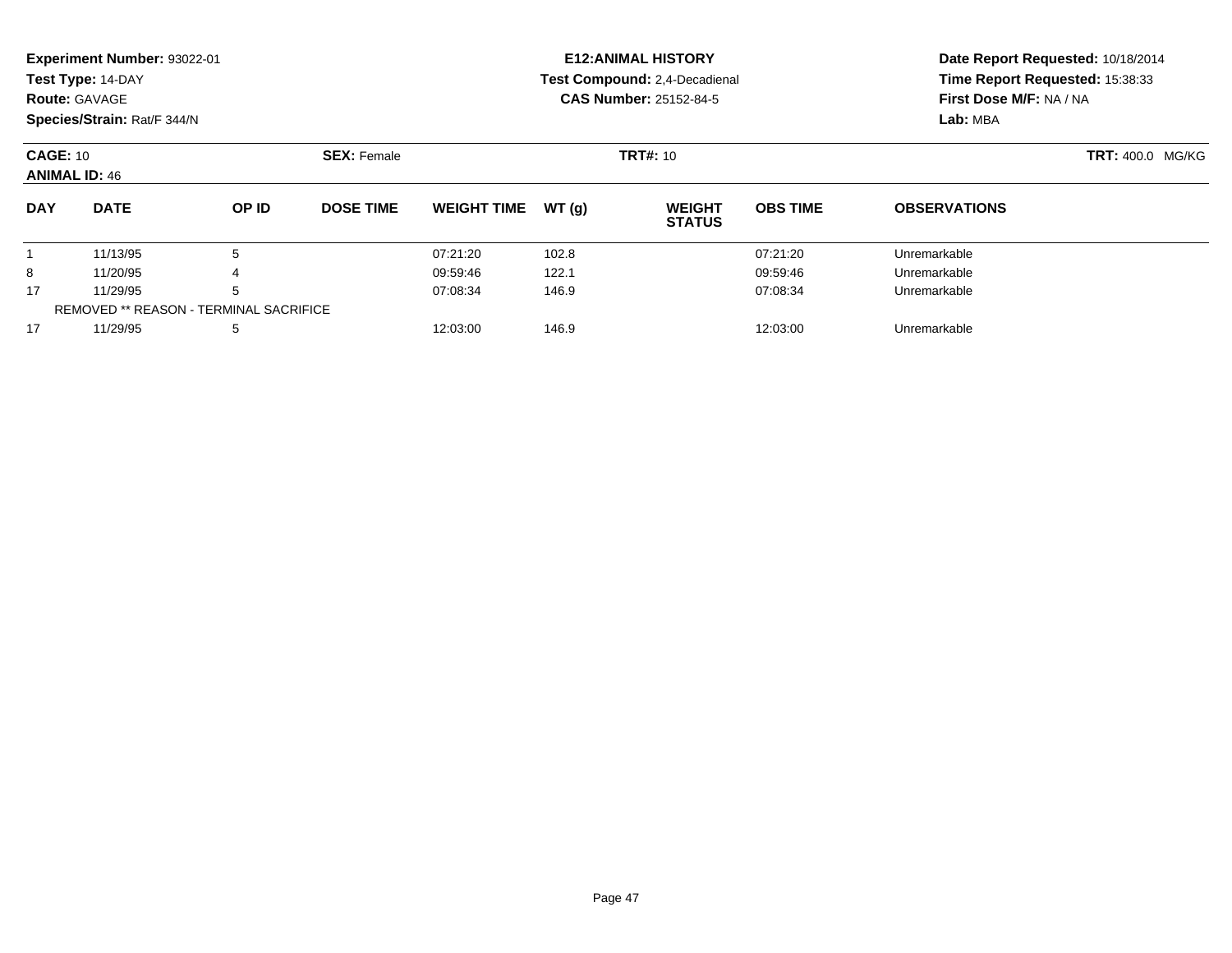**Experiment Number:** 93022-01
**Test Type:** 14-DAY
**Route:** GAVAGE
**Species/Strain:** Rat/F 344/N

**E12:ANIMAL HISTORY**
**Test Compound:** 2,4-Decadienal
**CAS Number:** 25152-84-5

**Date Report Requested:** 10/18/2014
**Time Report Requested:** 15:38:33
**First Dose M/F:** NA / NA
**Lab:** MBA

**CAGE:** 10
**ANIMAL ID:** 46

**SEX:** Female

**TRT#:** 10

**TRT:** 400.0 MG/KG

| DAY | DATE | OP ID | DOSE TIME | WEIGHT TIME | WT (g) | WEIGHT STATUS | OBS TIME | OBSERVATIONS |
|---|---|---|---|---|---|---|---|---|
| 1 | 11/13/95 | 5 | | 07:21:20 | 102.8 | | 07:21:20 | Unremarkable |
| 8 | 11/20/95 | 4 | | 09:59:46 | 122.1 | | 09:59:46 | Unremarkable |
| 17 | 11/29/95 | 5 | | 07:08:34 | 146.9 | | 07:08:34 | Unremarkable |
| REMOVED ** REASON - TERMINAL SACRIFICE | | | | | | | | |
| 17 | 11/29/95 | 5 | | 12:03:00 | 146.9 | | 12:03:00 | Unremarkable |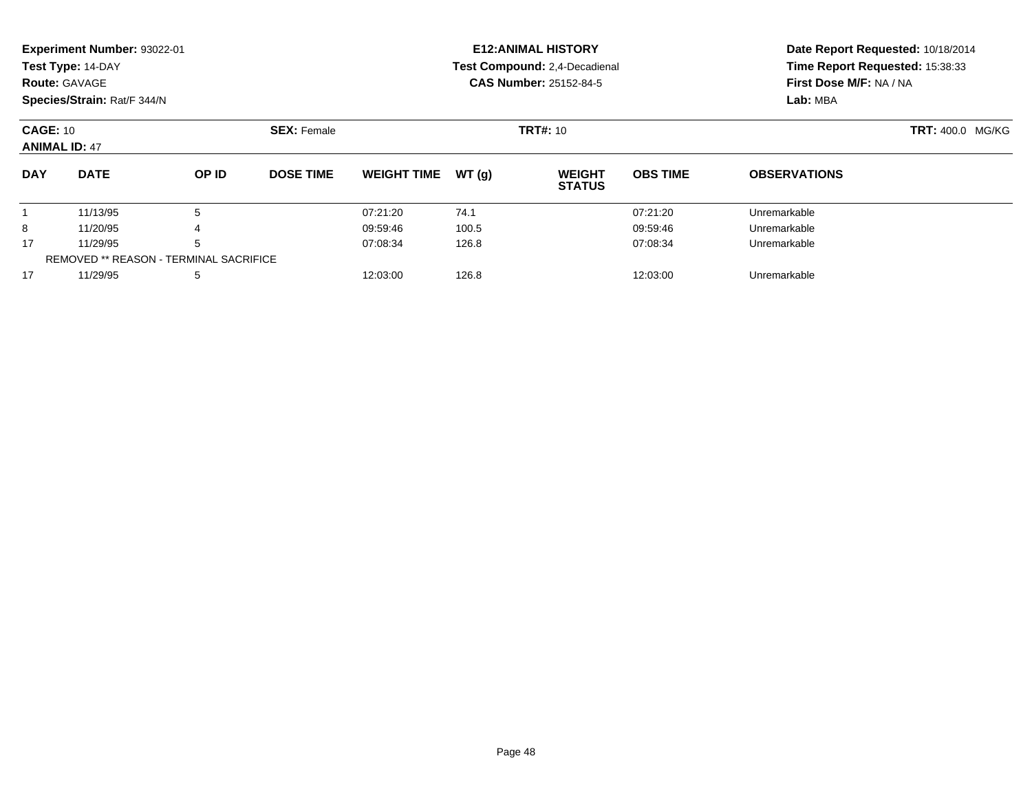**Experiment Number:** 93022-01
**Test Type:** 14-DAY
**Route:** GAVAGE
**Species/Strain:** Rat/F 344/N

**E12:ANIMAL HISTORY**
**Test Compound:** 2,4-Decadienal
**CAS Number:** 25152-84-5

**Date Report Requested:** 10/18/2014
**Time Report Requested:** 15:38:33
**First Dose M/F:** NA / NA
**Lab:** MBA

**CAGE:** 10
**ANIMAL ID:** 47

**SEX:** Female

**TRT#:** 10

**TRT:** 400.0 MG/KG

| DAY | DATE | OP ID | DOSE TIME | WEIGHT TIME | WT (g) | WEIGHT STATUS | OBS TIME | OBSERVATIONS |
|---|---|---|---|---|---|---|---|---|
| 1 | 11/13/95 | 5 | | 07:21:20 | 74.1 | | 07:21:20 | Unremarkable |
| 8 | 11/20/95 | 4 | | 09:59:46 | 100.5 | | 09:59:46 | Unremarkable |
| 17 | 11/29/95 | 5 | | 07:08:34 | 126.8 | | 07:08:34 | Unremarkable |
| REMOVED ** REASON - TERMINAL SACRIFICE | | | | | | | | |
| 17 | 11/29/95 | 5 | | 12:03:00 | 126.8 | | 12:03:00 | Unremarkable |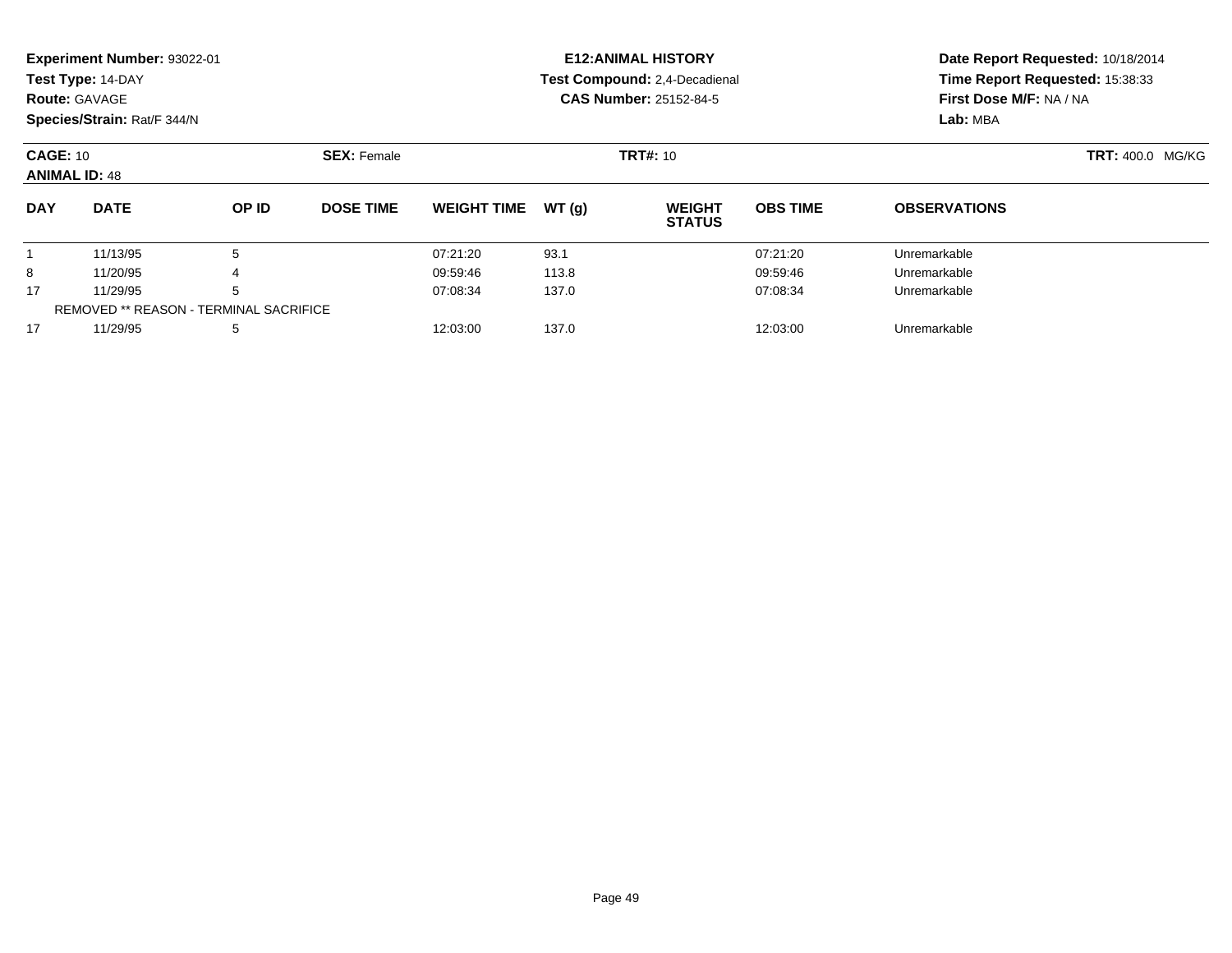**Experiment Number:** 93022-01
**Test Type:** 14-DAY
**Route:** GAVAGE
**Species/Strain:** Rat/F 344/N

**E12:ANIMAL HISTORY**
**Test Compound:** 2,4-Decadienal
**CAS Number:** 25152-84-5

**Date Report Requested:** 10/18/2014
**Time Report Requested:** 15:38:33
**First Dose M/F:** NA / NA
**Lab:** MBA

**CAGE:** 10 **SEX:** Female **TRT#:** 10 **TRT:** 400.0 MG/KG
**ANIMAL ID:** 48

| DAY | DATE | OP ID | DOSE TIME | WEIGHT TIME | WT (g) | WEIGHT STATUS | OBS TIME | OBSERVATIONS |
|---|---|---|---|---|---|---|---|---|
| 1 | 11/13/95 | 5 | | 07:21:20 | 93.1 | | 07:21:20 | Unremarkable |
| 8 | 11/20/95 | 4 | | 09:59:46 | 113.8 | | 09:59:46 | Unremarkable |
| 17 | 11/29/95 | 5 | | 07:08:34 | 137.0 | | 07:08:34 | Unremarkable |
| REMOVED ** REASON - TERMINAL SACRIFICE | | | | | | | | |
| 17 | 11/29/95 | 5 | | 12:03:00 | 137.0 | | 12:03:00 | Unremarkable |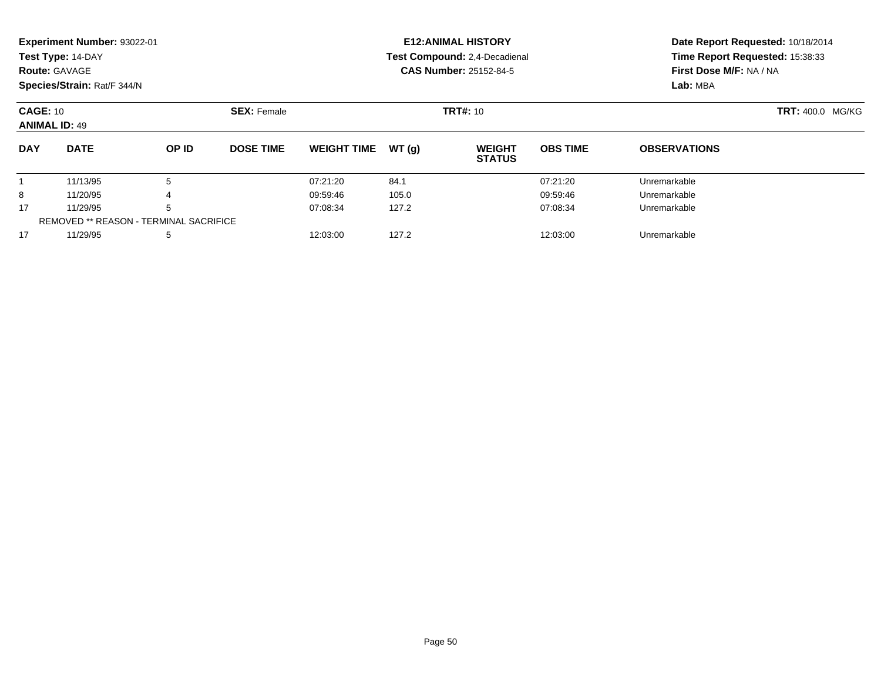**Experiment Number:** 93022-01
**Test Type:** 14-DAY
**Route:** GAVAGE
**Species/Strain:** Rat/F 344/N

**E12:ANIMAL HISTORY**
**Test Compound:** 2,4-Decadienal
**CAS Number:** 25152-84-5

**Date Report Requested:** 10/18/2014
**Time Report Requested:** 15:38:33
**First Dose M/F:** NA / NA
**Lab:** MBA

**CAGE:** 10
**ANIMAL ID:** 49
**SEX:** Female
**TRT#:** 10
**TRT:** 400.0 MG/KG

| DAY | DATE | OP ID | DOSE TIME | WEIGHT TIME | WT (g) | WEIGHT STATUS | OBS TIME | OBSERVATIONS |
|---|---|---|---|---|---|---|---|---|
| 1 | 11/13/95 | 5 | | 07:21:20 | 84.1 | | 07:21:20 | Unremarkable |
| 8 | 11/20/95 | 4 | | 09:59:46 | 105.0 | | 09:59:46 | Unremarkable |
| 17 | 11/29/95 | 5 | | 07:08:34 | 127.2 | | 07:08:34 | Unremarkable |
| REMOVED ** REASON - TERMINAL SACRIFICE | | | | | | | | |
| 17 | 11/29/95 | 5 | | 12:03:00 | 127.2 | | 12:03:00 | Unremarkable |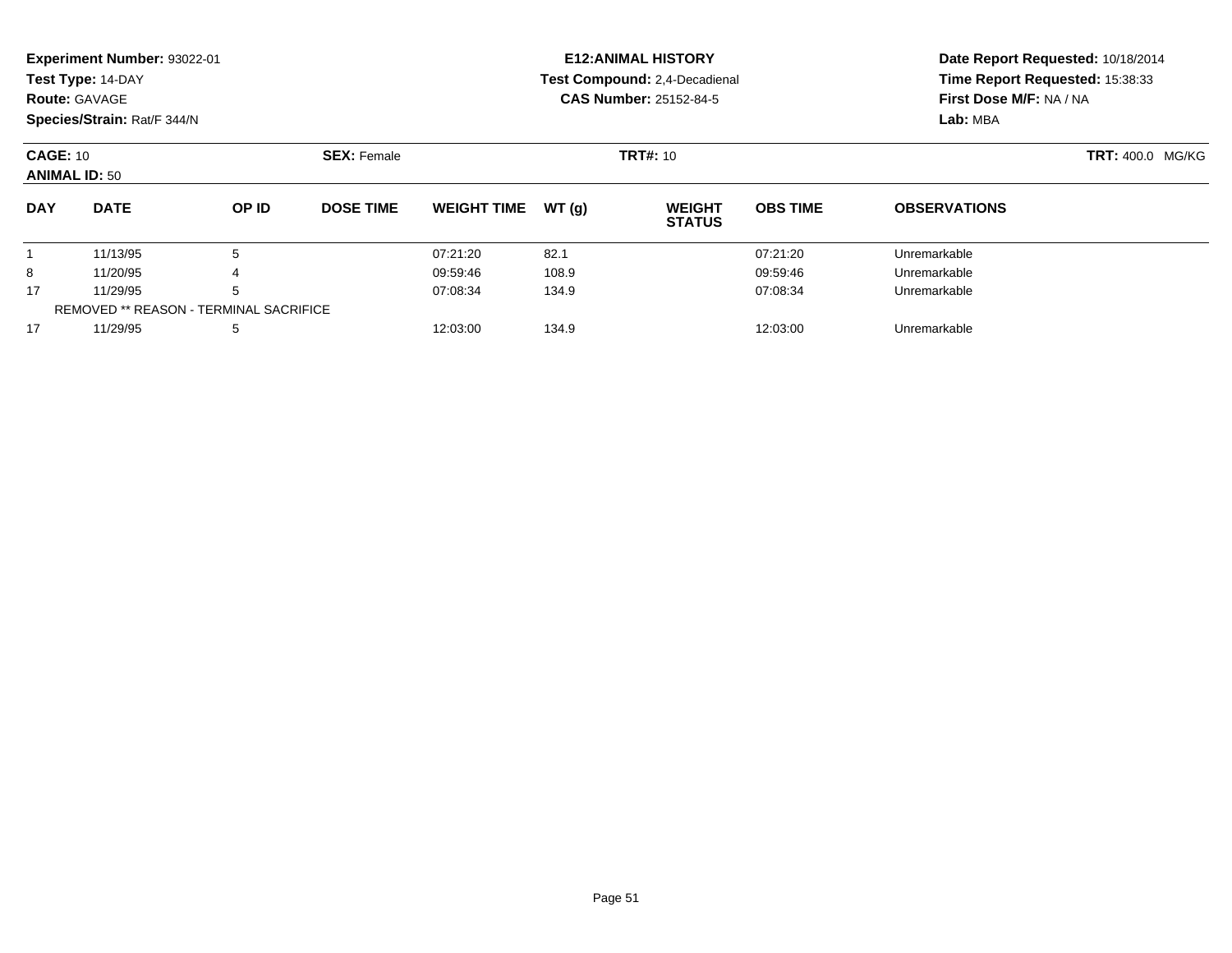**Experiment Number:** 93022-01
**Test Type:** 14-DAY
**Route:** GAVAGE
**Species/Strain:** Rat/F 344/N

**E12:ANIMAL HISTORY**
**Test Compound:** 2,4-Decadienal
**CAS Number:** 25152-84-5

**Date Report Requested:** 10/18/2014
**Time Report Requested:** 15:38:33
**First Dose M/F:** NA / NA
**Lab:** MBA

**CAGE:** 10 **SEX:** Female **TRT#:** 10 **TRT:** 400.0 MG/KG
**ANIMAL ID:** 50

| DAY | DATE | OP ID | DOSE TIME | WEIGHT TIME | WT (g) | WEIGHT STATUS | OBS TIME | OBSERVATIONS |
|---|---|---|---|---|---|---|---|---|
| 1 | 11/13/95 | 5 | | 07:21:20 | 82.1 | | 07:21:20 | Unremarkable |
| 8 | 11/20/95 | 4 | | 09:59:46 | 108.9 | | 09:59:46 | Unremarkable |
| 17 | 11/29/95 | 5 | | 07:08:34 | 134.9 | | 07:08:34 | Unremarkable |
| REMOVED ** REASON - TERMINAL SACRIFICE | | | | | | | | |
| 17 | 11/29/95 | 5 | | 12:03:00 | 134.9 | | 12:03:00 | Unremarkable |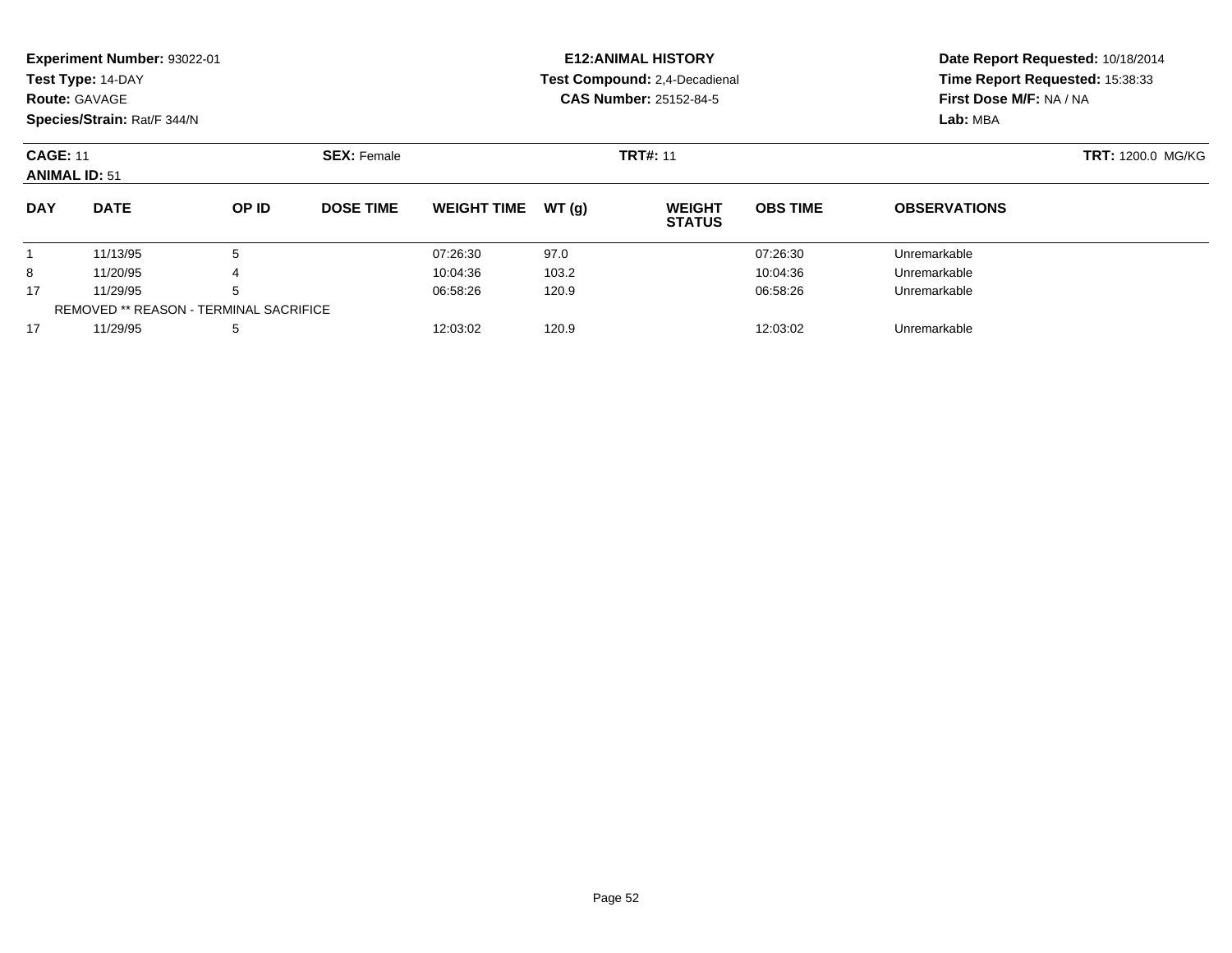**Experiment Number:** 93022-01
**Test Type:** 14-DAY
**Route:** GAVAGE
**Species/Strain:** Rat/F 344/N

**E12:ANIMAL HISTORY**
**Test Compound:** 2,4-Decadienal
**CAS Number:** 25152-84-5

**Date Report Requested:** 10/18/2014
**Time Report Requested:** 15:38:33
**First Dose M/F:** NA / NA
**Lab:** MBA

**CAGE:** 11 **SEX:** Female **TRT#:** 11 **TRT:** 1200.0 MG/KG
**ANIMAL ID:** 51

| DAY | DATE | OP ID | DOSE TIME | WEIGHT TIME | WT (g) | WEIGHT STATUS | OBS TIME | OBSERVATIONS |
|---|---|---|---|---|---|---|---|---|
| 1 | 11/13/95 | 5 | | 07:26:30 | 97.0 | | 07:26:30 | Unremarkable |
| 8 | 11/20/95 | 4 | | 10:04:36 | 103.2 | | 10:04:36 | Unremarkable |
| 17 | 11/29/95 | 5 | | 06:58:26 | 120.9 | | 06:58:26 | Unremarkable |
| REMOVED ** REASON - TERMINAL SACRIFICE | | | | | | | | |
| 17 | 11/29/95 | 5 | | 12:03:02 | 120.9 | | 12:03:02 | Unremarkable |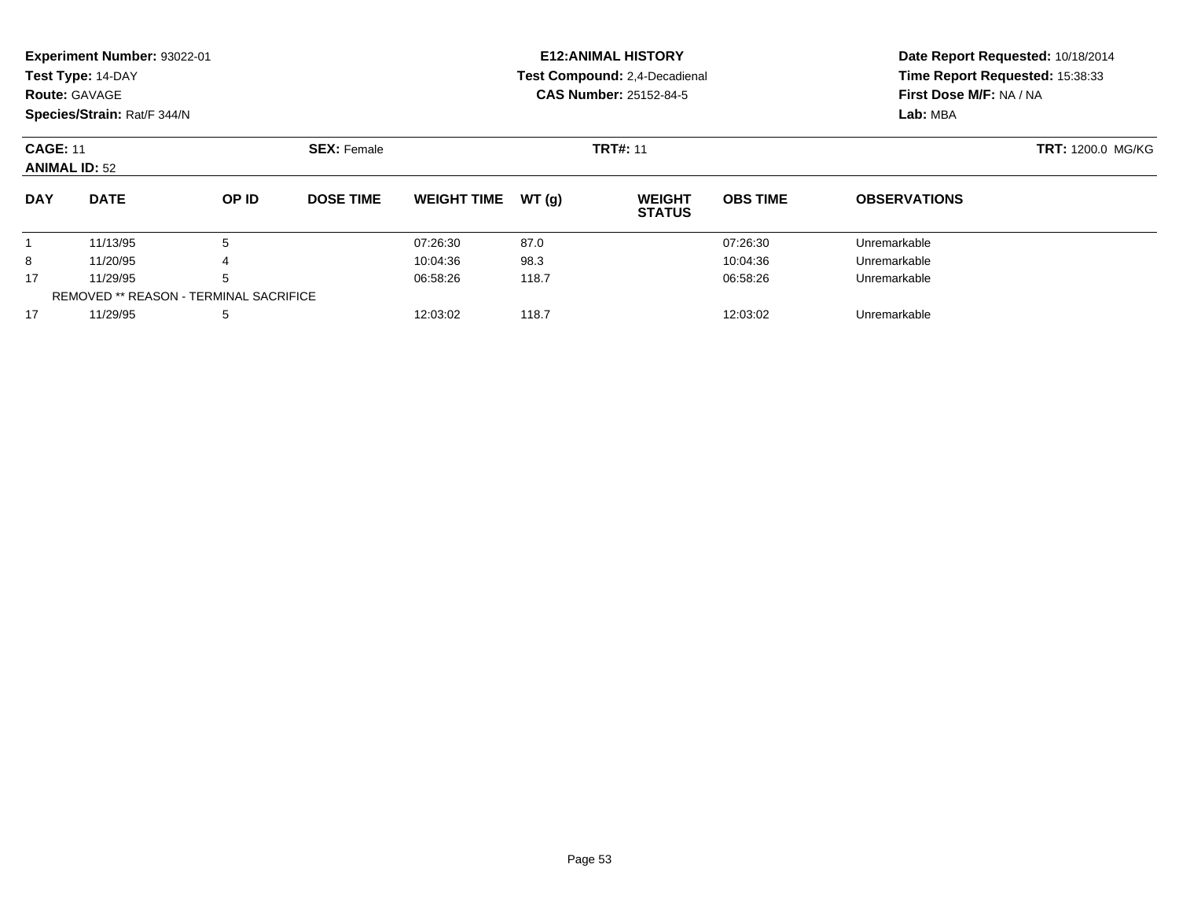**Experiment Number:** 93022-01
**Test Type:** 14-DAY
**Route:** GAVAGE
**Species/Strain:** Rat/F 344/N

**E12:ANIMAL HISTORY**
**Test Compound:** 2,4-Decadienal
**CAS Number:** 25152-84-5

**Date Report Requested:** 10/18/2014
**Time Report Requested:** 15:38:33
**First Dose M/F:** NA / NA
**Lab:** MBA

**CAGE:** 11 **SEX:** Female **TRT#:** 11 **TRT:** 1200.0 MG/KG
**ANIMAL ID:** 52

| DAY | DATE | OP ID | DOSE TIME | WEIGHT TIME | WT (g) | WEIGHT STATUS | OBS TIME | OBSERVATIONS |
|---|---|---|---|---|---|---|---|---|
| 1 | 11/13/95 | 5 | | 07:26:30 | 87.0 | | 07:26:30 | Unremarkable |
| 8 | 11/20/95 | 4 | | 10:04:36 | 98.3 | | 10:04:36 | Unremarkable |
| 17 | 11/29/95 | 5 | | 06:58:26 | 118.7 | | 06:58:26 | Unremarkable |
| REMOVED ** REASON - TERMINAL SACRIFICE | | | | | | | | |
| 17 | 11/29/95 | 5 | | 12:03:02 | 118.7 | | 12:03:02 | Unremarkable |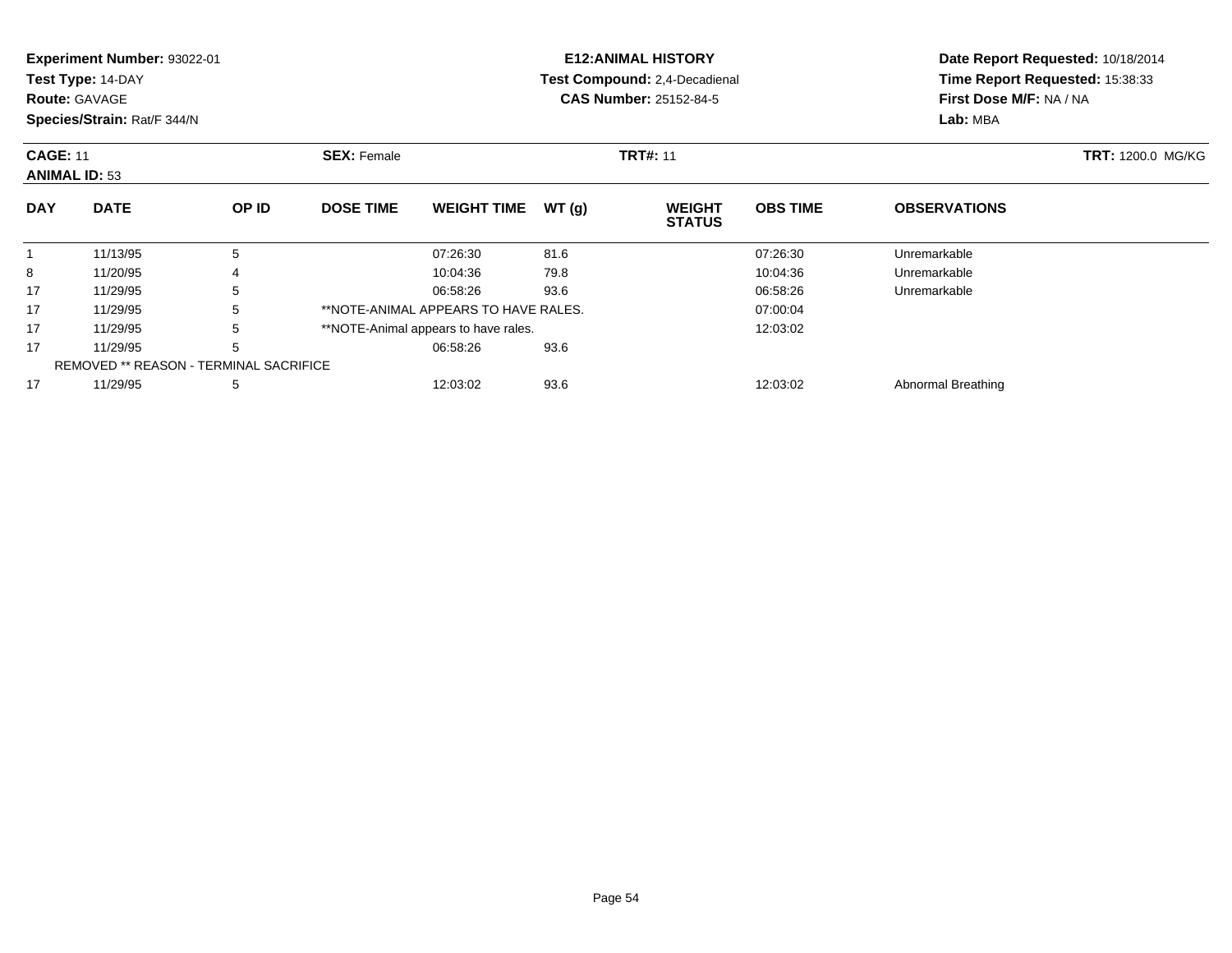**Experiment Number:** 93022-01
**Test Type:** 14-DAY
**Route:** GAVAGE
**Species/Strain:** Rat/F 344/N

**E12:ANIMAL HISTORY**
**Test Compound:** 2,4-Decadienal
**CAS Number:** 25152-84-5

**Date Report Requested:** 10/18/2014
**Time Report Requested:** 15:38:33
**First Dose M/F:** NA / NA
**Lab:** MBA

**CAGE:** 11 **SEX:** Female **TRT#:** 11 **TRT:** 1200.0 MG/KG
**ANIMAL ID:** 53

| DAY | DATE | OP ID | DOSE TIME | WEIGHT TIME | WT (g) | WEIGHT STATUS | OBS TIME | OBSERVATIONS |
|---|---|---|---|---|---|---|---|---|
| 1 | 11/13/95 | 5 | | 07:26:30 | 81.6 | | 07:26:30 | Unremarkable |
| 8 | 11/20/95 | 4 | | 10:04:36 | 79.8 | | 10:04:36 | Unremarkable |
| 17 | 11/29/95 | 5 | | 06:58:26 | 93.6 | | 06:58:26 | Unremarkable |
| 17 | 11/29/95 | 5 | **NOTE-ANIMAL APPEARS TO HAVE RALES. | | | | 07:00:04 | |
| 17 | 11/29/95 | 5 | **NOTE-Animal appears to have rales. | | | | 12:03:02 | |
| 17 | 11/29/95 | 5 | | 06:58:26 | 93.6 | | | |
| REMOVED ** REASON - TERMINAL SACRIFICE | | | | | | | | |
| 17 | 11/29/95 | 5 | | 12:03:02 | 93.6 | | 12:03:02 | Abnormal Breathing |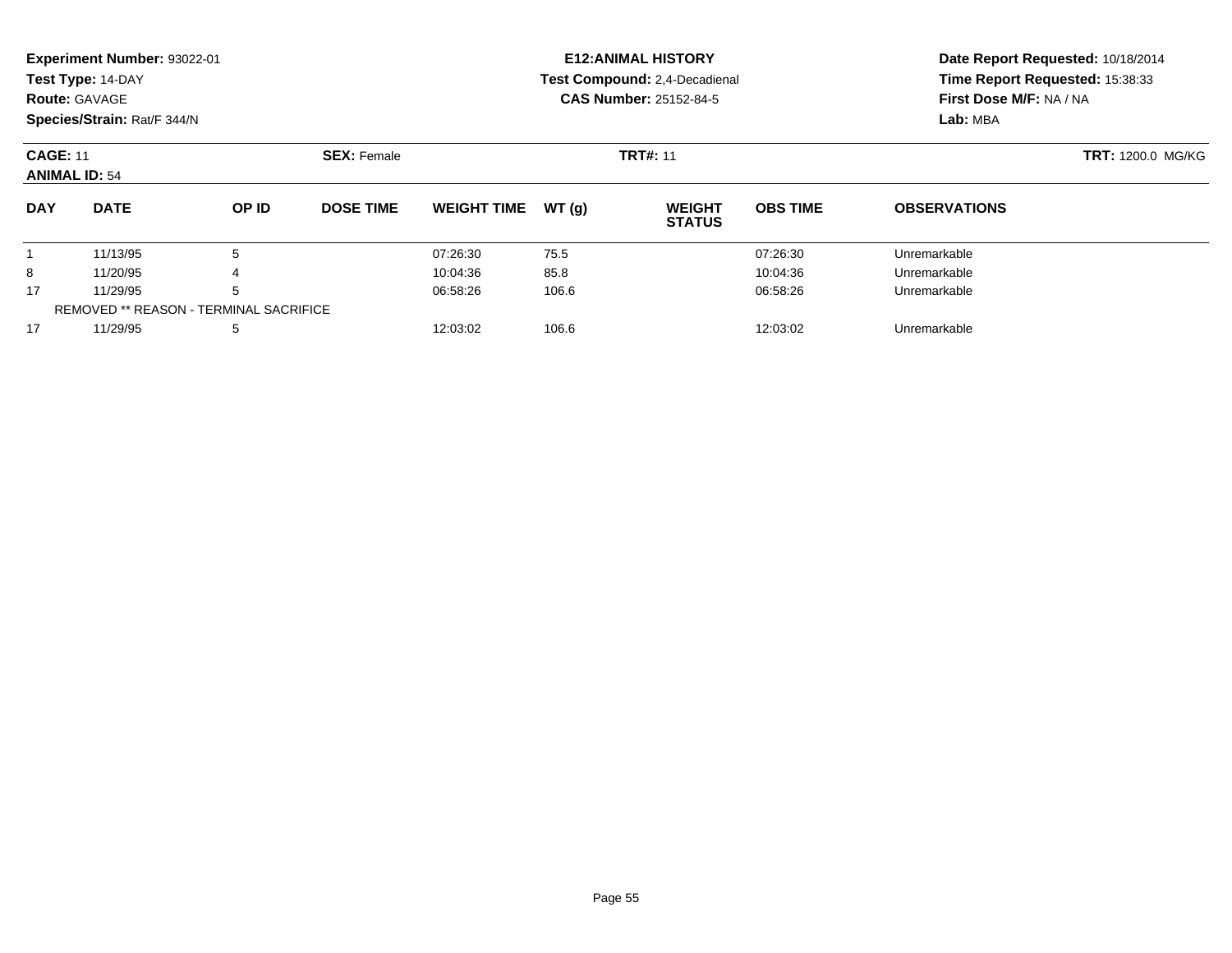**Experiment Number:** 93022-01
**Test Type:** 14-DAY
**Route:** GAVAGE
**Species/Strain:** Rat/F 344/N

**E12:ANIMAL HISTORY**
**Test Compound:** 2,4-Decadienal
**CAS Number:** 25152-84-5

**Date Report Requested:** 10/18/2014
**Time Report Requested:** 15:38:33
**First Dose M/F:** NA / NA
**Lab:** MBA

**CAGE:** 11 **SEX:** Female **TRT#:** 11 **TRT:** 1200.0 MG/KG
**ANIMAL ID:** 54

| DAY | DATE | OP ID | DOSE TIME | WEIGHT TIME | WT (g) | WEIGHT STATUS | OBS TIME | OBSERVATIONS |
|---|---|---|---|---|---|---|---|---|
| 1 | 11/13/95 | 5 | | 07:26:30 | 75.5 | | 07:26:30 | Unremarkable |
| 8 | 11/20/95 | 4 | | 10:04:36 | 85.8 | | 10:04:36 | Unremarkable |
| 17 | 11/29/95 | 5 | | 06:58:26 | 106.6 | | 06:58:26 | Unremarkable |
| REMOVED ** REASON - TERMINAL SACRIFICE | | | | | | | | |
| 17 | 11/29/95 | 5 | | 12:03:02 | 106.6 | | 12:03:02 | Unremarkable |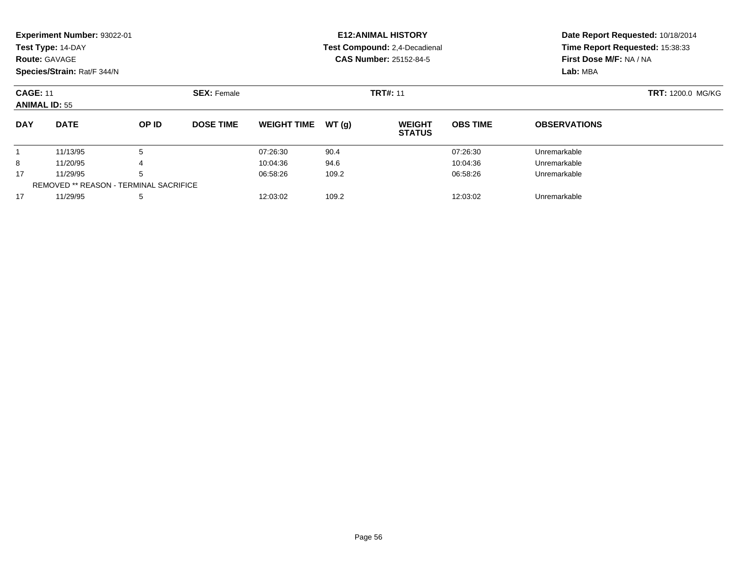**Experiment Number:** 93022-01
**Test Type:** 14-DAY
**Route:** GAVAGE
**Species/Strain:** Rat/F 344/N

**E12:ANIMAL HISTORY**
**Test Compound:** 2,4-Decadienal
**CAS Number:** 25152-84-5

**Date Report Requested:** 10/18/2014
**Time Report Requested:** 15:38:33
**First Dose M/F:** NA / NA
**Lab:** MBA

**CAGE:** 11 **SEX:** Female **TRT#:** 11 **TRT:** 1200.0 MG/KG
**ANIMAL ID:** 55

| DAY | DATE | OP ID | DOSE TIME | WEIGHT TIME | WT (g) | WEIGHT STATUS | OBS TIME | OBSERVATIONS |
|---|---|---|---|---|---|---|---|---|
| 1 | 11/13/95 | 5 | | 07:26:30 | 90.4 | | 07:26:30 | Unremarkable |
| 8 | 11/20/95 | 4 | | 10:04:36 | 94.6 | | 10:04:36 | Unremarkable |
| 17 | 11/29/95 | 5 | | 06:58:26 | 109.2 | | 06:58:26 | Unremarkable |
| REMOVED ** REASON - TERMINAL SACRIFICE | | | | | | | | |
| 17 | 11/29/95 | 5 | | 12:03:02 | 109.2 | | 12:03:02 | Unremarkable |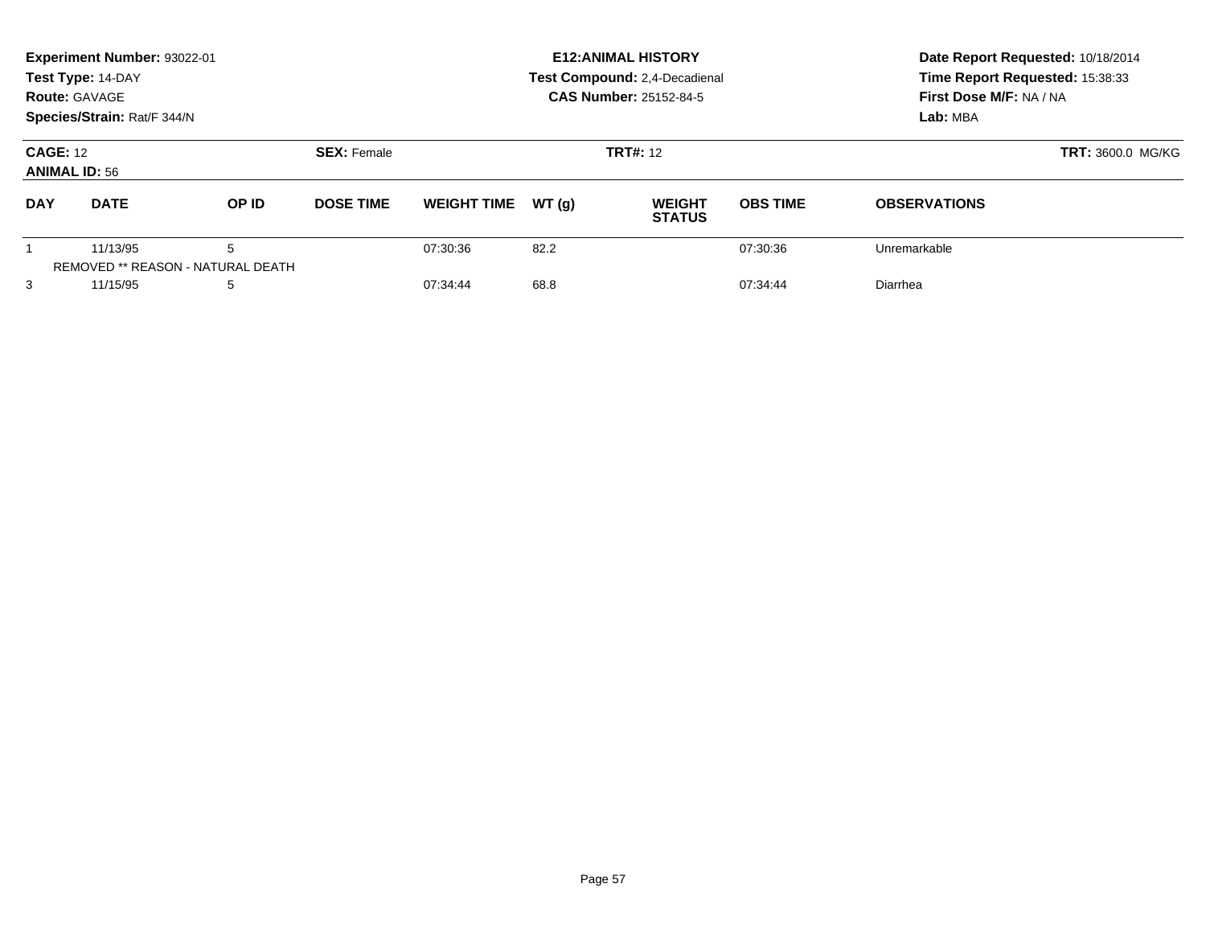**Experiment Number:** 93022-01
**Test Type:** 14-DAY
**Route:** GAVAGE
**Species/Strain:** Rat/F 344/N

**E12:ANIMAL HISTORY**
**Test Compound:** 2,4-Decadienal
**CAS Number:** 25152-84-5

**Date Report Requested:** 10/18/2014
**Time Report Requested:** 15:38:33
**First Dose M/F:** NA / NA
**Lab:** MBA

**CAGE:** 12
**ANIMAL ID:** 56

**SEX:** Female

**TRT#:** 12

**TRT:** 3600.0 MG/KG

| DAY | DATE | OP ID | DOSE TIME | WEIGHT TIME | WT (g) | WEIGHT STATUS | OBS TIME | OBSERVATIONS |
|---|---|---|---|---|---|---|---|---|
| 1 | 11/13/95 | 5 | | 07:30:36 | 82.2 | | 07:30:36 | Unremarkable |
| | REMOVED ** REASON - NATURAL DEATH | | | | | | | |
| 3 | 11/15/95 | 5 | | 07:34:44 | 68.8 | | 07:34:44 | Diarrhea |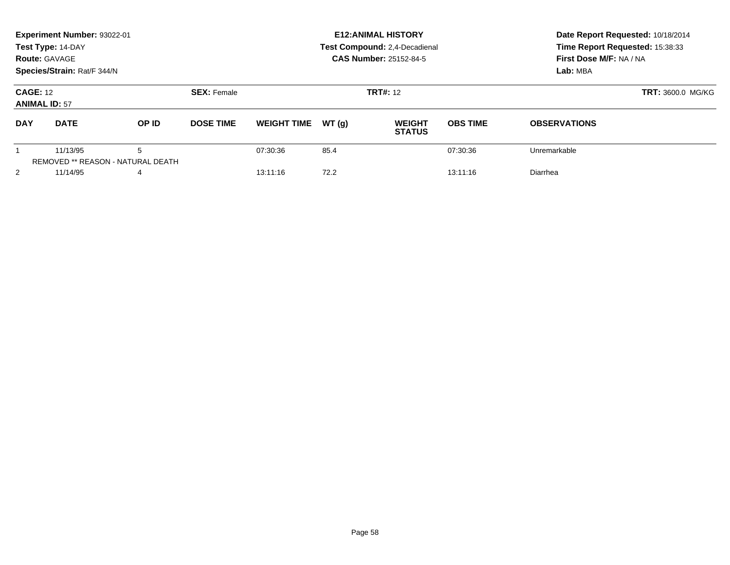**Experiment Number:** 93022-01
**Test Type:** 14-DAY
**Route:** GAVAGE
**Species/Strain:** Rat/F 344/N

**E12:ANIMAL HISTORY**
**Test Compound:** 2,4-Decadienal
**CAS Number:** 25152-84-5

**Date Report Requested:** 10/18/2014
**Time Report Requested:** 15:38:33
**First Dose M/F:** NA / NA
**Lab:** MBA

**CAGE:** 12 **SEX:** Female **TRT#:** 12 **TRT:** 3600.0 MG/KG
**ANIMAL ID:** 57

| DAY | DATE | OP ID | DOSE TIME | WEIGHT TIME | WT (g) | WEIGHT STATUS | OBS TIME | OBSERVATIONS |
|---|---|---|---|---|---|---|---|---|
| 1 | 11/13/95 | 5 | | 07:30:36 | 85.4 | | 07:30:36 | Unremarkable |
| | REMOVED ** REASON - NATURAL DEATH | | | | | | | |
| 2 | 11/14/95 | 4 | | 13:11:16 | 72.2 | | 13:11:16 | Diarrhea |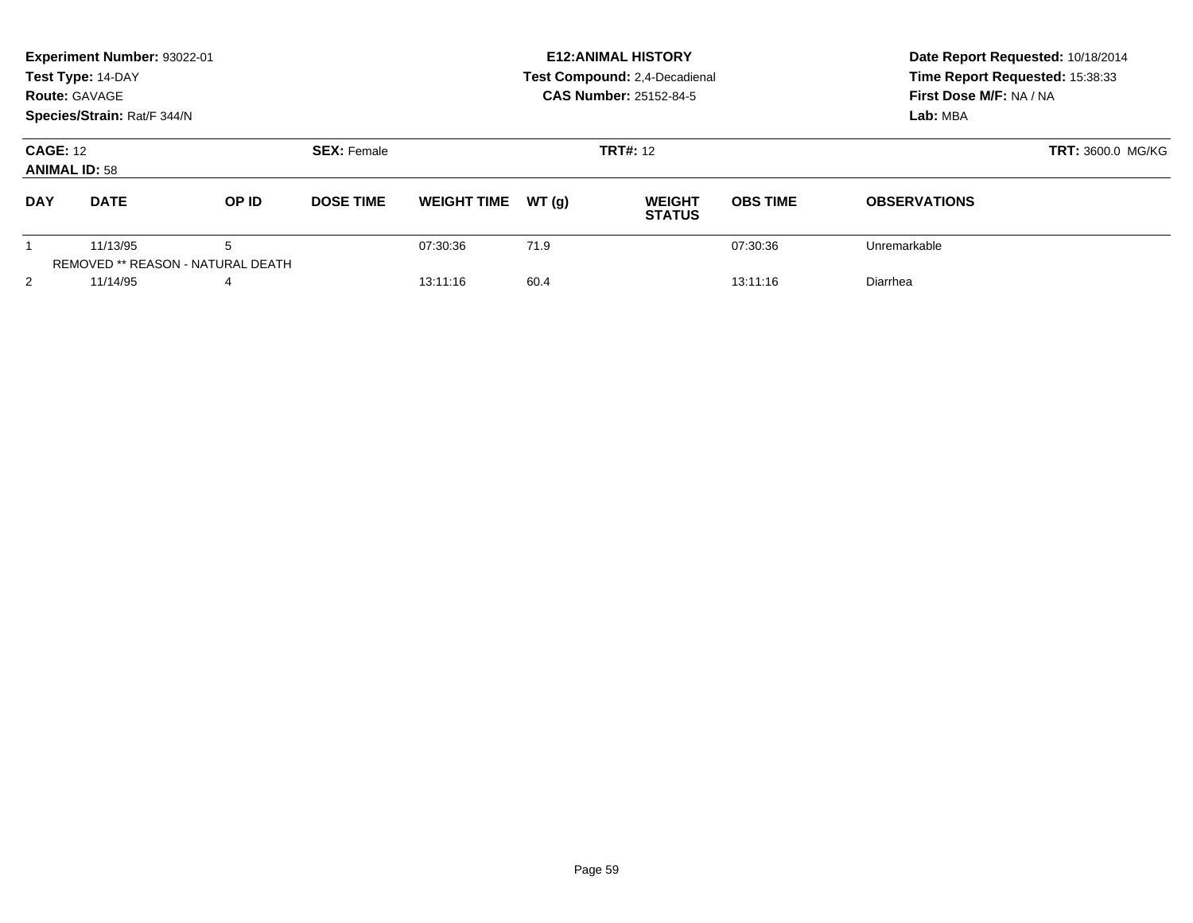**Experiment Number:** 93022-01
**Test Type:** 14-DAY
**Route:** GAVAGE
**Species/Strain:** Rat/F 344/N

**E12:ANIMAL HISTORY**
**Test Compound:** 2,4-Decadienal
**CAS Number:** 25152-84-5

**Date Report Requested:** 10/18/2014
**Time Report Requested:** 15:38:33
**First Dose M/F:** NA / NA
**Lab:** MBA

**CAGE:** 12 **SEX:** Female **TRT#:** 12 **TRT:** 3600.0 MG/KG
**ANIMAL ID:** 58

| DAY | DATE | OP ID | DOSE TIME | WEIGHT TIME | WT (g) | WEIGHT STATUS | OBS TIME | OBSERVATIONS |
|---|---|---|---|---|---|---|---|---|
| 1 | 11/13/95 | 5 | | 07:30:36 | 71.9 | | 07:30:36 | Unremarkable |
| REMOVED ** REASON - NATURAL DEATH | | | | | | | | |
| 2 | 11/14/95 | 4 | | 13:11:16 | 60.4 | | 13:11:16 | Diarrhea |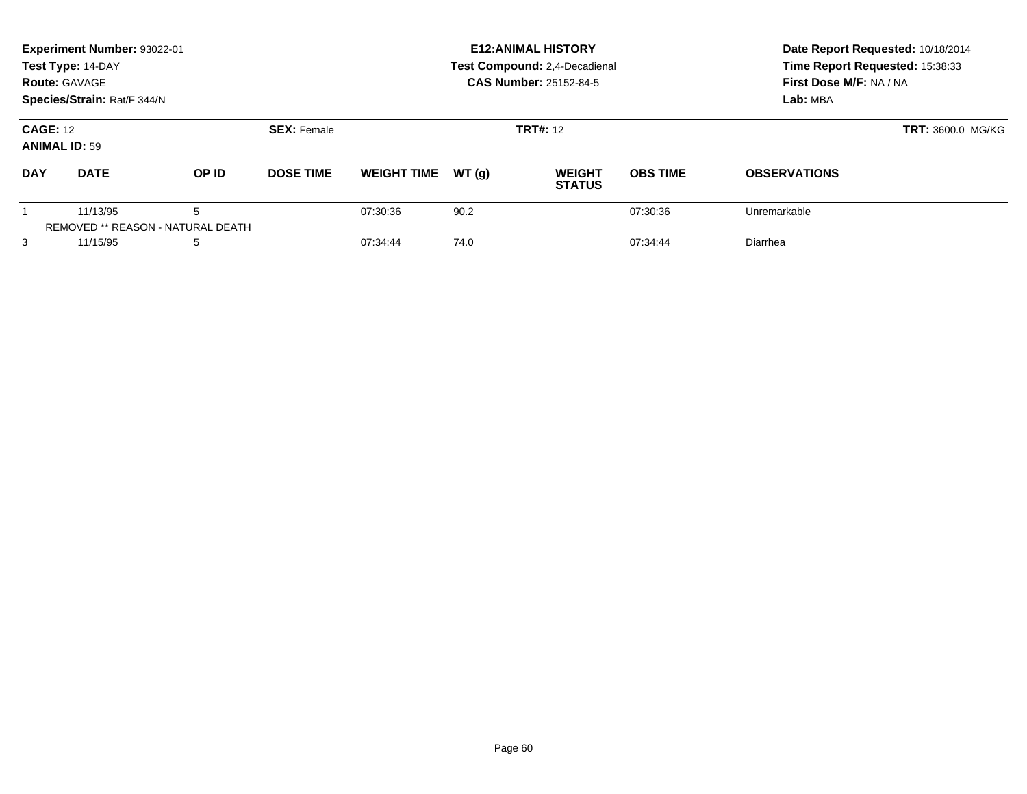**Experiment Number:** 93022-01
**Test Type:** 14-DAY
**Route:** GAVAGE
**Species/Strain:** Rat/F 344/N

**E12:ANIMAL HISTORY**
**Test Compound:** 2,4-Decadienal
**CAS Number:** 25152-84-5

**Date Report Requested:** 10/18/2014
**Time Report Requested:** 15:38:33
**First Dose M/F:** NA / NA
**Lab:** MBA

**CAGE:** 12 **SEX:** Female **TRT#:** 12 **TRT:** 3600.0 MG/KG
**ANIMAL ID:** 59

| DAY | DATE | OP ID | DOSE TIME | WEIGHT TIME | WT (g) | WEIGHT STATUS | OBS TIME | OBSERVATIONS |
|---|---|---|---|---|---|---|---|---|
| 1 | 11/13/95 | 5 | | 07:30:36 | 90.2 | | 07:30:36 | Unremarkable |
| | REMOVED ** REASON - NATURAL DEATH | | | | | | | |
| 3 | 11/15/95 | 5 | | 07:34:44 | 74.0 | | 07:34:44 | Diarrhea |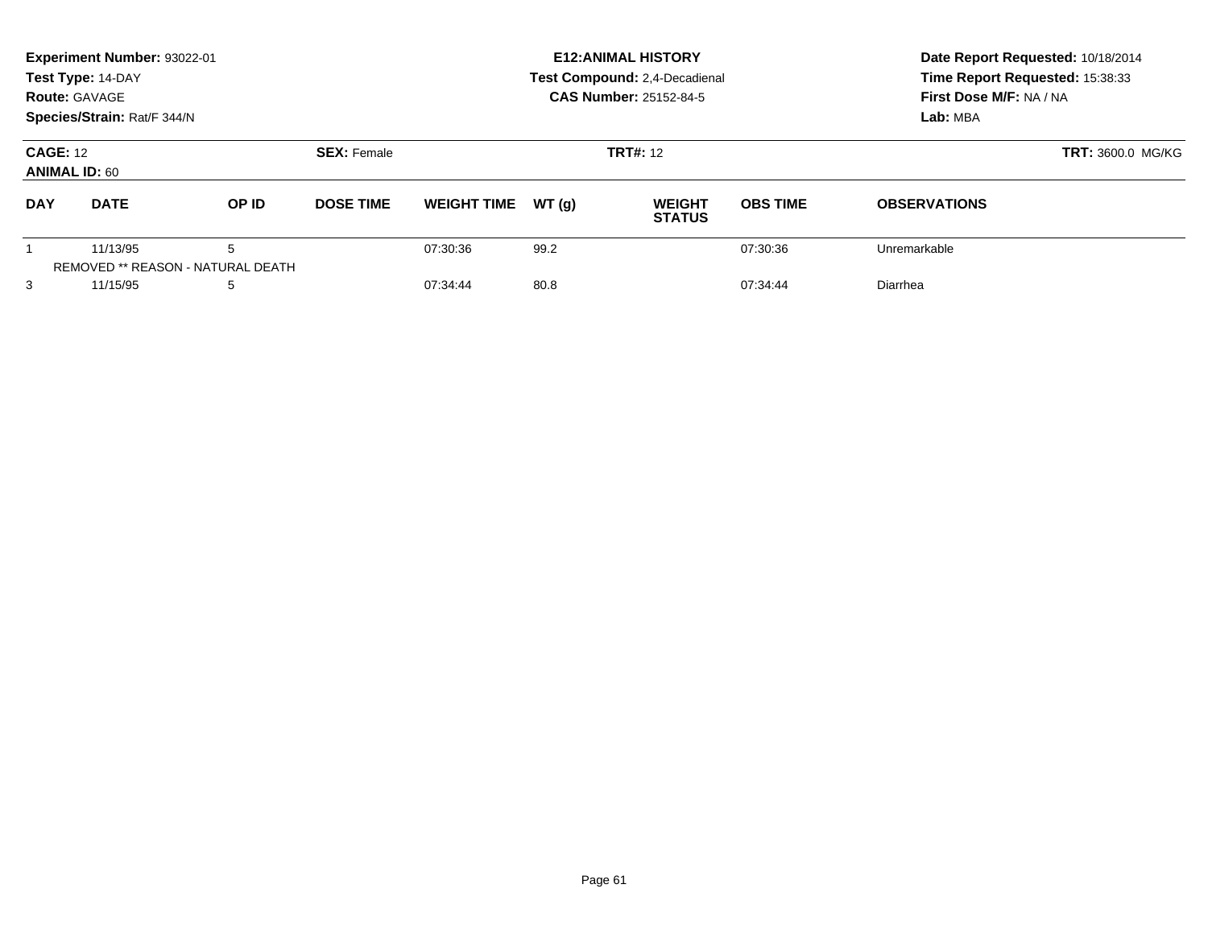**Experiment Number:** 93022-01
**Test Type:** 14-DAY
**Route:** GAVAGE
**Species/Strain:** Rat/F 344/N

**E12:ANIMAL HISTORY**
**Test Compound:** 2,4-Decadienal
**CAS Number:** 25152-84-5

**Date Report Requested:** 10/18/2014
**Time Report Requested:** 15:38:33
**First Dose M/F:** NA / NA
**Lab:** MBA

**CAGE:** 12
**ANIMAL ID:** 60
**SEX:** Female
**TRT#:** 12
**TRT:** 3600.0 MG/KG

| DAY | DATE | OP ID | DOSE TIME | WEIGHT TIME | WT (g) | WEIGHT STATUS | OBS TIME | OBSERVATIONS |
|---|---|---|---|---|---|---|---|---|
| 1 | 11/13/95 | 5 | | 07:30:36 | 99.2 | | 07:30:36 | Unremarkable |
| REMOVED ** REASON - NATURAL DEATH | | | | | | | | |
| 3 | 11/15/95 | 5 | | 07:34:44 | 80.8 | | 07:34:44 | Diarrhea |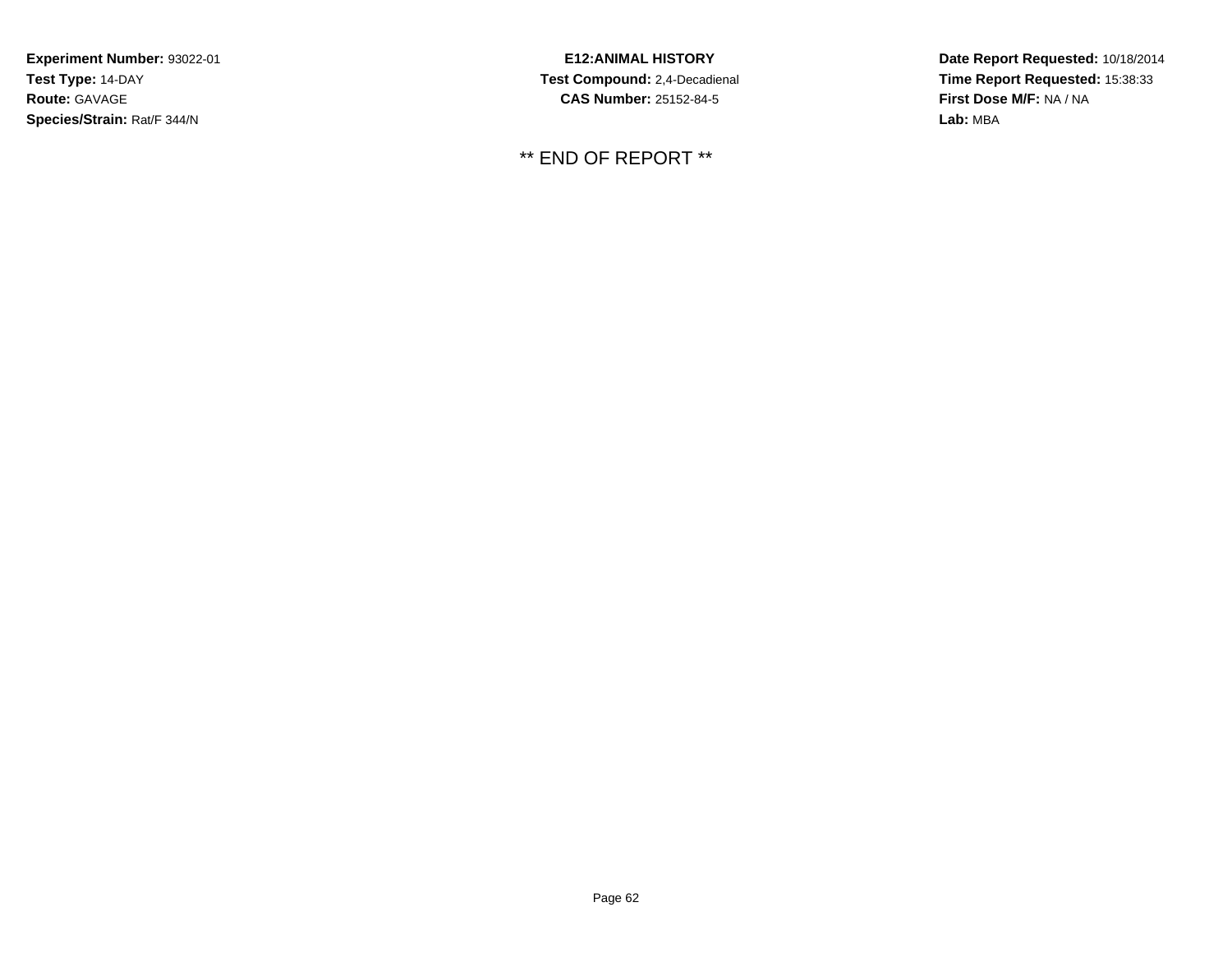**Experiment Number:** 93022-01
**Test Type:** 14-DAY
**Route:** GAVAGE
**Species/Strain:** Rat/F 344/N

**E12:ANIMAL HISTORY**
**Test Compound:** 2,4-Decadienal
**CAS Number:** 25152-84-5

**Date Report Requested:** 10/18/2014
**Time Report Requested:** 15:38:33
**First Dose M/F:** NA / NA
**Lab:** MBA

** END OF REPORT **